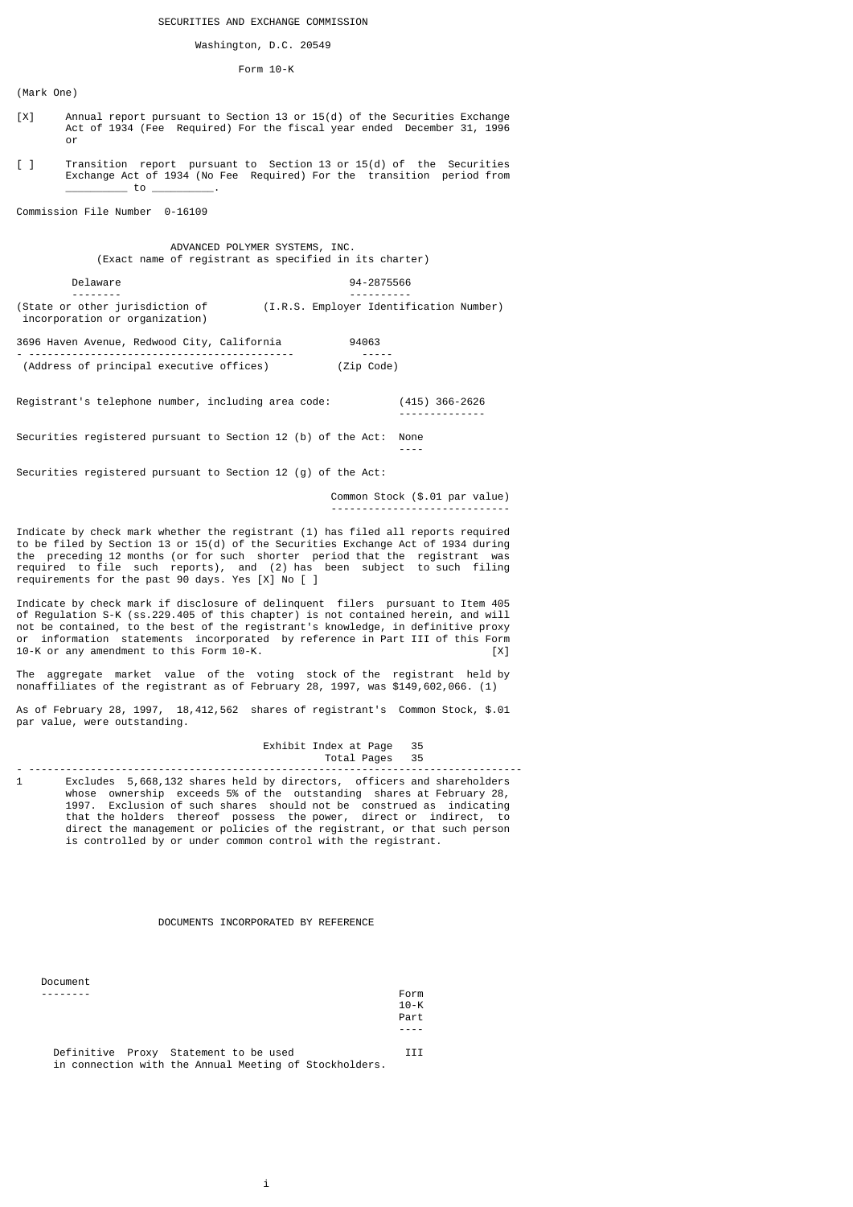# SECURITIES AND EXCHANGE COMMISSION

Washington, D.C. 20549

## Form 10-K

(Mark One)

[X] Annual report pursuant to Section 13 or 15(d) of the Securities Exchange Act of 1934 (Fee Required) For the fiscal year ended December 31, 1996 or

[ ] Transition report pursuant to Section 13 or 15(d) of the Securities Exchange Act of 1934 (No Fee Required) For the transition period from __________ to __________.

Commission File Number 0-16109

## ADVANCED POLYMER SYSTEMS, INC.

(Exact name of registrant as specified in its charter)

| Delaware | 94-2875566 |
|---|---|
| (State or other jurisdiction of incorporation or organization) | (I.R.S. Employer Identification Number) |

| 3696 Haven Avenue, Redwood City, California | 94063 |
|---|---|
| (Address of principal executive offices) | (Zip Code) |

Registrant's telephone number, including area code: (415) 366-2626

Securities registered pursuant to Section 12 (b) of the Act: None

Securities registered pursuant to Section 12 (g) of the Act:

Common Stock ($.01 par value)

Indicate by check mark whether the registrant (1) has filed all reports required to be filed by Section 13 or 15(d) of the Securities Exchange Act of 1934 during the preceding 12 months (or for such shorter period that the registrant was required to file such reports), and (2) has been subject to such filing requirements for the past 90 days. Yes [X] No [ ]

Indicate by check mark if disclosure of delinquent filers pursuant to Item 405 of Regulation S-K (ss.229.405 of this chapter) is not contained herein, and will not be contained, to the best of the registrant's knowledge, in definitive proxy or information statements incorporated by reference in Part III of this Form 10-K or any amendment to this Form 10-K. [X]

The aggregate market value of the voting stock of the registrant held by nonaffiliates of the registrant as of February 28, 1997, was $149,602,066. (1)

As of February 28, 1997, 18,412,562 shares of registrant's Common Stock, $.01 par value, were outstanding.

Exhibit Index at Page 35
Total Pages 35

---

1 Excludes 5,668,132 shares held by directors, officers and shareholders whose ownership exceeds 5% of the outstanding shares at February 28, 1997. Exclusion of such shares should not be construed as indicating that the holders thereof possess the power, direct or indirect, to direct the management or policies of the registrant, or that such person is controlled by or under common control with the registrant.

## DOCUMENTS INCORPORATED BY REFERENCE

| Document | Form 10-K Part |
|---|---|
| Definitive Proxy Statement to be used in connection with the Annual Meeting of Stockholders. | III |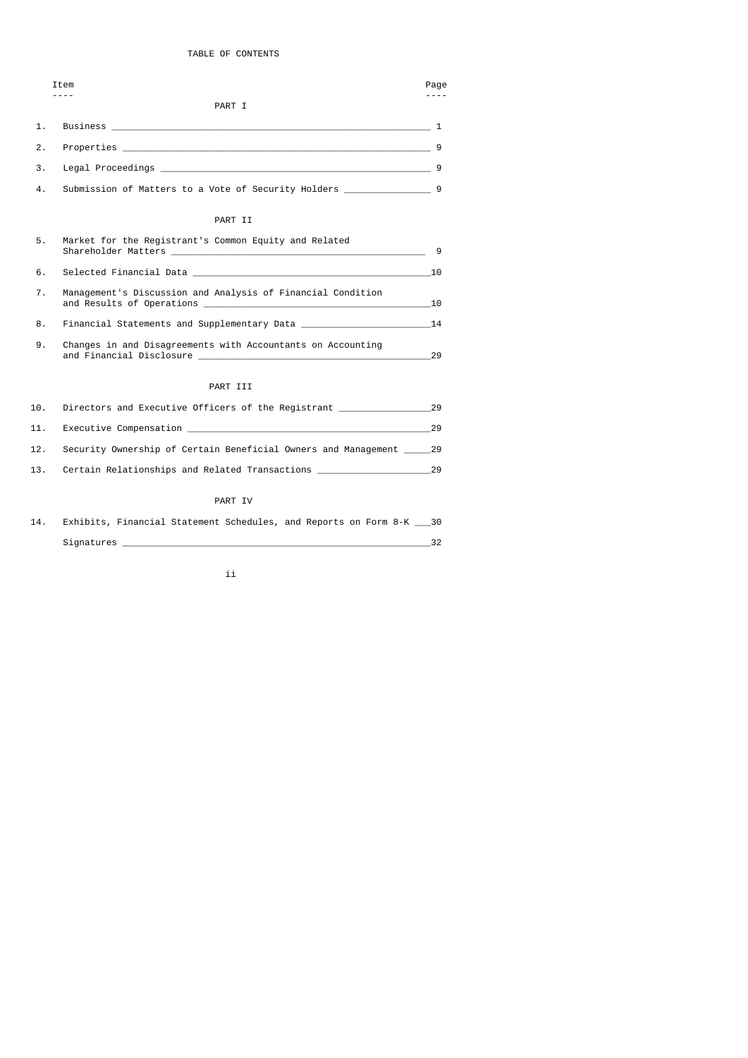# TABLE OF CONTENTS

| Item | | Page |
|---|---|---|
| | **PART I** | |
| 1. | Business | 1 |
| 2. | Properties | 9 |
| 3. | Legal Proceedings | 9 |
| 4. | Submission of Matters to a Vote of Security Holders | 9 |
| | **PART II** | |
| 5. | Market for the Registrant's Common Equity and Related Shareholder Matters | 9 |
| 6. | Selected Financial Data | 10 |
| 7. | Management's Discussion and Analysis of Financial Condition and Results of Operations | 10 |
| 8. | Financial Statements and Supplementary Data | 14 |
| 9. | Changes in and Disagreements with Accountants on Accounting and Financial Disclosure | 29 |
| | **PART III** | |
| 10. | Directors and Executive Officers of the Registrant | 29 |
| 11. | Executive Compensation | 29 |
| 12. | Security Ownership of Certain Beneficial Owners and Management | 29 |
| 13. | Certain Relationships and Related Transactions | 29 |
| | **PART IV** | |
| 14. | Exhibits, Financial Statement Schedules, and Reports on Form 8-K | 30 |
| | Signatures | 32 |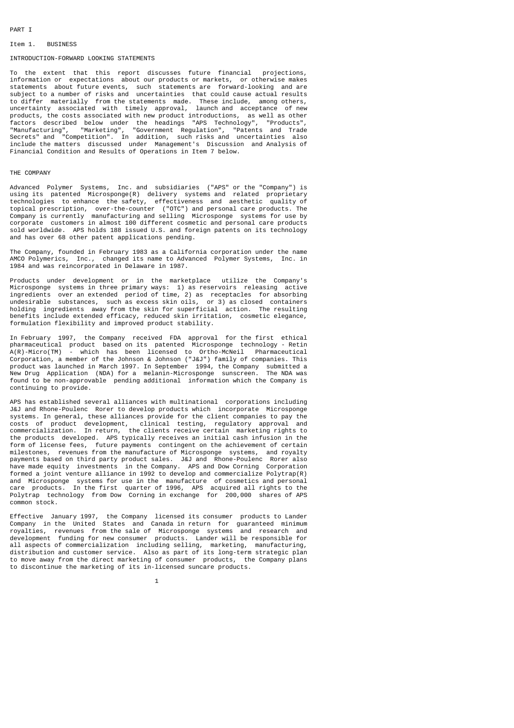# PART I

## Item 1. BUSINESS

### INTRODUCTION-FORWARD LOOKING STATEMENTS

To the extent that this report discusses future financial projections, information or expectations about our products or markets, or otherwise makes statements about future events, such statements are forward-looking and are subject to a number of risks and uncertainties that could cause actual results to differ materially from the statements made. These include, among others, uncertainty associated with timely approval, launch and acceptance of new products, the costs associated with new product introductions, as well as other factors described below under the headings "APS Technology", "Products", "Manufacturing", "Marketing", "Government Regulation", "Patents and Trade Secrets" and "Competition". In addition, such risks and uncertainties also include the matters discussed under Management's Discussion and Analysis of Financial Condition and Results of Operations in Item 7 below.

### THE COMPANY

Advanced Polymer Systems, Inc. and subsidiaries ("APS" or the "Company") is using its patented Microsponge(R) delivery systems and related proprietary technologies to enhance the safety, effectiveness and aesthetic quality of topical prescription, over-the-counter ("OTC") and personal care products. The Company is currently manufacturing and selling Microsponge systems for use by corporate customers in almost 100 different cosmetic and personal care products sold worldwide. APS holds 188 issued U.S. and foreign patents on its technology and has over 68 other patent applications pending.

The Company, founded in February 1983 as a California corporation under the name AMCO Polymerics, Inc., changed its name to Advanced Polymer Systems, Inc. in 1984 and was reincorporated in Delaware in 1987.

Products under development or in the marketplace utilize the Company's Microsponge systems in three primary ways: 1) as reservoirs releasing active ingredients over an extended period of time, 2) as receptacles for absorbing undesirable substances, such as excess skin oils, or 3) as closed containers holding ingredients away from the skin for superficial action. The resulting benefits include extended efficacy, reduced skin irritation, cosmetic elegance, formulation flexibility and improved product stability.

In February 1997, the Company received FDA approval for the first ethical pharmaceutical product based on its patented Microsponge technology - Retin A(R)-Micro(TM) - which has been licensed to Ortho-McNeil Pharmaceutical Corporation, a member of the Johnson & Johnson ("J&J") family of companies. This product was launched in March 1997. In September 1994, the Company submitted a New Drug Application (NDA) for a melanin-Microsponge sunscreen. The NDA was found to be non-approvable pending additional information which the Company is continuing to provide.

APS has established several alliances with multinational corporations including J&J and Rhone-Poulenc Rorer to develop products which incorporate Microsponge systems. In general, these alliances provide for the client companies to pay the costs of product development, clinical testing, regulatory approval and commercialization. In return, the clients receive certain marketing rights to the products developed. APS typically receives an initial cash infusion in the form of license fees, future payments contingent on the achievement of certain milestones, revenues from the manufacture of Microsponge systems, and royalty payments based on third party product sales. J&J and Rhone-Poulenc Rorer also have made equity investments in the Company. APS and Dow Corning Corporation formed a joint venture alliance in 1992 to develop and commercialize Polytrap(R) and Microsponge systems for use in the manufacture of cosmetics and personal care products. In the first quarter of 1996, APS acquired all rights to the Polytrap technology from Dow Corning in exchange for 200,000 shares of APS common stock.

Effective January 1997, the Company licensed its consumer products to Lander Company in the United States and Canada in return for guaranteed minimum royalties, revenues from the sale of Microsponge systems and research and development funding for new consumer products. Lander will be responsible for all aspects of commercialization including selling, marketing, manufacturing, distribution and customer service. Also as part of its long-term strategic plan to move away from the direct marketing of consumer products, the Company plans to discontinue the marketing of its in-licensed suncare products.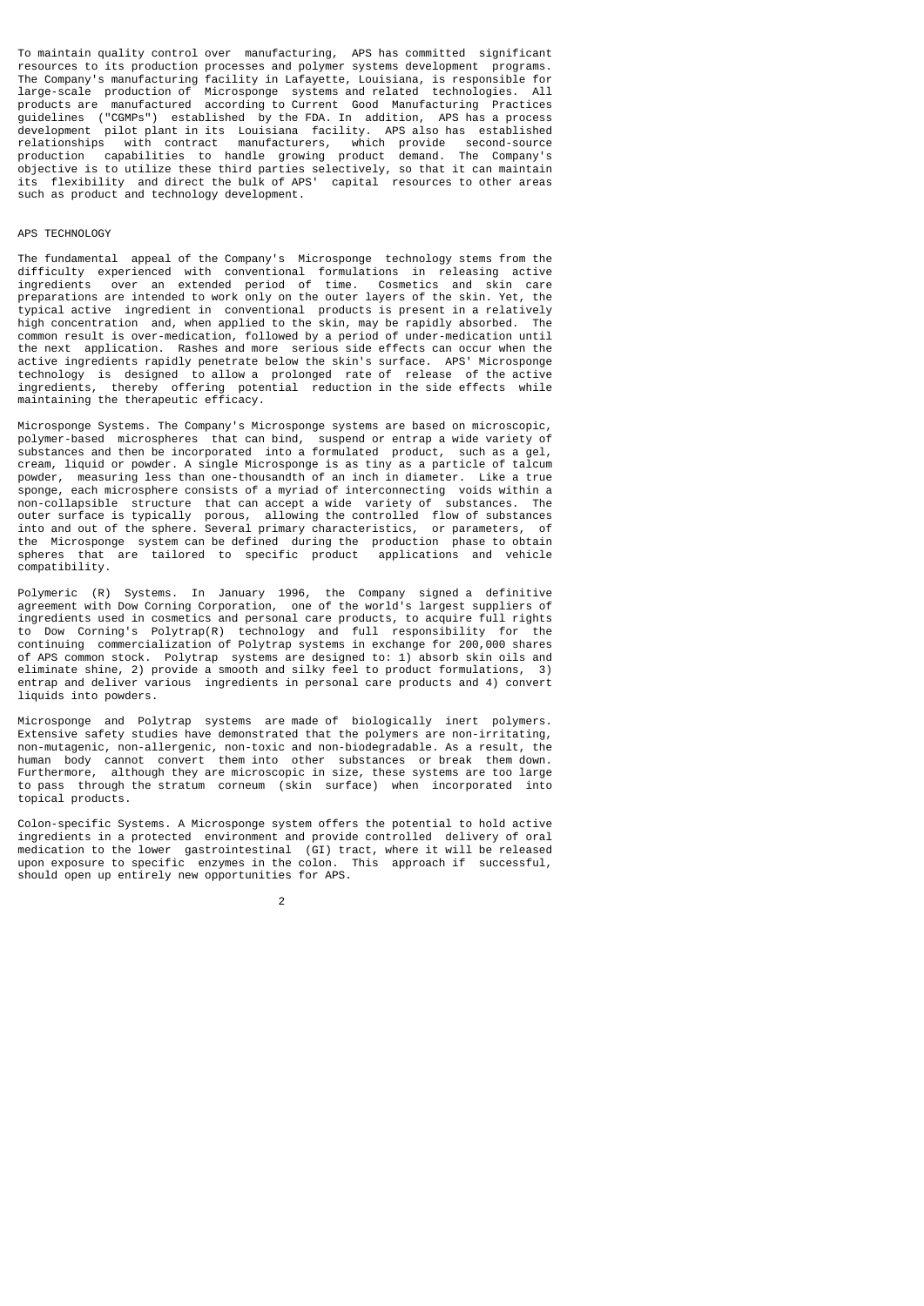To maintain quality control over manufacturing, APS has committed significant resources to its production processes and polymer systems development programs. The Company's manufacturing facility in Lafayette, Louisiana, is responsible for large-scale production of Microsponge systems and related technologies. All products are manufactured according to Current Good Manufacturing Practices guidelines ("CGMPs") established by the FDA. In addition, APS has a process development pilot plant in its Louisiana facility. APS also has established relationships with contract manufacturers, which provide second-source production capabilities to handle growing product demand. The Company's objective is to utilize these third parties selectively, so that it can maintain its flexibility and direct the bulk of APS' capital resources to other areas such as product and technology development.

## APS TECHNOLOGY

The fundamental appeal of the Company's Microsponge technology stems from the difficulty experienced with conventional formulations in releasing active ingredients over an extended period of time. Cosmetics and skin care preparations are intended to work only on the outer layers of the skin. Yet, the typical active ingredient in conventional products is present in a relatively high concentration and, when applied to the skin, may be rapidly absorbed. The common result is over-medication, followed by a period of under-medication until the next application. Rashes and more serious side effects can occur when the active ingredients rapidly penetrate below the skin's surface. APS' Microsponge technology is designed to allow a prolonged rate of release of the active ingredients, thereby offering potential reduction in the side effects while maintaining the therapeutic efficacy.

Microsponge Systems. The Company's Microsponge systems are based on microscopic, polymer-based microspheres that can bind, suspend or entrap a wide variety of substances and then be incorporated into a formulated product, such as a gel, cream, liquid or powder. A single Microsponge is as tiny as a particle of talcum powder, measuring less than one-thousandth of an inch in diameter. Like a true sponge, each microsphere consists of a myriad of interconnecting voids within a non-collapsible structure that can accept a wide variety of substances. The outer surface is typically porous, allowing the controlled flow of substances into and out of the sphere. Several primary characteristics, or parameters, of the Microsponge system can be defined during the production phase to obtain spheres that are tailored to specific product applications and vehicle compatibility.

Polymeric (R) Systems. In January 1996, the Company signed a definitive agreement with Dow Corning Corporation, one of the world's largest suppliers of ingredients used in cosmetics and personal care products, to acquire full rights to Dow Corning's Polytrap(R) technology and full responsibility for the continuing commercialization of Polytrap systems in exchange for 200,000 shares of APS common stock. Polytrap systems are designed to: 1) absorb skin oils and eliminate shine, 2) provide a smooth and silky feel to product formulations, 3) entrap and deliver various ingredients in personal care products and 4) convert liquids into powders.

Microsponge and Polytrap systems are made of biologically inert polymers. Extensive safety studies have demonstrated that the polymers are non-irritating, non-mutagenic, non-allergenic, non-toxic and non-biodegradable. As a result, the human body cannot convert them into other substances or break them down. Furthermore, although they are microscopic in size, these systems are too large to pass through the stratum corneum (skin surface) when incorporated into topical products.

Colon-specific Systems. A Microsponge system offers the potential to hold active ingredients in a protected environment and provide controlled delivery of oral medication to the lower gastrointestinal (GI) tract, where it will be released upon exposure to specific enzymes in the colon. This approach if successful, should open up entirely new opportunities for APS.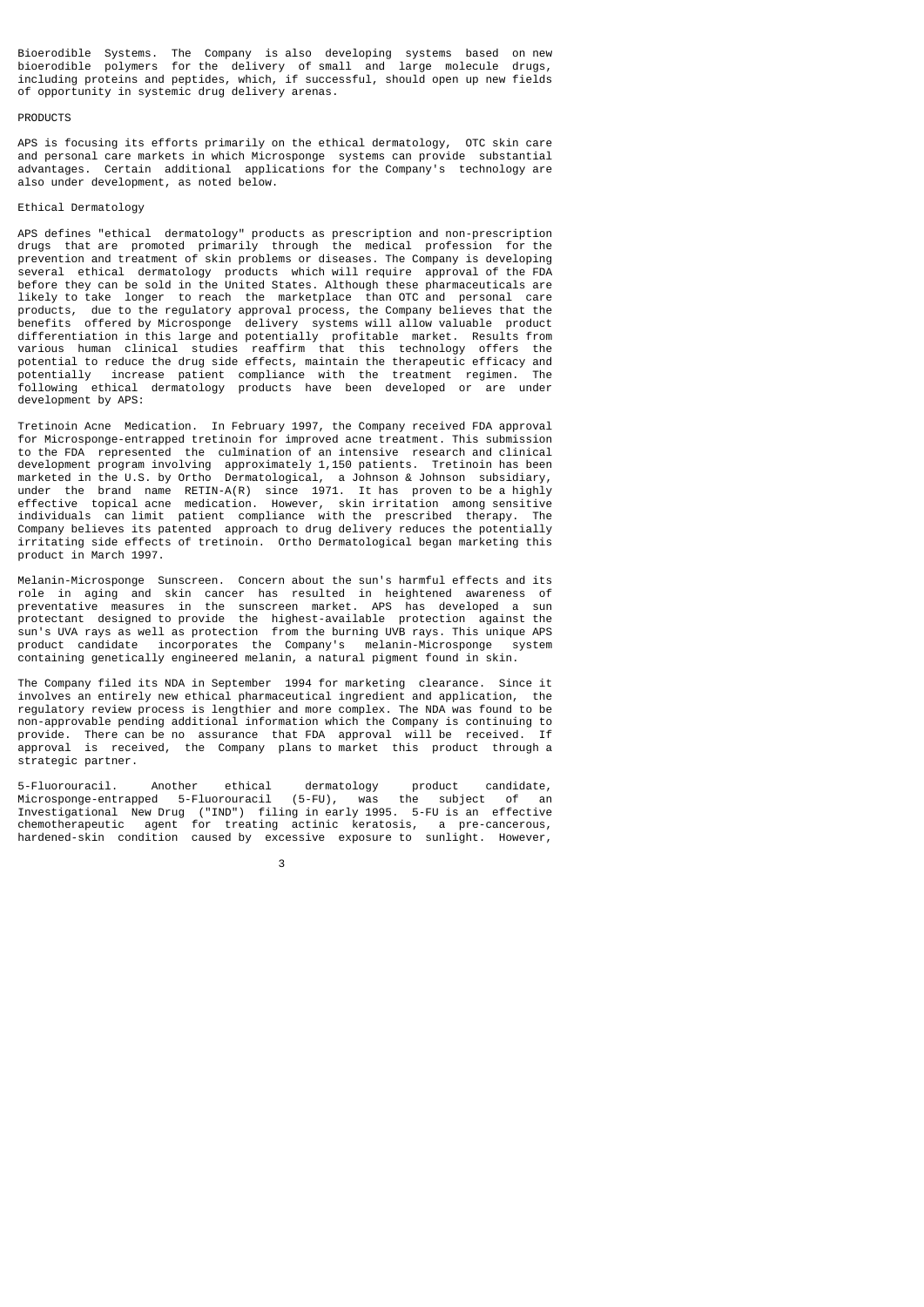Bioerodible Systems. The Company is also developing systems based on new bioerodible polymers for the delivery of small and large molecule drugs, including proteins and peptides, which, if successful, should open up new fields of opportunity in systemic drug delivery arenas.

## PRODUCTS

APS is focusing its efforts primarily on the ethical dermatology, OTC skin care and personal care markets in which Microsponge systems can provide substantial advantages. Certain additional applications for the Company's technology are also under development, as noted below.

### Ethical Dermatology

APS defines "ethical dermatology" products as prescription and non-prescription drugs that are promoted primarily through the medical profession for the prevention and treatment of skin problems or diseases. The Company is developing several ethical dermatology products which will require approval of the FDA before they can be sold in the United States. Although these pharmaceuticals are likely to take longer to reach the marketplace than OTC and personal care products, due to the regulatory approval process, the Company believes that the benefits offered by Microsponge delivery systems will allow valuable product differentiation in this large and potentially profitable market. Results from various human clinical studies reaffirm that this technology offers the potential to reduce the drug side effects, maintain the therapeutic efficacy and potentially increase patient compliance with the treatment regimen. The following ethical dermatology products have been developed or are under development by APS:

Tretinoin Acne Medication. In February 1997, the Company received FDA approval for Microsponge-entrapped tretinoin for improved acne treatment. This submission to the FDA represented the culmination of an intensive research and clinical development program involving approximately 1,150 patients. Tretinoin has been marketed in the U.S. by Ortho Dermatological, a Johnson & Johnson subsidiary, under the brand name RETIN-A(R) since 1971. It has proven to be a highly effective topical acne medication. However, skin irritation among sensitive individuals can limit patient compliance with the prescribed therapy. The Company believes its patented approach to drug delivery reduces the potentially irritating side effects of tretinoin. Ortho Dermatological began marketing this product in March 1997.

Melanin-Microsponge Sunscreen. Concern about the sun's harmful effects and its role in aging and skin cancer has resulted in heightened awareness of preventative measures in the sunscreen market. APS has developed a sun protectant designed to provide the highest-available protection against the sun's UVA rays as well as protection from the burning UVB rays. This unique APS product candidate incorporates the Company's melanin-Microsponge system containing genetically engineered melanin, a natural pigment found in skin.

The Company filed its NDA in September 1994 for marketing clearance. Since it involves an entirely new ethical pharmaceutical ingredient and application, the regulatory review process is lengthier and more complex. The NDA was found to be non-approvable pending additional information which the Company is continuing to provide. There can be no assurance that FDA approval will be received. If approval is received, the Company plans to market this product through a strategic partner.

5-Fluorouracil. Another ethical dermatology product candidate, Microsponge-entrapped 5-Fluorouracil (5-FU), was the subject of an Investigational New Drug ("IND") filing in early 1995. 5-FU is an effective chemotherapeutic agent for treating actinic keratosis, a pre-cancerous, hardened-skin condition caused by excessive exposure to sunlight. However,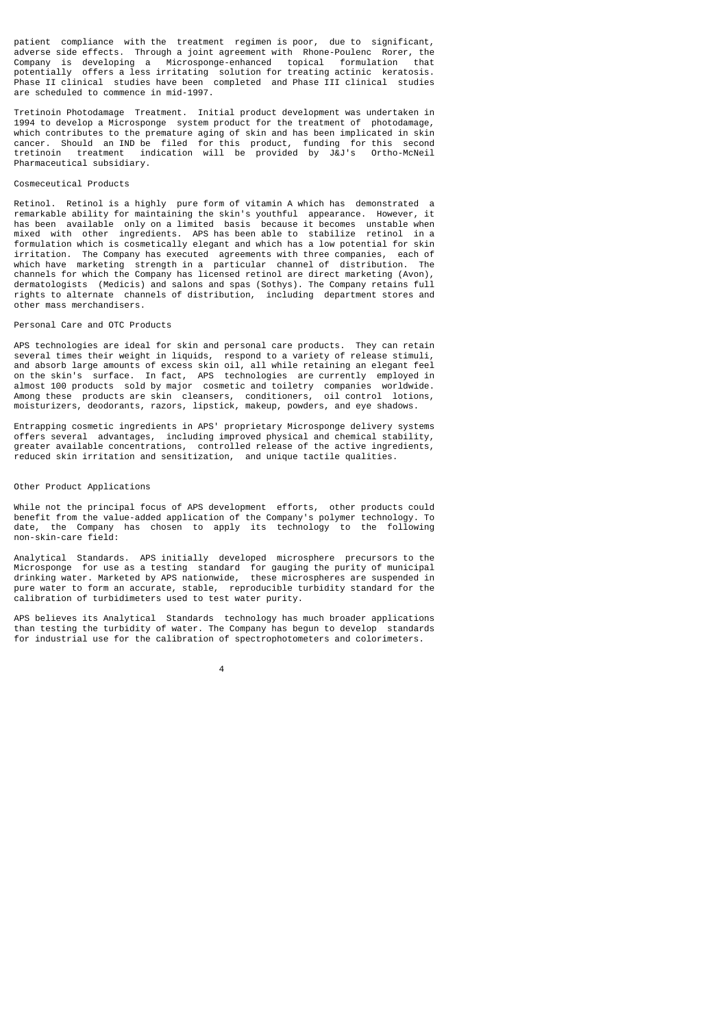patient compliance with the treatment regimen is poor, due to significant, adverse side effects. Through a joint agreement with Rhone-Poulenc Rorer, the Company is developing a Microsponge-enhanced topical formulation that potentially offers a less irritating solution for treating actinic keratosis. Phase II clinical studies have been completed and Phase III clinical studies are scheduled to commence in mid-1997.

Tretinoin Photodamage Treatment. Initial product development was undertaken in 1994 to develop a Microsponge system product for the treatment of photodamage, which contributes to the premature aging of skin and has been implicated in skin cancer. Should an IND be filed for this product, funding for this second tretinoin treatment indication will be provided by J&J's Ortho-McNeil Pharmaceutical subsidiary.

### Cosmeceutical Products

Retinol. Retinol is a highly pure form of vitamin A which has demonstrated a remarkable ability for maintaining the skin's youthful appearance. However, it has been available only on a limited basis because it becomes unstable when mixed with other ingredients. APS has been able to stabilize retinol in a formulation which is cosmetically elegant and which has a low potential for skin irritation. The Company has executed agreements with three companies, each of which have marketing strength in a particular channel of distribution. The channels for which the Company has licensed retinol are direct marketing (Avon), dermatologists (Medicis) and salons and spas (Sothys). The Company retains full rights to alternate channels of distribution, including department stores and other mass merchandisers.

### Personal Care and OTC Products

APS technologies are ideal for skin and personal care products. They can retain several times their weight in liquids, respond to a variety of release stimuli, and absorb large amounts of excess skin oil, all while retaining an elegant feel on the skin's surface. In fact, APS technologies are currently employed in almost 100 products sold by major cosmetic and toiletry companies worldwide. Among these products are skin cleansers, conditioners, oil control lotions, moisturizers, deodorants, razors, lipstick, makeup, powders, and eye shadows.

Entrapping cosmetic ingredients in APS' proprietary Microsponge delivery systems offers several advantages, including improved physical and chemical stability, greater available concentrations, controlled release of the active ingredients, reduced skin irritation and sensitization, and unique tactile qualities.

### Other Product Applications

While not the principal focus of APS development efforts, other products could benefit from the value-added application of the Company's polymer technology. To date, the Company has chosen to apply its technology to the following non-skin-care field:

Analytical Standards. APS initially developed microsphere precursors to the Microsponge for use as a testing standard for gauging the purity of municipal drinking water. Marketed by APS nationwide, these microspheres are suspended in pure water to form an accurate, stable, reproducible turbidity standard for the calibration of turbidimeters used to test water purity.

APS believes its Analytical Standards technology has much broader applications than testing the turbidity of water. The Company has begun to develop standards for industrial use for the calibration of spectrophotometers and colorimeters.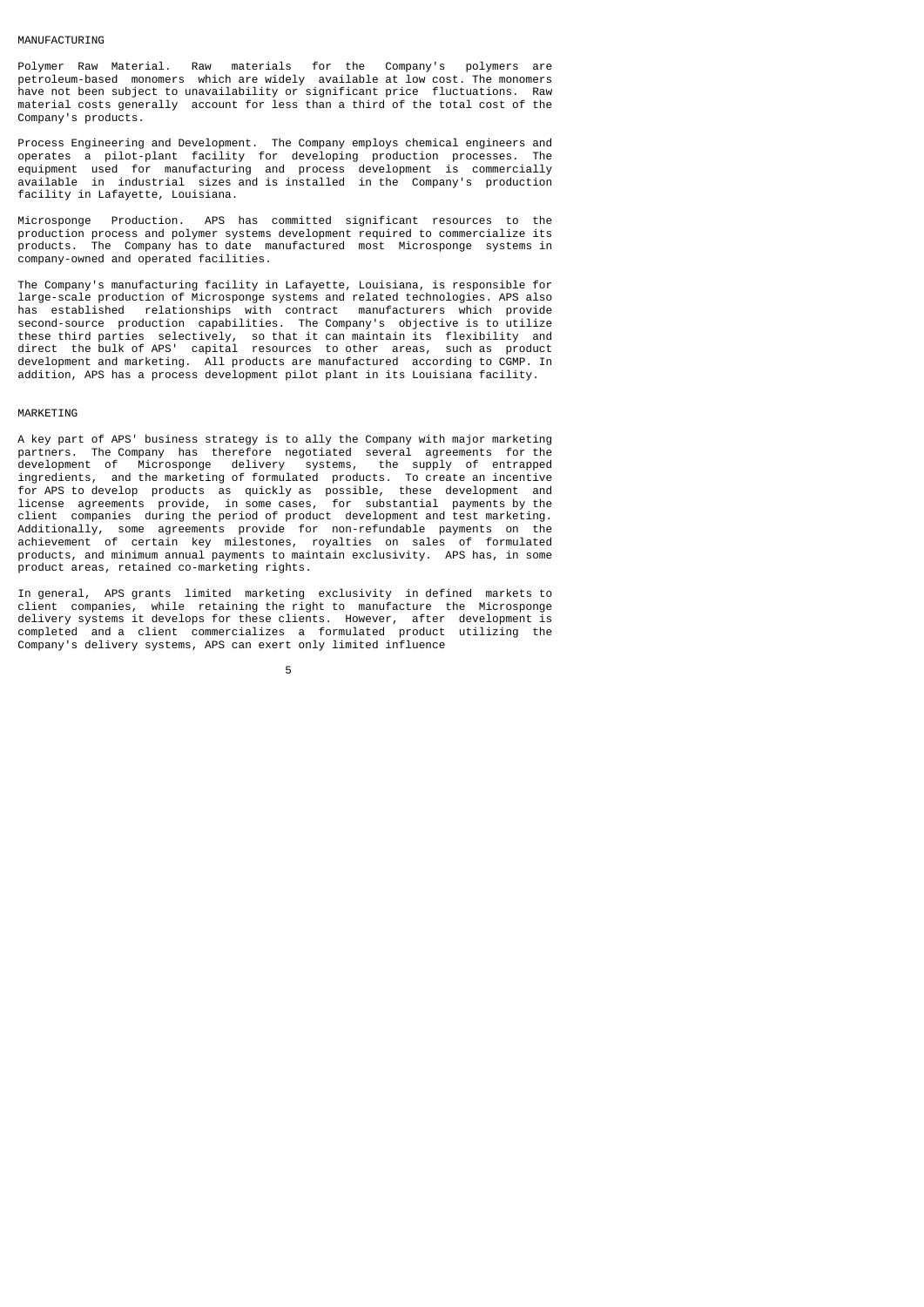## MANUFACTURING

Polymer Raw Material. Raw materials for the Company's polymers are petroleum-based monomers which are widely available at low cost. The monomers have not been subject to unavailability or significant price fluctuations. Raw material costs generally account for less than a third of the total cost of the Company's products.

Process Engineering and Development. The Company employs chemical engineers and operates a pilot-plant facility for developing production processes. The equipment used for manufacturing and process development is commercially available in industrial sizes and is installed in the Company's production facility in Lafayette, Louisiana.

Microsponge Production. APS has committed significant resources to the production process and polymer systems development required to commercialize its products. The Company has to date manufactured most Microsponge systems in company-owned and operated facilities.

The Company's manufacturing facility in Lafayette, Louisiana, is responsible for large-scale production of Microsponge systems and related technologies. APS also has established relationships with contract manufacturers which provide second-source production capabilities. The Company's objective is to utilize these third parties selectively, so that it can maintain its flexibility and direct the bulk of APS' capital resources to other areas, such as product development and marketing. All products are manufactured according to CGMP. In addition, APS has a process development pilot plant in its Louisiana facility.

## MARKETING

A key part of APS' business strategy is to ally the Company with major marketing partners. The Company has therefore negotiated several agreements for the development of Microsponge delivery systems, the supply of entrapped ingredients, and the marketing of formulated products. To create an incentive for APS to develop products as quickly as possible, these development and license agreements provide, in some cases, for substantial payments by the client companies during the period of product development and test marketing. Additionally, some agreements provide for non-refundable payments on the achievement of certain key milestones, royalties on sales of formulated products, and minimum annual payments to maintain exclusivity. APS has, in some product areas, retained co-marketing rights.

In general, APS grants limited marketing exclusivity in defined markets to client companies, while retaining the right to manufacture the Microsponge delivery systems it develops for these clients. However, after development is completed and a client commercializes a formulated product utilizing the Company's delivery systems, APS can exert only limited influence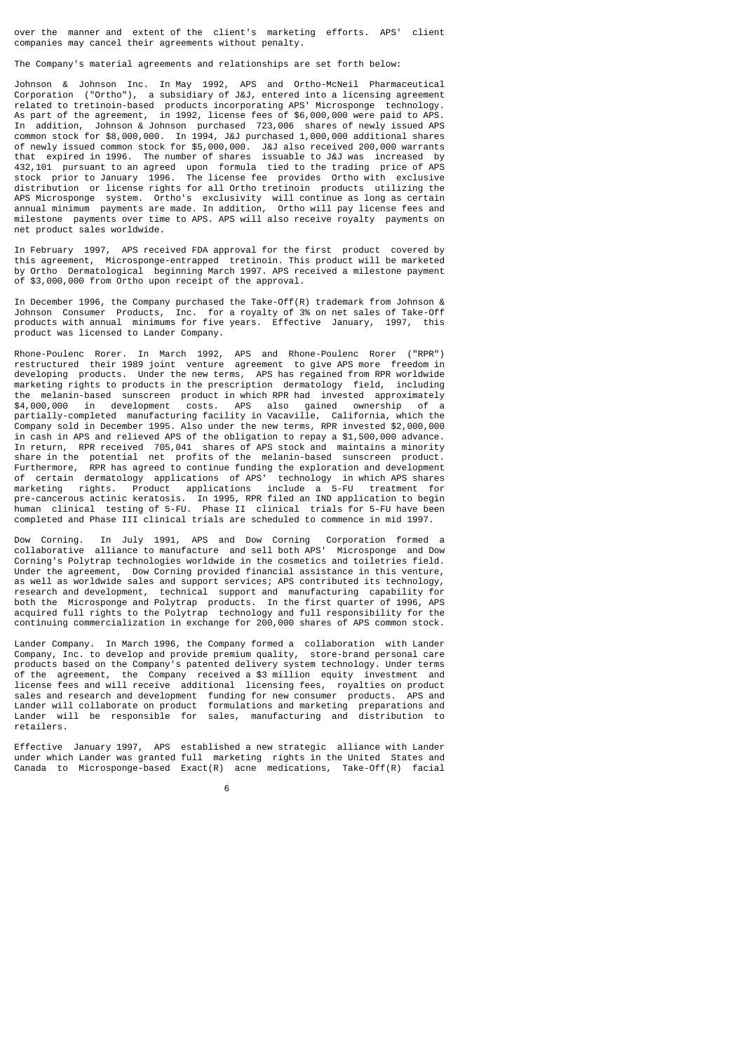over the manner and extent of the client's marketing efforts. APS' client companies may cancel their agreements without penalty.

The Company's material agreements and relationships are set forth below:

Johnson & Johnson Inc. In May 1992, APS and Ortho-McNeil Pharmaceutical Corporation ("Ortho"), a subsidiary of J&J, entered into a licensing agreement related to tretinoin-based products incorporating APS' Microsponge technology. As part of the agreement, in 1992, license fees of $6,000,000 were paid to APS. In addition, Johnson & Johnson purchased 723,006 shares of newly issued APS common stock for $8,000,000. In 1994, J&J purchased 1,000,000 additional shares of newly issued common stock for $5,000,000. J&J also received 200,000 warrants that expired in 1996. The number of shares issuable to J&J was increased by 432,101 pursuant to an agreed upon formula tied to the trading price of APS stock prior to January 1996. The license fee provides Ortho with exclusive distribution or license rights for all Ortho tretinoin products utilizing the APS Microsponge system. Ortho's exclusivity will continue as long as certain annual minimum payments are made. In addition, Ortho will pay license fees and milestone payments over time to APS. APS will also receive royalty payments on net product sales worldwide.

In February 1997, APS received FDA approval for the first product covered by this agreement, Microsponge-entrapped tretinoin. This product will be marketed by Ortho Dermatological beginning March 1997. APS received a milestone payment of $3,000,000 from Ortho upon receipt of the approval.

In December 1996, the Company purchased the Take-Off(R) trademark from Johnson & Johnson Consumer Products, Inc. for a royalty of 3% on net sales of Take-Off products with annual minimums for five years. Effective January, 1997, this product was licensed to Lander Company.

Rhone-Poulenc Rorer. In March 1992, APS and Rhone-Poulenc Rorer ("RPR") restructured their 1989 joint venture agreement to give APS more freedom in developing products. Under the new terms, APS has regained from RPR worldwide marketing rights to products in the prescription dermatology field, including the melanin-based sunscreen product in which RPR had invested approximately $4,000,000 in development costs. APS also gained ownership of a partially-completed manufacturing facility in Vacaville, California, which the Company sold in December 1995. Also under the new terms, RPR invested $2,000,000 in cash in APS and relieved APS of the obligation to repay a $1,500,000 advance. In return, RPR received 705,041 shares of APS stock and maintains a minority share in the potential net profits of the melanin-based sunscreen product. Furthermore, RPR has agreed to continue funding the exploration and development of certain dermatology applications of APS' technology in which APS shares marketing rights. Product applications include a 5-FU treatment for pre-cancerous actinic keratosis. In 1995, RPR filed an IND application to begin human clinical testing of 5-FU. Phase II clinical trials for 5-FU have been completed and Phase III clinical trials are scheduled to commence in mid 1997.

Dow Corning. In July 1991, APS and Dow Corning Corporation formed a collaborative alliance to manufacture and sell both APS' Microsponge and Dow Corning's Polytrap technologies worldwide in the cosmetics and toiletries field. Under the agreement, Dow Corning provided financial assistance in this venture, as well as worldwide sales and support services; APS contributed its technology, research and development, technical support and manufacturing capability for both the Microsponge and Polytrap products. In the first quarter of 1996, APS acquired full rights to the Polytrap technology and full responsibility for the continuing commercialization in exchange for 200,000 shares of APS common stock.

Lander Company. In March 1996, the Company formed a collaboration with Lander Company, Inc. to develop and provide premium quality, store-brand personal care products based on the Company's patented delivery system technology. Under terms of the agreement, the Company received a $3 million equity investment and license fees and will receive additional licensing fees, royalties on product sales and research and development funding for new consumer products. APS and Lander will collaborate on product formulations and marketing preparations and Lander will be responsible for sales, manufacturing and distribution to retailers.

Effective January 1997, APS established a new strategic alliance with Lander under which Lander was granted full marketing rights in the United States and Canada to Microsponge-based Exact(R) acne medications, Take-Off(R) facial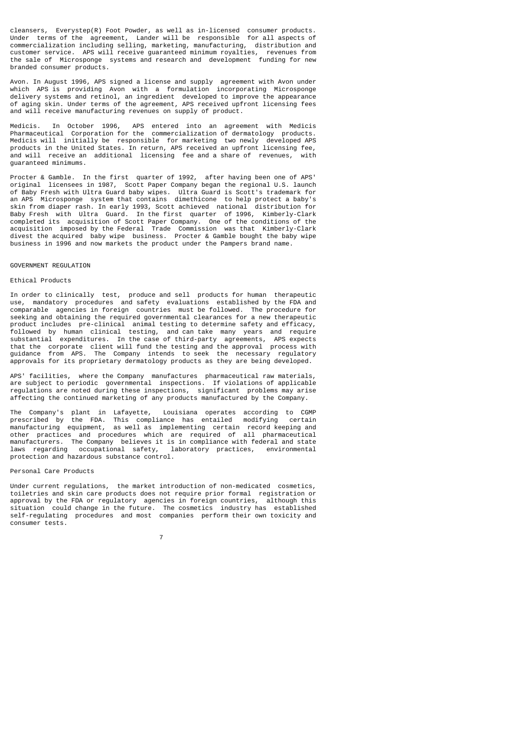cleansers, Everystep(R) Foot Powder, as well as in-licensed consumer products. Under terms of the agreement, Lander will be responsible for all aspects of commercialization including selling, marketing, manufacturing, distribution and customer service. APS will receive guaranteed minimum royalties, revenues from the sale of Microsponge systems and research and development funding for new branded consumer products.

Avon. In August 1996, APS signed a license and supply agreement with Avon under which APS is providing Avon with a formulation incorporating Microsponge delivery systems and retinol, an ingredient developed to improve the appearance of aging skin. Under terms of the agreement, APS received upfront licensing fees and will receive manufacturing revenues on supply of product.

Medicis. In October 1996, APS entered into an agreement with Medicis Pharmaceutical Corporation for the commercialization of dermatology products. Medicis will initially be responsible for marketing two newly developed APS products in the United States. In return, APS received an upfront licensing fee, and will receive an additional licensing fee and a share of revenues, with guaranteed minimums.

Procter & Gamble. In the first quarter of 1992, after having been one of APS' original licensees in 1987, Scott Paper Company began the regional U.S. launch of Baby Fresh with Ultra Guard baby wipes. Ultra Guard is Scott's trademark for an APS Microsponge system that contains dimethicone to help protect a baby's skin from diaper rash. In early 1993, Scott achieved national distribution for Baby Fresh with Ultra Guard. In the first quarter of 1996, Kimberly-Clark completed its acquisition of Scott Paper Company. One of the conditions of the acquisition imposed by the Federal Trade Commission was that Kimberly-Clark divest the acquired baby wipe business. Procter & Gamble bought the baby wipe business in 1996 and now markets the product under the Pampers brand name.

## GOVERNMENT REGULATION

### Ethical Products

In order to clinically test, produce and sell products for human therapeutic use, mandatory procedures and safety evaluations established by the FDA and comparable agencies in foreign countries must be followed. The procedure for seeking and obtaining the required governmental clearances for a new therapeutic product includes pre-clinical animal testing to determine safety and efficacy, followed by human clinical testing, and can take many years and require substantial expenditures. In the case of third-party agreements, APS expects that the corporate client will fund the testing and the approval process with guidance from APS. The Company intends to seek the necessary regulatory approvals for its proprietary dermatology products as they are being developed.

APS' facilities, where the Company manufactures pharmaceutical raw materials, are subject to periodic governmental inspections. If violations of applicable regulations are noted during these inspections, significant problems may arise affecting the continued marketing of any products manufactured by the Company.

The Company's plant in Lafayette, Louisiana operates according to CGMP prescribed by the FDA. This compliance has entailed modifying certain manufacturing equipment, as well as implementing certain record keeping and other practices and procedures which are required of all pharmaceutical manufacturers. The Company believes it is in compliance with federal and state laws regarding occupational safety, laboratory practices, environmental protection and hazardous substance control.

### Personal Care Products

Under current regulations, the market introduction of non-medicated cosmetics, toiletries and skin care products does not require prior formal registration or approval by the FDA or regulatory agencies in foreign countries, although this situation could change in the future. The cosmetics industry has established self-regulating procedures and most companies perform their own toxicity and consumer tests.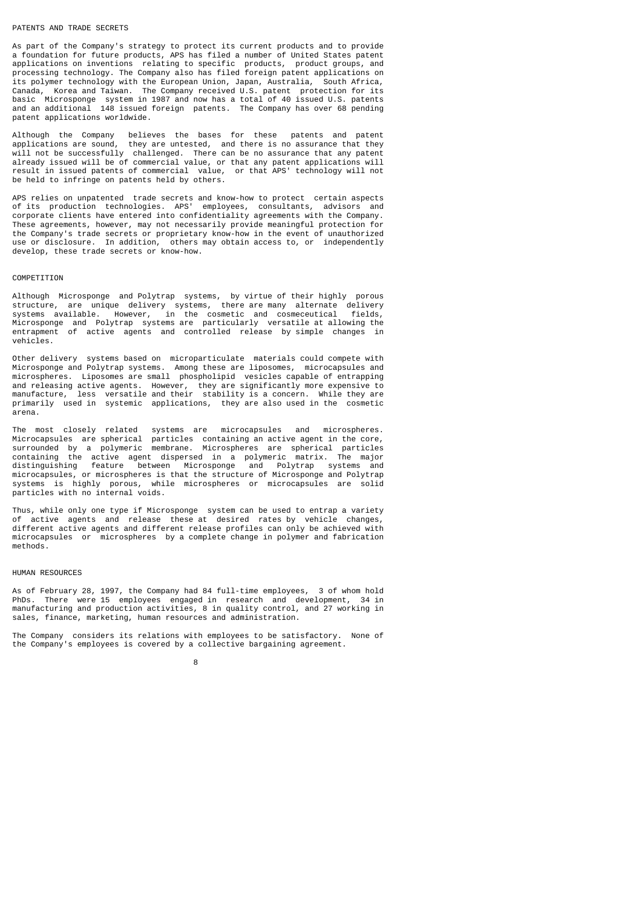## PATENTS AND TRADE SECRETS

As part of the Company's strategy to protect its current products and to provide a foundation for future products, APS has filed a number of United States patent applications on inventions relating to specific products, product groups, and processing technology. The Company also has filed foreign patent applications on its polymer technology with the European Union, Japan, Australia, South Africa, Canada, Korea and Taiwan. The Company received U.S. patent protection for its basic Microsponge system in 1987 and now has a total of 40 issued U.S. patents and an additional 148 issued foreign patents. The Company has over 68 pending patent applications worldwide.

Although the Company believes the bases for these patents and patent applications are sound, they are untested, and there is no assurance that they will not be successfully challenged. There can be no assurance that any patent already issued will be of commercial value, or that any patent applications will result in issued patents of commercial value, or that APS' technology will not be held to infringe on patents held by others.

APS relies on unpatented trade secrets and know-how to protect certain aspects of its production technologies. APS' employees, consultants, advisors and corporate clients have entered into confidentiality agreements with the Company. These agreements, however, may not necessarily provide meaningful protection for the Company's trade secrets or proprietary know-how in the event of unauthorized use or disclosure. In addition, others may obtain access to, or independently develop, these trade secrets or know-how.

## COMPETITION

Although Microsponge and Polytrap systems, by virtue of their highly porous structure, are unique delivery systems, there are many alternate delivery systems available. However, in the cosmetic and cosmeceutical fields, Microsponge and Polytrap systems are particularly versatile at allowing the entrapment of active agents and controlled release by simple changes in vehicles.

Other delivery systems based on microparticulate materials could compete with Microsponge and Polytrap systems. Among these are liposomes, microcapsules and microspheres. Liposomes are small phospholipid vesicles capable of entrapping and releasing active agents. However, they are significantly more expensive to manufacture, less versatile and their stability is a concern. While they are primarily used in systemic applications, they are also used in the cosmetic arena.

The most closely related systems are microcapsules and microspheres. Microcapsules are spherical particles containing an active agent in the core, surrounded by a polymeric membrane. Microspheres are spherical particles containing the active agent dispersed in a polymeric matrix. The major distinguishing feature between Microsponge and Polytrap systems and microcapsules, or microspheres is that the structure of Microsponge and Polytrap systems is highly porous, while microspheres or microcapsules are solid particles with no internal voids.

Thus, while only one type if Microsponge system can be used to entrap a variety of active agents and release these at desired rates by vehicle changes, different active agents and different release profiles can only be achieved with microcapsules or microspheres by a complete change in polymer and fabrication methods.

## HUMAN RESOURCES

As of February 28, 1997, the Company had 84 full-time employees, 3 of whom hold PhDs. There were 15 employees engaged in research and development, 34 in manufacturing and production activities, 8 in quality control, and 27 working in sales, finance, marketing, human resources and administration.

The Company considers its relations with employees to be satisfactory. None of the Company's employees is covered by a collective bargaining agreement.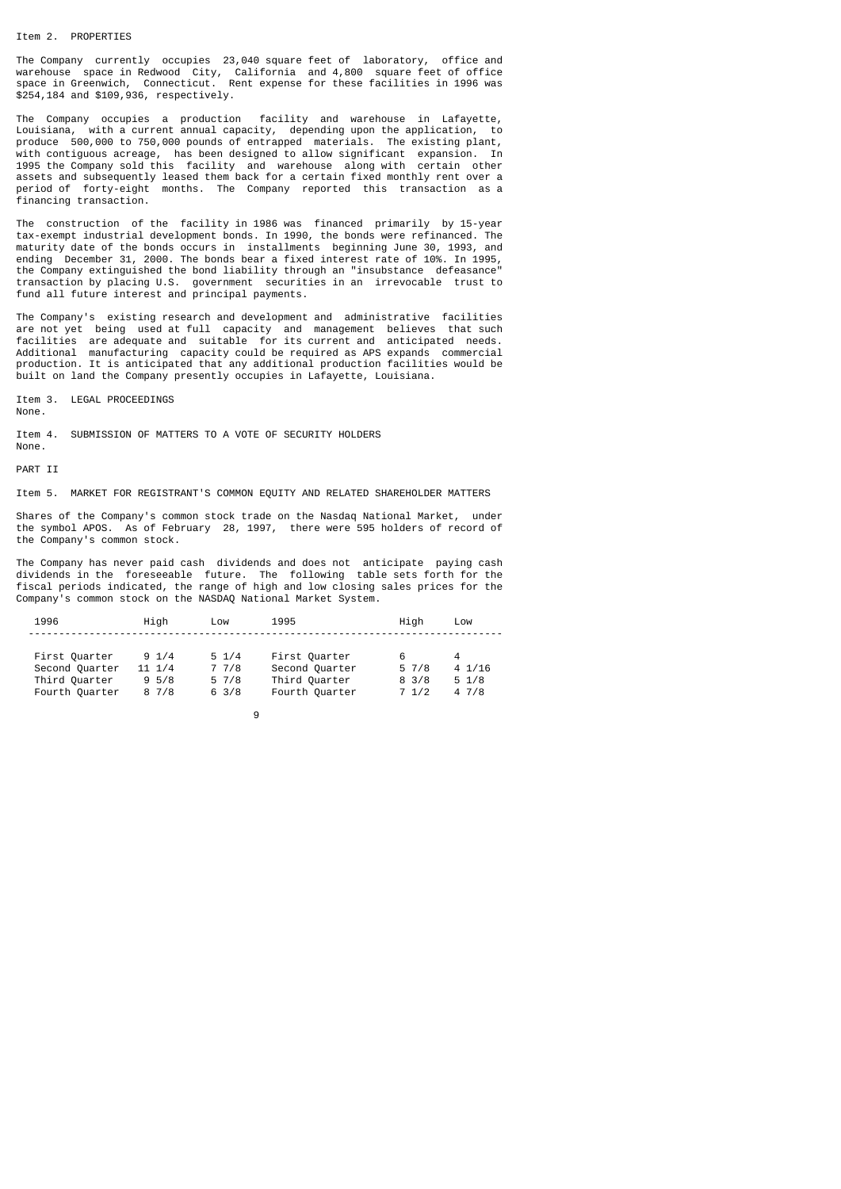## Item 2. PROPERTIES

The Company currently occupies 23,040 square feet of laboratory, office and warehouse space in Redwood City, California and 4,800 square feet of office space in Greenwich, Connecticut. Rent expense for these facilities in 1996 was $254,184 and $109,936, respectively.

The Company occupies a production facility and warehouse in Lafayette, Louisiana, with a current annual capacity, depending upon the application, to produce 500,000 to 750,000 pounds of entrapped materials. The existing plant, with contiguous acreage, has been designed to allow significant expansion. In 1995 the Company sold this facility and warehouse along with certain other assets and subsequently leased them back for a certain fixed monthly rent over a period of forty-eight months. The Company reported this transaction as a financing transaction.

The construction of the facility in 1986 was financed primarily by 15-year tax-exempt industrial development bonds. In 1990, the bonds were refinanced. The maturity date of the bonds occurs in installments beginning June 30, 1993, and ending December 31, 2000. The bonds bear a fixed interest rate of 10%. In 1995, the Company extinguished the bond liability through an "insubstance defeasance" transaction by placing U.S. government securities in an irrevocable trust to fund all future interest and principal payments.

The Company's existing research and development and administrative facilities are not yet being used at full capacity and management believes that such facilities are adequate and suitable for its current and anticipated needs. Additional manufacturing capacity could be required as APS expands commercial production. It is anticipated that any additional production facilities would be built on land the Company presently occupies in Lafayette, Louisiana.

## Item 3. LEGAL PROCEEDINGS

None.

## Item 4. SUBMISSION OF MATTERS TO A VOTE OF SECURITY HOLDERS

None.

# PART II

## Item 5. MARKET FOR REGISTRANT'S COMMON EQUITY AND RELATED SHAREHOLDER MATTERS

Shares of the Company's common stock trade on the Nasdaq National Market, under the symbol APOS. As of February 28, 1997, there were 595 holders of record of the Company's common stock.

The Company has never paid cash dividends and does not anticipate paying cash dividends in the foreseeable future. The following table sets forth for the fiscal periods indicated, the range of high and low closing sales prices for the Company's common stock on the NASDAQ National Market System.

| 1996 | High | Low | 1995 | High | Low |
|---|---|---|---|---|---|
| First Quarter | 9 1/4 | 5 1/4 | First Quarter | 6 | 4 |
| Second Quarter | 11 1/4 | 7 7/8 | Second Quarter | 5 7/8 | 4 1/16 |
| Third Quarter | 9 5/8 | 5 7/8 | Third Quarter | 8 3/8 | 5 1/8 |
| Fourth Quarter | 8 7/8 | 6 3/8 | Fourth Quarter | 7 1/2 | 4 7/8 |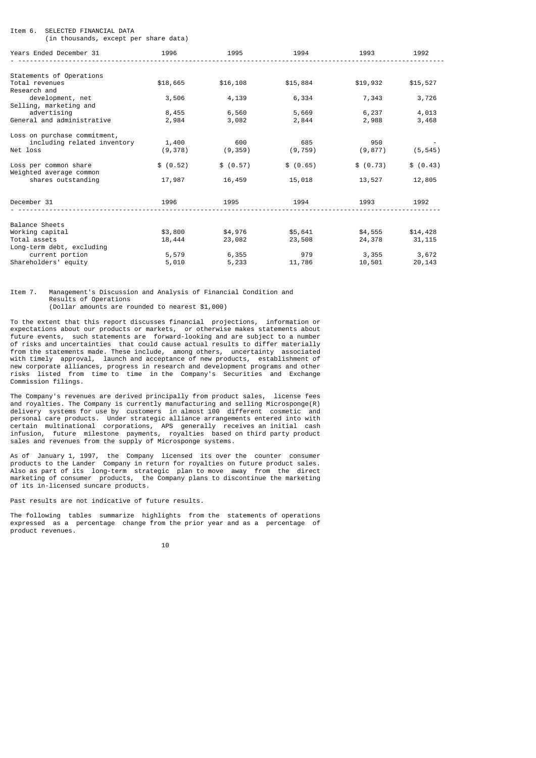Item 6. SELECTED FINANCIAL DATA
(in thousands, except per share data)

| Years Ended December 31 | 1996 | 1995 | 1994 | 1993 | 1992 |
|---|---|---|---|---|---|
| **Statements of Operations** | | | | | |
| Total revenues | $18,665 | $16,108 | $15,884 | $19,932 | $15,527 |
| Research and development, net | 3,506 | 4,139 | 6,334 | 7,343 | 3,726 |
| Selling, marketing and advertising | 8,455 | 6,560 | 5,669 | 6,237 | 4,013 |
| General and administrative | 2,984 | 3,082 | 2,844 | 2,988 | 3,468 |
| Loss on purchase commitment, including related inventory | 1,400 | 600 | 685 | 950 | - |
| Net loss | (9,378) | (9,359) | (9,759) | (9,877) | (5,545) |
| Loss per common share | $ (0.52) | $ (0.57) | $ (0.65) | $ (0.73) | $ (0.43) |
| Weighted average common shares outstanding | 17,987 | 16,459 | 15,018 | 13,527 | 12,805 |

| December 31 | 1996 | 1995 | 1994 | 1993 | 1992 |
|---|---|---|---|---|---|
| **Balance Sheets** | | | | | |
| Working capital | $3,800 | $4,976 | $5,641 | $4,555 | $14,428 |
| Total assets | 18,444 | 23,082 | 23,508 | 24,378 | 31,115 |
| Long-term debt, excluding current portion | 5,579 | 6,355 | 979 | 3,355 | 3,672 |
| Shareholders' equity | 5,010 | 5,233 | 11,786 | 10,501 | 20,143 |

Item 7. Management's Discussion and Analysis of Financial Condition and Results of Operations
(Dollar amounts are rounded to nearest $1,000)

To the extent that this report discusses financial projections, information or expectations about our products or markets, or otherwise makes statements about future events, such statements are forward-looking and are subject to a number of risks and uncertainties that could cause actual results to differ materially from the statements made. These include, among others, uncertainty associated with timely approval, launch and acceptance of new products, establishment of new corporate alliances, progress in research and development programs and other risks listed from time to time in the Company's Securities and Exchange Commission filings.

The Company's revenues are derived principally from product sales, license fees and royalties. The Company is currently manufacturing and selling Microsponge(R) delivery systems for use by customers in almost 100 different cosmetic and personal care products. Under strategic alliance arrangements entered into with certain multinational corporations, APS generally receives an initial cash infusion, future milestone payments, royalties based on third party product sales and revenues from the supply of Microsponge systems.

As of January 1, 1997, the Company licensed its over the counter consumer products to the Lander Company in return for royalties on future product sales. Also as part of its long-term strategic plan to move away from the direct marketing of consumer products, the Company plans to discontinue the marketing of its in-licensed suncare products.

Past results are not indicative of future results.

The following tables summarize highlights from the statements of operations expressed as a percentage change from the prior year and as a percentage of product revenues.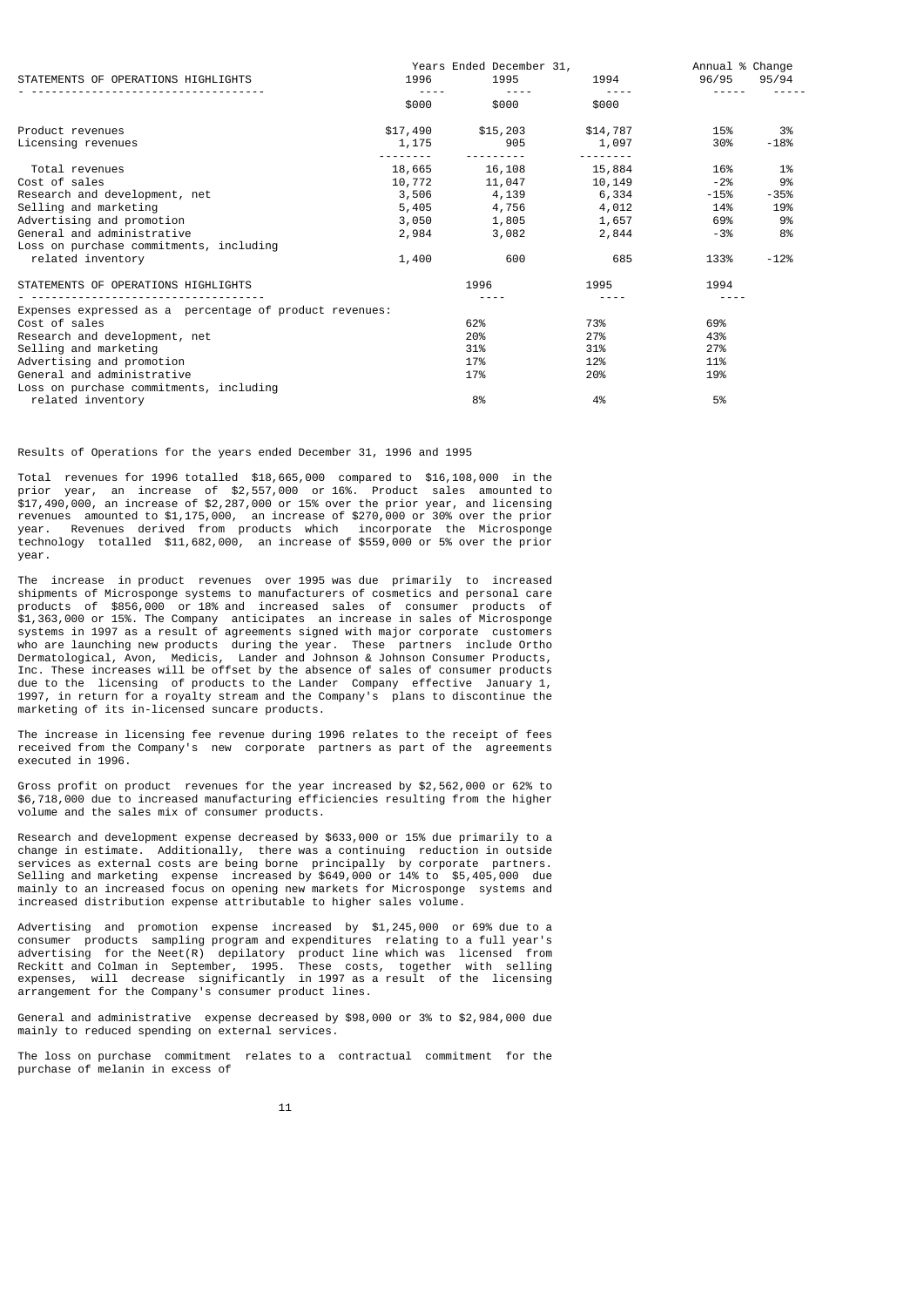| STATEMENTS OF OPERATIONS HIGHLIGHTS | Years Ended December 31, 1996 | 1995 | 1994 | Annual % Change 96/95 | 95/94 |
|---|---|---|---|---|---|
| | $000 | $000 | $000 | | |
| Product revenues | $17,490 | $15,203 | $14,787 | 15% | 3% |
| Licensing revenues | 1,175 | 905 | 1,097 | 30% | -18% |
| Total revenues | 18,665 | 16,108 | 15,884 | 16% | 1% |
| Cost of sales | 10,772 | 11,047 | 10,149 | -2% | 9% |
| Research and development, net | 3,506 | 4,139 | 6,334 | -15% | -35% |
| Selling and marketing | 5,405 | 4,756 | 4,012 | 14% | 19% |
| Advertising and promotion | 3,050 | 1,805 | 1,657 | 69% | 9% |
| General and administrative | 2,984 | 3,082 | 2,844 | -3% | 8% |
| Loss on purchase commitments, including related inventory | 1,400 | 600 | 685 | 133% | -12% |

| STATEMENTS OF OPERATIONS HIGHLIGHTS | 1996 | 1995 | 1994 |
|---|---|---|---|
| Expenses expressed as a percentage of product revenues: | | | |
| Cost of sales | 62% | 73% | 69% |
| Research and development, net | 20% | 27% | 43% |
| Selling and marketing | 31% | 31% | 27% |
| Advertising and promotion | 17% | 12% | 11% |
| General and administrative | 17% | 20% | 19% |
| Loss on purchase commitments, including related inventory | 8% | 4% | 5% |

Results of Operations for the years ended December 31, 1996 and 1995

Total revenues for 1996 totalled $18,665,000 compared to $16,108,000 in the prior year, an increase of $2,557,000 or 16%. Product sales amounted to $17,490,000, an increase of $2,287,000 or 15% over the prior year, and licensing revenues amounted to $1,175,000, an increase of $270,000 or 30% over the prior year. Revenues derived from products which incorporate the Microsponge technology totalled $11,682,000, an increase of $559,000 or 5% over the prior year.

The increase in product revenues over 1995 was due primarily to increased shipments of Microsponge systems to manufacturers of cosmetics and personal care products of $856,000 or 18% and increased sales of consumer products of $1,363,000 or 15%. The Company anticipates an increase in sales of Microsponge systems in 1997 as a result of agreements signed with major corporate customers who are launching new products during the year. These partners include Ortho Dermatological, Avon, Medicis, Lander and Johnson & Johnson Consumer Products, Inc. These increases will be offset by the absence of sales of consumer products due to the licensing of products to the Lander Company effective January 1, 1997, in return for a royalty stream and the Company's plans to discontinue the marketing of its in-licensed suncare products.

The increase in licensing fee revenue during 1996 relates to the receipt of fees received from the Company's new corporate partners as part of the agreements executed in 1996.

Gross profit on product revenues for the year increased by $2,562,000 or 62% to $6,718,000 due to increased manufacturing efficiencies resulting from the higher volume and the sales mix of consumer products.

Research and development expense decreased by $633,000 or 15% due primarily to a change in estimate. Additionally, there was a continuing reduction in outside services as external costs are being borne principally by corporate partners. Selling and marketing expense increased by $649,000 or 14% to $5,405,000 due mainly to an increased focus on opening new markets for Microsponge systems and increased distribution expense attributable to higher sales volume.

Advertising and promotion expense increased by $1,245,000 or 69% due to a consumer products sampling program and expenditures relating to a full year's advertising for the Neet(R) depilatory product line which was licensed from Reckitt and Colman in September, 1995. These costs, together with selling expenses, will decrease significantly in 1997 as a result of the licensing arrangement for the Company's consumer product lines.

General and administrative expense decreased by $98,000 or 3% to $2,984,000 due mainly to reduced spending on external services.

The loss on purchase commitment relates to a contractual commitment for the purchase of melanin in excess of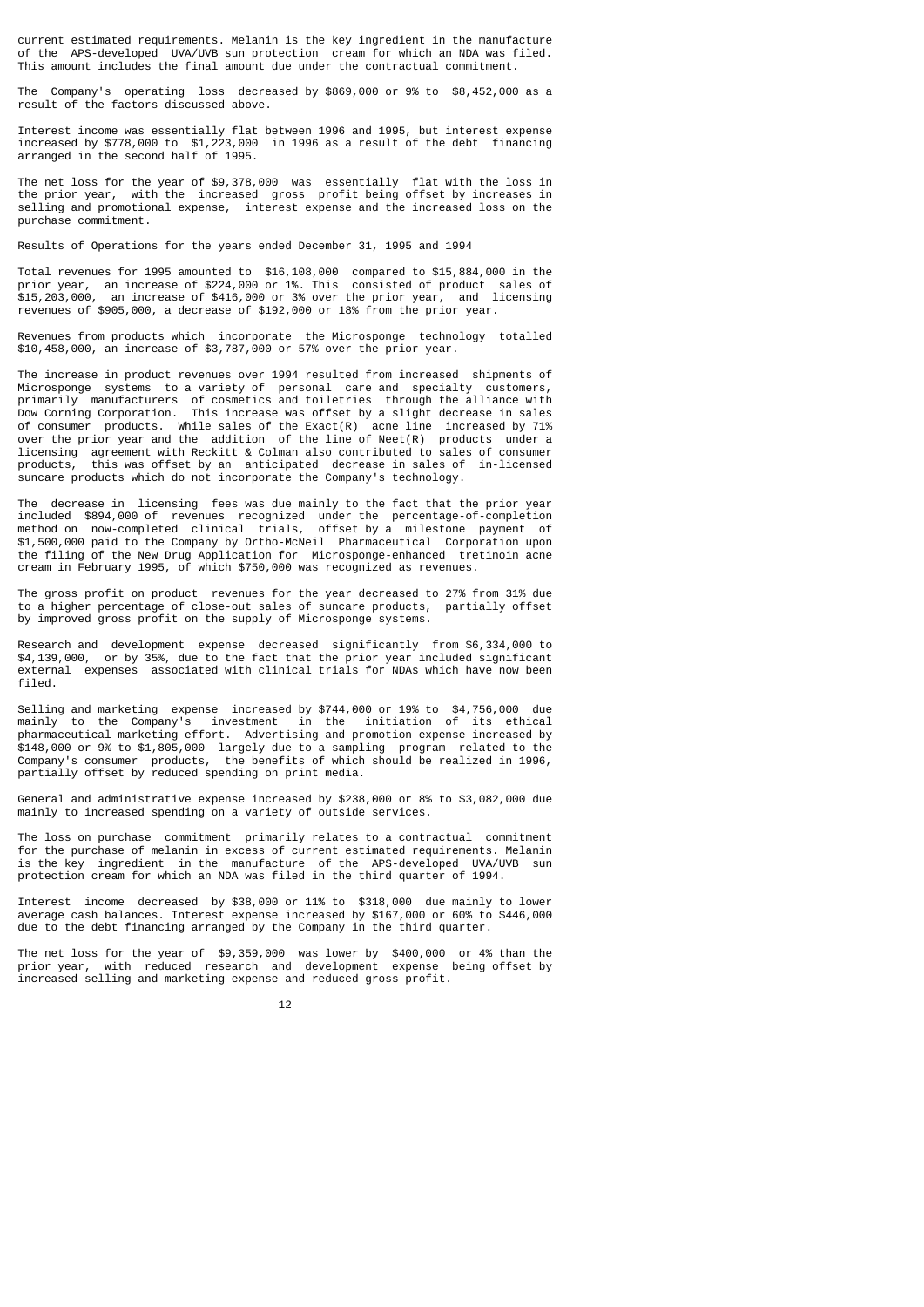current estimated requirements. Melanin is the key ingredient in the manufacture of the APS-developed UVA/UVB sun protection cream for which an NDA was filed. This amount includes the final amount due under the contractual commitment.

The Company's operating loss decreased by $869,000 or 9% to $8,452,000 as a result of the factors discussed above.

Interest income was essentially flat between 1996 and 1995, but interest expense increased by $778,000 to $1,223,000 in 1996 as a result of the debt financing arranged in the second half of 1995.

The net loss for the year of $9,378,000 was essentially flat with the loss in the prior year, with the increased gross profit being offset by increases in selling and promotional expense, interest expense and the increased loss on the purchase commitment.

## Results of Operations for the years ended December 31, 1995 and 1994

Total revenues for 1995 amounted to $16,108,000 compared to $15,884,000 in the prior year, an increase of $224,000 or 1%. This consisted of product sales of $15,203,000, an increase of $416,000 or 3% over the prior year, and licensing revenues of $905,000, a decrease of $192,000 or 18% from the prior year.

Revenues from products which incorporate the Microsponge technology totalled $10,458,000, an increase of $3,787,000 or 57% over the prior year.

The increase in product revenues over 1994 resulted from increased shipments of Microsponge systems to a variety of personal care and specialty customers, primarily manufacturers of cosmetics and toiletries through the alliance with Dow Corning Corporation. This increase was offset by a slight decrease in sales of consumer products. While sales of the Exact(R) acne line increased by 71% over the prior year and the addition of the line of Neet(R) products under a licensing agreement with Reckitt & Colman also contributed to sales of consumer products, this was offset by an anticipated decrease in sales of in-licensed suncare products which do not incorporate the Company's technology.

The decrease in licensing fees was due mainly to the fact that the prior year included $894,000 of revenues recognized under the percentage-of-completion method on now-completed clinical trials, offset by a milestone payment of $1,500,000 paid to the Company by Ortho-McNeil Pharmaceutical Corporation upon the filing of the New Drug Application for Microsponge-enhanced tretinoin acne cream in February 1995, of which $750,000 was recognized as revenues.

The gross profit on product revenues for the year decreased to 27% from 31% due to a higher percentage of close-out sales of suncare products, partially offset by improved gross profit on the supply of Microsponge systems.

Research and development expense decreased significantly from $6,334,000 to $4,139,000, or by 35%, due to the fact that the prior year included significant external expenses associated with clinical trials for NDAs which have now been filed.

Selling and marketing expense increased by $744,000 or 19% to $4,756,000 due mainly to the Company's investment in the initiation of its ethical pharmaceutical marketing effort. Advertising and promotion expense increased by $148,000 or 9% to $1,805,000 largely due to a sampling program related to the Company's consumer products, the benefits of which should be realized in 1996, partially offset by reduced spending on print media.

General and administrative expense increased by $238,000 or 8% to $3,082,000 due mainly to increased spending on a variety of outside services.

The loss on purchase commitment primarily relates to a contractual commitment for the purchase of melanin in excess of current estimated requirements. Melanin is the key ingredient in the manufacture of the APS-developed UVA/UVB sun protection cream for which an NDA was filed in the third quarter of 1994.

Interest income decreased by $38,000 or 11% to $318,000 due mainly to lower average cash balances. Interest expense increased by $167,000 or 60% to $446,000 due to the debt financing arranged by the Company in the third quarter.

The net loss for the year of $9,359,000 was lower by $400,000 or 4% than the prior year, with reduced research and development expense being offset by increased selling and marketing expense and reduced gross profit.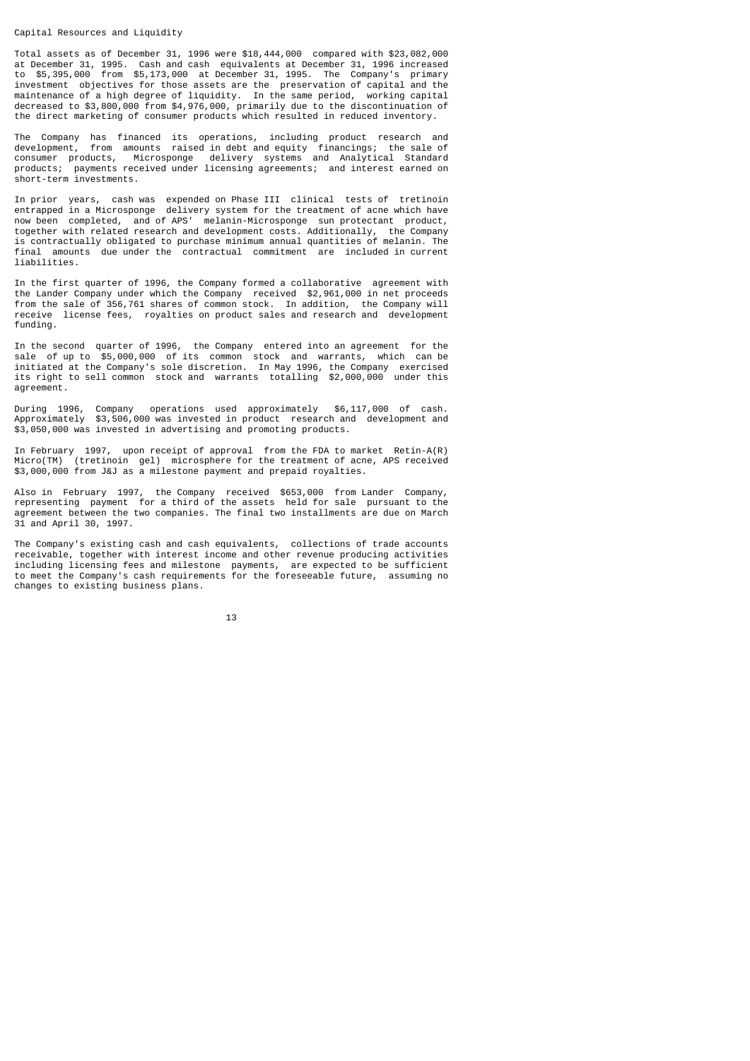## Capital Resources and Liquidity

Total assets as of December 31, 1996 were $18,444,000 compared with $23,082,000 at December 31, 1995. Cash and cash equivalents at December 31, 1996 increased to $5,395,000 from $5,173,000 at December 31, 1995. The Company's primary investment objectives for those assets are the preservation of capital and the maintenance of a high degree of liquidity. In the same period, working capital decreased to $3,800,000 from $4,976,000, primarily due to the discontinuation of the direct marketing of consumer products which resulted in reduced inventory.

The Company has financed its operations, including product research and development, from amounts raised in debt and equity financings; the sale of consumer products, Microsponge delivery systems and Analytical Standard products; payments received under licensing agreements; and interest earned on short-term investments.

In prior years, cash was expended on Phase III clinical tests of tretinoin entrapped in a Microsponge delivery system for the treatment of acne which have now been completed, and of APS' melanin-Microsponge sun protectant product, together with related research and development costs. Additionally, the Company is contractually obligated to purchase minimum annual quantities of melanin. The final amounts due under the contractual commitment are included in current liabilities.

In the first quarter of 1996, the Company formed a collaborative agreement with the Lander Company under which the Company received $2,961,000 in net proceeds from the sale of 356,761 shares of common stock. In addition, the Company will receive license fees, royalties on product sales and research and development funding.

In the second quarter of 1996, the Company entered into an agreement for the sale of up to $5,000,000 of its common stock and warrants, which can be initiated at the Company's sole discretion. In May 1996, the Company exercised its right to sell common stock and warrants totalling $2,000,000 under this agreement.

During 1996, Company operations used approximately $6,117,000 of cash. Approximately $3,506,000 was invested in product research and development and $3,050,000 was invested in advertising and promoting products.

In February 1997, upon receipt of approval from the FDA to market Retin-A(R) Micro(TM) (tretinoin gel) microsphere for the treatment of acne, APS received $3,000,000 from J&J as a milestone payment and prepaid royalties.

Also in February 1997, the Company received $653,000 from Lander Company, representing payment for a third of the assets held for sale pursuant to the agreement between the two companies. The final two installments are due on March 31 and April 30, 1997.

The Company's existing cash and cash equivalents, collections of trade accounts receivable, together with interest income and other revenue producing activities including licensing fees and milestone payments, are expected to be sufficient to meet the Company's cash requirements for the foreseeable future, assuming no changes to existing business plans.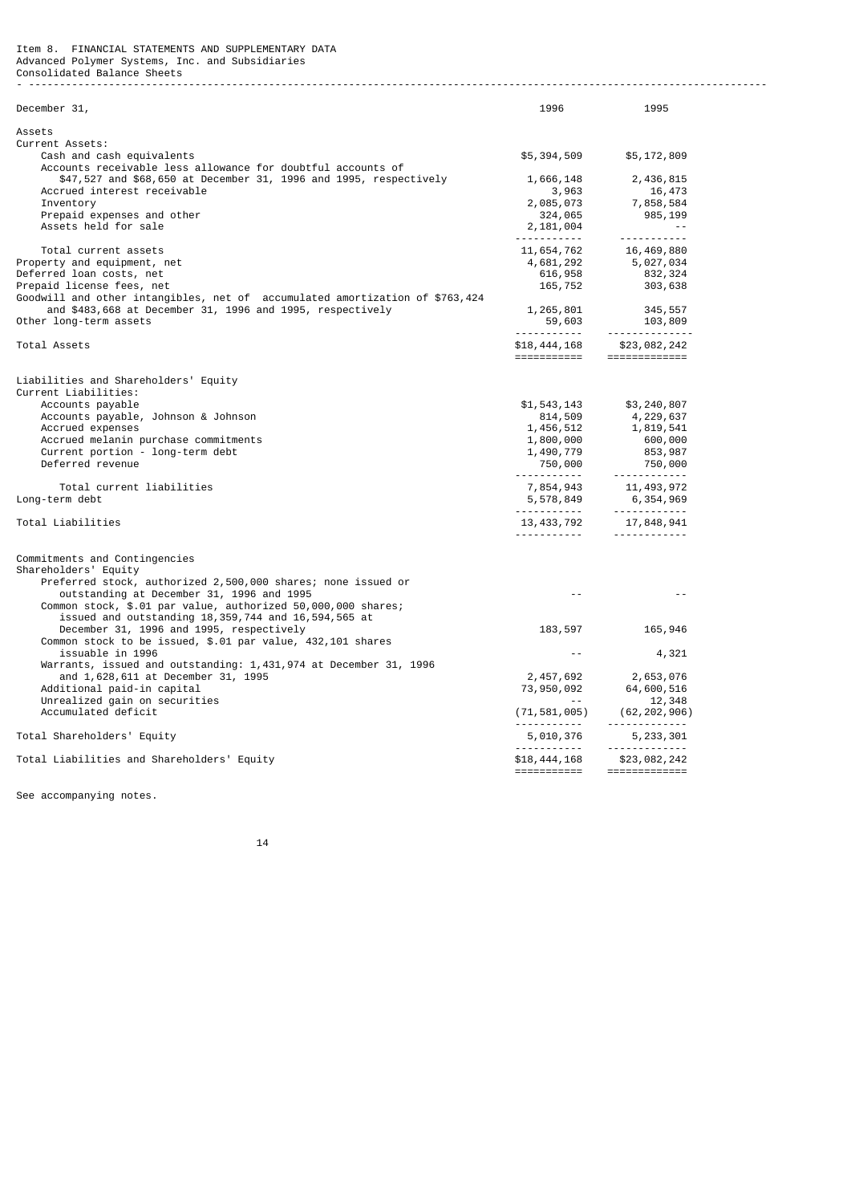Item 8. FINANCIAL STATEMENTS AND SUPPLEMENTARY DATA

Advanced Polymer Systems, Inc. and Subsidiaries

Consolidated Balance Sheets

| December 31, | 1996 | 1995 |
|---|---|---|
| **Assets** | | |
| Current Assets: | | |
| Cash and cash equivalents | $5,394,509 | $5,172,809 |
| Accounts receivable less allowance for doubtful accounts of $47,527 and $68,650 at December 31, 1996 and 1995, respectively | 1,666,148 | 2,436,815 |
| Accrued interest receivable | 3,963 | 16,473 |
| Inventory | 2,085,073 | 7,858,584 |
| Prepaid expenses and other | 324,065 | 985,199 |
| Assets held for sale | 2,181,004 | -- |
| Total current assets | 11,654,762 | 16,469,880 |
| Property and equipment, net | 4,681,292 | 5,027,034 |
| Deferred loan costs, net | 616,958 | 832,324 |
| Prepaid license fees, net | 165,752 | 303,638 |
| Goodwill and other intangibles, net of accumulated amortization of $763,424 and $483,668 at December 31, 1996 and 1995, respectively | 1,265,801 | 345,557 |
| Other long-term assets | 59,603 | 103,809 |
| Total Assets | $18,444,168 | $23,082,242 |
| **Liabilities and Shareholders' Equity** | | |
| Current Liabilities: | | |
| Accounts payable | $1,543,143 | $3,240,807 |
| Accounts payable, Johnson & Johnson | 814,509 | 4,229,637 |
| Accrued expenses | 1,456,512 | 1,819,541 |
| Accrued melanin purchase commitments | 1,800,000 | 600,000 |
| Current portion - long-term debt | 1,490,779 | 853,987 |
| Deferred revenue | 750,000 | 750,000 |
| Total current liabilities | 7,854,943 | 11,493,972 |
| Long-term debt | 5,578,849 | 6,354,969 |
| Total Liabilities | 13,433,792 | 17,848,941 |
| Commitments and Contingencies | | |
| Shareholders' Equity | | |
| Preferred stock, authorized 2,500,000 shares; none issued or outstanding at December 31, 1996 and 1995 | -- | -- |
| Common stock, $.01 par value, authorized 50,000,000 shares; issued and outstanding 18,359,744 and 16,594,565 at December 31, 1996 and 1995, respectively | 183,597 | 165,946 |
| Common stock to be issued, $.01 par value, 432,101 shares issuable in 1996 | -- | 4,321 |
| Warrants, issued and outstanding: 1,431,974 at December 31, 1996 and 1,628,611 at December 31, 1995 | 2,457,692 | 2,653,076 |
| Additional paid-in capital | 73,950,092 | 64,600,516 |
| Unrealized gain on securities | -- | 12,348 |
| Accumulated deficit | (71,581,005) | (62,202,906) |
| Total Shareholders' Equity | 5,010,376 | 5,233,301 |
| Total Liabilities and Shareholders' Equity | $18,444,168 | $23,082,242 |

See accompanying notes.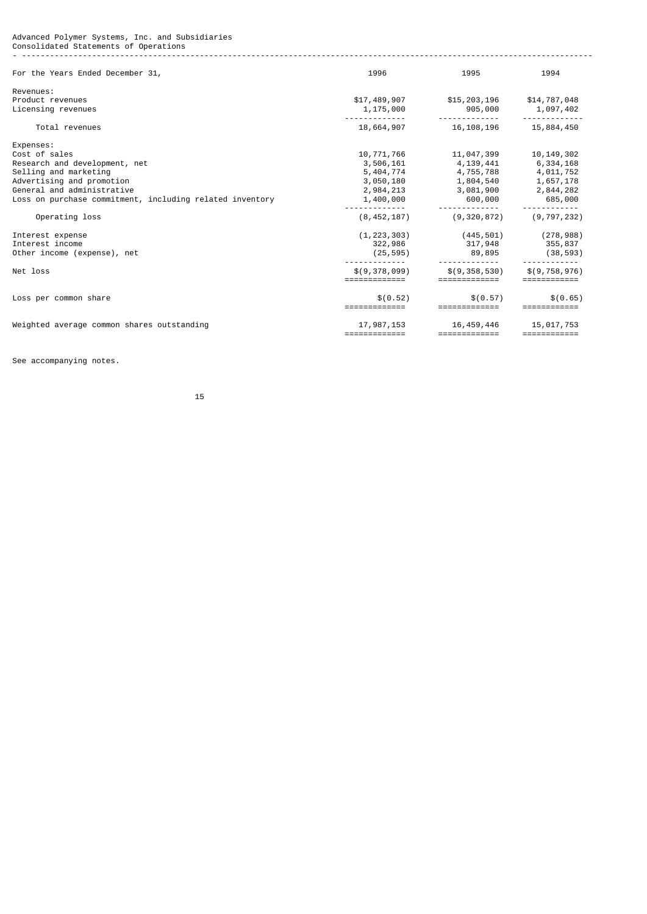Advanced Polymer Systems, Inc. and Subsidiaries
Consolidated Statements of Operations

| For the Years Ended December 31, | 1996 | 1995 | 1994 |
|---|---|---|---|
| Revenues: | | | |
| Product revenues | $17,489,907 | $15,203,196 | $14,787,048 |
| Licensing revenues | 1,175,000 | 905,000 | 1,097,402 |
| Total revenues | 18,664,907 | 16,108,196 | 15,884,450 |
| Expenses: | | | |
| Cost of sales | 10,771,766 | 11,047,399 | 10,149,302 |
| Research and development, net | 3,506,161 | 4,139,441 | 6,334,168 |
| Selling and marketing | 5,404,774 | 4,755,788 | 4,011,752 |
| Advertising and promotion | 3,050,180 | 1,804,540 | 1,657,178 |
| General and administrative | 2,984,213 | 3,081,900 | 2,844,282 |
| Loss on purchase commitment, including related inventory | 1,400,000 | 600,000 | 685,000 |
| Operating loss | (8,452,187) | (9,320,872) | (9,797,232) |
| Interest expense | (1,223,303) | (445,501) | (278,988) |
| Interest income | 322,986 | 317,948 | 355,837 |
| Other income (expense), net | (25,595) | 89,895 | (38,593) |
| Net loss | $(9,378,099) | $(9,358,530) | $(9,758,976) |
| Loss per common share | $(0.52) | $(0.57) | $(0.65) |
| Weighted average common shares outstanding | 17,987,153 | 16,459,446 | 15,017,753 |

See accompanying notes.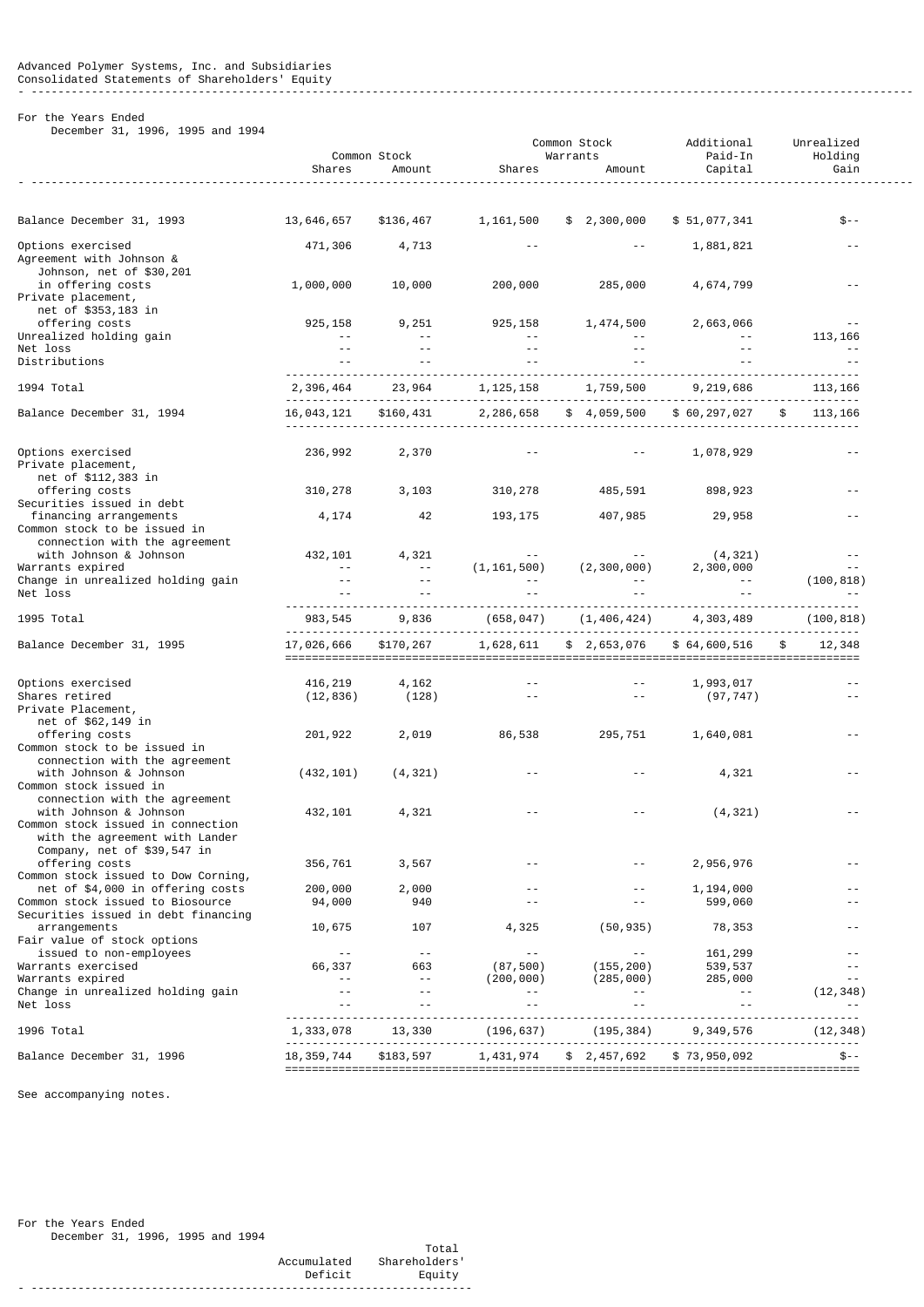Advanced Polymer Systems, Inc. and Subsidiaries
Consolidated Statements of Shareholders' Equity

For the Years Ended
December 31, 1996, 1995 and 1994

| | Common Stock | | Common Stock Warrants | | Additional Paid-In | Unrealized Holding |
|---|---|---|---|---|---|---|
| | Shares | Amount | Shares | Amount | Capital | Gain |
| Balance December 31, 1993 | 13,646,657 | $136,467 | 1,161,500 | $ 2,300,000 | $ 51,077,341 | $-- |
| Options exercised | 471,306 | 4,713 | -- | -- | 1,881,821 | -- |
| Agreement with Johnson & Johnson, net of $30,201 in offering costs | 1,000,000 | 10,000 | 200,000 | 285,000 | 4,674,799 | -- |
| Private placement, net of $353,183 in offering costs | 925,158 | 9,251 | 925,158 | 1,474,500 | 2,663,066 | -- |
| Unrealized holding gain | -- | -- | -- | -- | -- | 113,166 |
| Net loss | -- | -- | -- | -- | -- | -- |
| Distributions | -- | -- | -- | -- | -- | -- |
| 1994 Total | 2,396,464 | 23,964 | 1,125,158 | 1,759,500 | 9,219,686 | 113,166 |
| Balance December 31, 1994 | 16,043,121 | $160,431 | 2,286,658 | $ 4,059,500 | $ 60,297,027 | $ 113,166 |
| Options exercised | 236,992 | 2,370 | -- | -- | 1,078,929 | -- |
| Private placement, net of $112,383 in offering costs | 310,278 | 3,103 | 310,278 | 485,591 | 898,923 | -- |
| Securities issued in debt financing arrangements | 4,174 | 42 | 193,175 | 407,985 | 29,958 | -- |
| Common stock to be issued in connection with the agreement with Johnson & Johnson | 432,101 | 4,321 | -- | -- | (4,321) | -- |
| Warrants expired | -- | -- | (1,161,500) | (2,300,000) | 2,300,000 | -- |
| Change in unrealized holding gain | -- | -- | -- | -- | -- | (100,818) |
| Net loss | -- | -- | -- | -- | -- | -- |
| 1995 Total | 983,545 | 9,836 | (658,047) | (1,406,424) | 4,303,489 | (100,818) |
| Balance December 31, 1995 | 17,026,666 | $170,267 | 1,628,611 | $ 2,653,076 | $ 64,600,516 | $ 12,348 |
| Options exercised | 416,219 | 4,162 | -- | -- | 1,993,017 | -- |
| Shares retired | (12,836) | (128) | -- | -- | (97,747) | -- |
| Private Placement, net of $62,149 in offering costs | 201,922 | 2,019 | 86,538 | 295,751 | 1,640,081 | -- |
| Common stock to be issued in connection with the agreement with Johnson & Johnson | (432,101) | (4,321) | -- | -- | 4,321 | -- |
| Common stock issued in connection with the agreement with Johnson & Johnson | 432,101 | 4,321 | -- | -- | (4,321) | -- |
| Common stock issued in connection with the agreement with Lander Company, net of $39,547 in offering costs | 356,761 | 3,567 | -- | -- | 2,956,976 | -- |
| Common stock issued to Dow Corning, net of $4,000 in offering costs | 200,000 | 2,000 | -- | -- | 1,194,000 | -- |
| Common stock issued to Biosource | 94,000 | 940 | -- | -- | 599,060 | -- |
| Securities issued in debt financing arrangements | 10,675 | 107 | 4,325 | (50,935) | 78,353 | -- |
| Fair value of stock options issued to non-employees | -- | -- | -- | -- | 161,299 | -- |
| Warrants exercised | 66,337 | 663 | (87,500) | (155,200) | 539,537 | -- |
| Warrants expired | -- | -- | (200,000) | (285,000) | 285,000 | -- |
| Change in unrealized holding gain | -- | -- | -- | -- | -- | (12,348) |
| Net loss | -- | -- | -- | -- | -- | -- |
| 1996 Total | 1,333,078 | 13,330 | (196,637) | (195,384) | 9,349,576 | (12,348) |
| Balance December 31, 1996 | 18,359,744 | $183,597 | 1,431,974 | $ 2,457,692 | $ 73,950,092 | $-- |

See accompanying notes.

For the Years Ended
December 31, 1996, 1995 and 1994

| | Accumulated Deficit | Total Shareholders' Equity |
|---|---|---|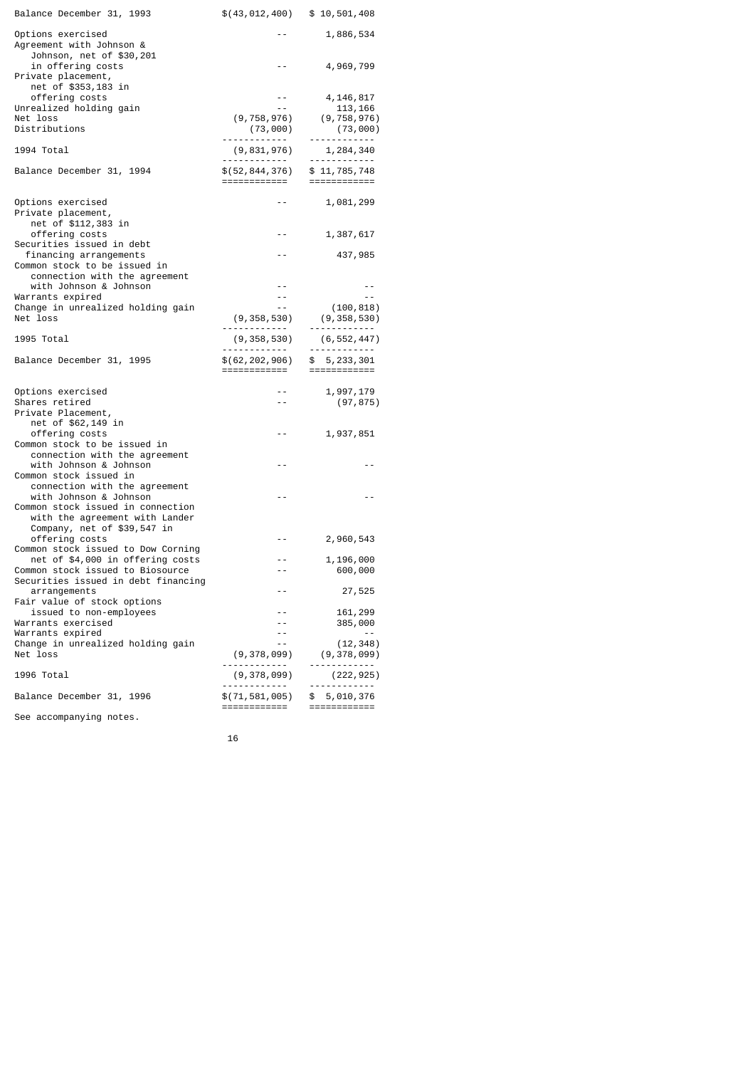| | | |
|---|---|---|
| Balance December 31, 1993 | $(43,012,400) | $ 10,501,408 |
| Options exercised | -- | 1,886,534 |
| Agreement with Johnson & Johnson, net of $30,201 in offering costs | -- | 4,969,799 |
| Private placement, net of $353,183 in offering costs | -- | 4,146,817 |
| Unrealized holding gain | -- | 113,166 |
| Net loss | (9,758,976) | (9,758,976) |
| Distributions | (73,000) | (73,000) |
| 1994 Total | (9,831,976) | 1,284,340 |
| Balance December 31, 1994 | $(52,844,376) | $ 11,785,748 |
| Options exercised | -- | 1,081,299 |
| Private placement, net of $112,383 in offering costs | -- | 1,387,617 |
| Securities issued in debt financing arrangements | -- | 437,985 |
| Common stock to be issued in connection with the agreement with Johnson & Johnson | -- | -- |
| Warrants expired | -- | -- |
| Change in unrealized holding gain | -- | (100,818) |
| Net loss | (9,358,530) | (9,358,530) |
| 1995 Total | (9,358,530) | (6,552,447) |
| Balance December 31, 1995 | $(62,202,906) | $ 5,233,301 |
| Options exercised | -- | 1,997,179 |
| Shares retired | -- | (97,875) |
| Private Placement, net of $62,149 in offering costs | -- | 1,937,851 |
| Common stock to be issued in connection with the agreement with Johnson & Johnson | -- | -- |
| Common stock issued in connection with the agreement with Johnson & Johnson | -- | -- |
| Common stock issued in connection with the agreement with Lander Company, net of $39,547 in offering costs | -- | 2,960,543 |
| Common stock issued to Dow Corning net of $4,000 in offering costs | -- | 1,196,000 |
| Common stock issued to Biosource | -- | 600,000 |
| Securities issued in debt financing arrangements | -- | 27,525 |
| Fair value of stock options issued to non-employees | -- | 161,299 |
| Warrants exercised | -- | 385,000 |
| Warrants expired | -- | -- |
| Change in unrealized holding gain | -- | (12,348) |
| Net loss | (9,378,099) | (9,378,099) |
| 1996 Total | (9,378,099) | (222,925) |
| Balance December 31, 1996 | $(71,581,005) | $ 5,010,376 |

See accompanying notes.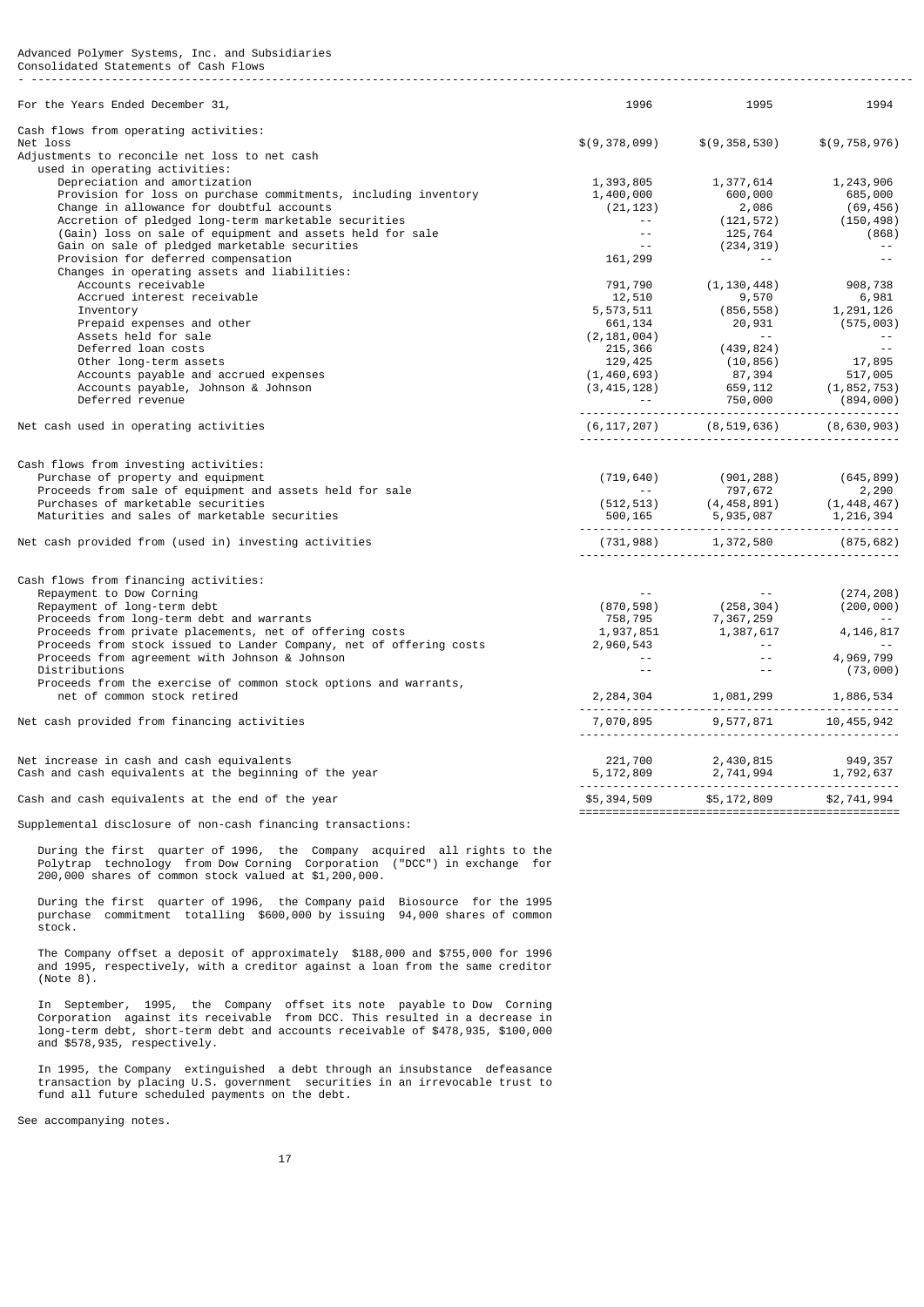Advanced Polymer Systems, Inc. and Subsidiaries

Consolidated Statements of Cash Flows

| For the Years Ended December 31, | 1996 | 1995 | 1994 |
|---|---|---|---|
| Cash flows from operating activities: | | | |
| Net loss | $(9,378,099) | $(9,358,530) | $(9,758,976) |
| Adjustments to reconcile net loss to net cash used in operating activities: | | | |
| Depreciation and amortization | 1,393,805 | 1,377,614 | 1,243,906 |
| Provision for loss on purchase commitments, including inventory | 1,400,000 | 600,000 | 685,000 |
| Change in allowance for doubtful accounts | (21,123) | 2,086 | (69,456) |
| Accretion of pledged long-term marketable securities | -- | (121,572) | (150,498) |
| (Gain) loss on sale of equipment and assets held for sale | -- | 125,764 | (868) |
| Gain on sale of pledged marketable securities | -- | (234,319) | -- |
| Provision for deferred compensation | 161,299 | -- | -- |
| Changes in operating assets and liabilities: | | | |
| Accounts receivable | 791,790 | (1,130,448) | 908,738 |
| Accrued interest receivable | 12,510 | 9,570 | 6,981 |
| Inventory | 5,573,511 | (856,558) | 1,291,126 |
| Prepaid expenses and other | 661,134 | 20,931 | (575,003) |
| Assets held for sale | (2,181,004) | -- | -- |
| Deferred loan costs | 215,366 | (439,824) | -- |
| Other long-term assets | 129,425 | (10,856) | 17,895 |
| Accounts payable and accrued expenses | (1,460,693) | 87,394 | 517,005 |
| Accounts payable, Johnson & Johnson | (3,415,128) | 659,112 | (1,852,753) |
| Deferred revenue | -- | 750,000 | (894,000) |
| Net cash used in operating activities | (6,117,207) | (8,519,636) | (8,630,903) |
| Cash flows from investing activities: | | | |
| Purchase of property and equipment | (719,640) | (901,288) | (645,899) |
| Proceeds from sale of equipment and assets held for sale | -- | 797,672 | 2,290 |
| Purchases of marketable securities | (512,513) | (4,458,891) | (1,448,467) |
| Maturities and sales of marketable securities | 500,165 | 5,935,087 | 1,216,394 |
| Net cash provided from (used in) investing activities | (731,988) | 1,372,580 | (875,682) |
| Cash flows from financing activities: | | | |
| Repayment to Dow Corning | -- | -- | (274,208) |
| Repayment of long-term debt | (870,598) | (258,304) | (200,000) |
| Proceeds from long-term debt and warrants | 758,795 | 7,367,259 | -- |
| Proceeds from private placements, net of offering costs | 1,937,851 | 1,387,617 | 4,146,817 |
| Proceeds from stock issued to Lander Company, net of offering costs | 2,960,543 | -- | -- |
| Proceeds from agreement with Johnson & Johnson | -- | -- | 4,969,799 |
| Distributions | -- | -- | (73,000) |
| Proceeds from the exercise of common stock options and warrants, net of common stock retired | 2,284,304 | 1,081,299 | 1,886,534 |
| Net cash provided from financing activities | 7,070,895 | 9,577,871 | 10,455,942 |
| Net increase in cash and cash equivalents | 221,700 | 2,430,815 | 949,357 |
| Cash and cash equivalents at the beginning of the year | 5,172,809 | 2,741,994 | 1,792,637 |
| Cash and cash equivalents at the end of the year | $5,394,509 | $5,172,809 | $2,741,994 |

Supplemental disclosure of non-cash financing transactions:

During the first quarter of 1996, the Company acquired all rights to the Polytrap technology from Dow Corning Corporation ("DCC") in exchange for 200,000 shares of common stock valued at $1,200,000.

During the first quarter of 1996, the Company paid Biosource for the 1995 purchase commitment totalling $600,000 by issuing 94,000 shares of common stock.

The Company offset a deposit of approximately $188,000 and $755,000 for 1996 and 1995, respectively, with a creditor against a loan from the same creditor (Note 8).

In September, 1995, the Company offset its note payable to Dow Corning Corporation against its receivable from DCC. This resulted in a decrease in long-term debt, short-term debt and accounts receivable of $478,935, $100,000 and $578,935, respectively.

In 1995, the Company extinguished a debt through an insubstance defeasance transaction by placing U.S. government securities in an irrevocable trust to fund all future scheduled payments on the debt.

See accompanying notes.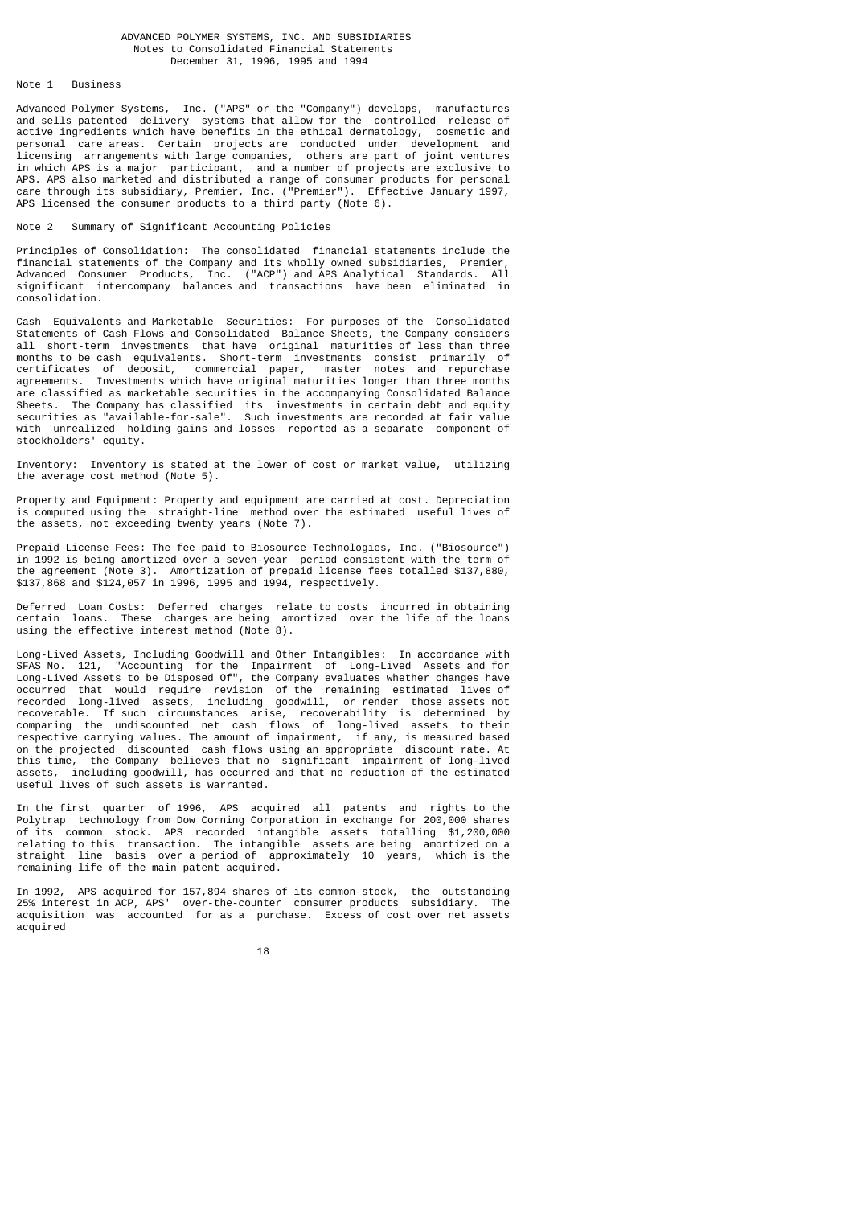ADVANCED POLYMER SYSTEMS, INC. AND SUBSIDIARIES
Notes to Consolidated Financial Statements
December 31, 1996, 1995 and 1994

## Note 1 Business

Advanced Polymer Systems, Inc. ("APS" or the "Company") develops, manufactures and sells patented delivery systems that allow for the controlled release of active ingredients which have benefits in the ethical dermatology, cosmetic and personal care areas. Certain projects are conducted under development and licensing arrangements with large companies, others are part of joint ventures in which APS is a major participant, and a number of projects are exclusive to APS. APS also marketed and distributed a range of consumer products for personal care through its subsidiary, Premier, Inc. ("Premier"). Effective January 1997, APS licensed the consumer products to a third party (Note 6).

## Note 2 Summary of Significant Accounting Policies

Principles of Consolidation: The consolidated financial statements include the financial statements of the Company and its wholly owned subsidiaries, Premier, Advanced Consumer Products, Inc. ("ACP") and APS Analytical Standards. All significant intercompany balances and transactions have been eliminated in consolidation.

Cash Equivalents and Marketable Securities: For purposes of the Consolidated Statements of Cash Flows and Consolidated Balance Sheets, the Company considers all short-term investments that have original maturities of less than three months to be cash equivalents. Short-term investments consist primarily of certificates of deposit, commercial paper, master notes and repurchase agreements. Investments which have original maturities longer than three months are classified as marketable securities in the accompanying Consolidated Balance Sheets. The Company has classified its investments in certain debt and equity securities as "available-for-sale". Such investments are recorded at fair value with unrealized holding gains and losses reported as a separate component of stockholders' equity.

Inventory: Inventory is stated at the lower of cost or market value, utilizing the average cost method (Note 5).

Property and Equipment: Property and equipment are carried at cost. Depreciation is computed using the straight-line method over the estimated useful lives of the assets, not exceeding twenty years (Note 7).

Prepaid License Fees: The fee paid to Biosource Technologies, Inc. ("Biosource") in 1992 is being amortized over a seven-year period consistent with the term of the agreement (Note 3). Amortization of prepaid license fees totalled $137,880, $137,868 and $124,057 in 1996, 1995 and 1994, respectively.

Deferred Loan Costs: Deferred charges relate to costs incurred in obtaining certain loans. These charges are being amortized over the life of the loans using the effective interest method (Note 8).

Long-Lived Assets, Including Goodwill and Other Intangibles: In accordance with SFAS No. 121, "Accounting for the Impairment of Long-Lived Assets and for Long-Lived Assets to be Disposed Of", the Company evaluates whether changes have occurred that would require revision of the remaining estimated lives of recorded long-lived assets, including goodwill, or render those assets not recoverable. If such circumstances arise, recoverability is determined by comparing the undiscounted net cash flows of long-lived assets to their respective carrying values. The amount of impairment, if any, is measured based on the projected discounted cash flows using an appropriate discount rate. At this time, the Company believes that no significant impairment of long-lived assets, including goodwill, has occurred and that no reduction of the estimated useful lives of such assets is warranted.

In the first quarter of 1996, APS acquired all patents and rights to the Polytrap technology from Dow Corning Corporation in exchange for 200,000 shares of its common stock. APS recorded intangible assets totalling $1,200,000 relating to this transaction. The intangible assets are being amortized on a straight line basis over a period of approximately 10 years, which is the remaining life of the main patent acquired.

In 1992, APS acquired for 157,894 shares of its common stock, the outstanding 25% interest in ACP, APS' over-the-counter consumer products subsidiary. The acquisition was accounted for as a purchase. Excess of cost over net assets acquired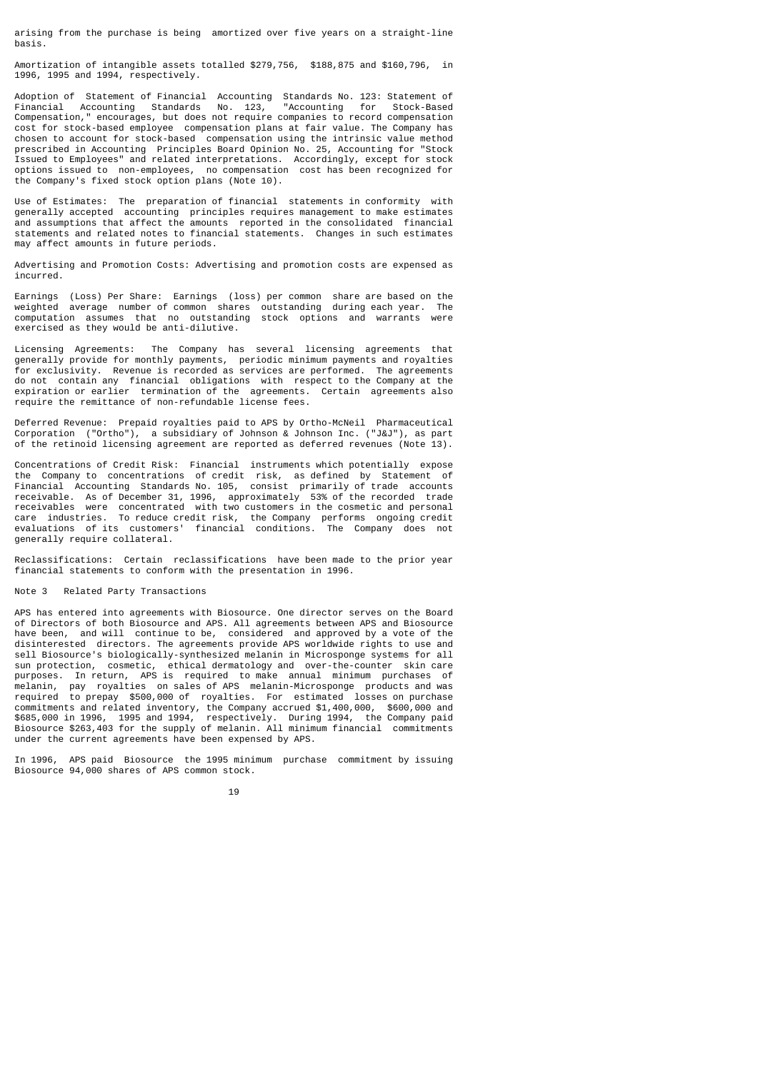arising from the purchase is being amortized over five years on a straight-line basis.

Amortization of intangible assets totalled $279,756, $188,875 and $160,796, in 1996, 1995 and 1994, respectively.

Adoption of Statement of Financial Accounting Standards No. 123: Statement of Financial Accounting Standards No. 123, "Accounting for Stock-Based Compensation," encourages, but does not require companies to record compensation cost for stock-based employee compensation plans at fair value. The Company has chosen to account for stock-based compensation using the intrinsic value method prescribed in Accounting Principles Board Opinion No. 25, Accounting for "Stock Issued to Employees" and related interpretations. Accordingly, except for stock options issued to non-employees, no compensation cost has been recognized for the Company's fixed stock option plans (Note 10).

Use of Estimates: The preparation of financial statements in conformity with generally accepted accounting principles requires management to make estimates and assumptions that affect the amounts reported in the consolidated financial statements and related notes to financial statements. Changes in such estimates may affect amounts in future periods.

Advertising and Promotion Costs: Advertising and promotion costs are expensed as incurred.

Earnings (Loss) Per Share: Earnings (loss) per common share are based on the weighted average number of common shares outstanding during each year. The computation assumes that no outstanding stock options and warrants were exercised as they would be anti-dilutive.

Licensing Agreements: The Company has several licensing agreements that generally provide for monthly payments, periodic minimum payments and royalties for exclusivity. Revenue is recorded as services are performed. The agreements do not contain any financial obligations with respect to the Company at the expiration or earlier termination of the agreements. Certain agreements also require the remittance of non-refundable license fees.

Deferred Revenue: Prepaid royalties paid to APS by Ortho-McNeil Pharmaceutical Corporation ("Ortho"), a subsidiary of Johnson & Johnson Inc. ("J&J"), as part of the retinoid licensing agreement are reported as deferred revenues (Note 13).

Concentrations of Credit Risk: Financial instruments which potentially expose the Company to concentrations of credit risk, as defined by Statement of Financial Accounting Standards No. 105, consist primarily of trade accounts receivable. As of December 31, 1996, approximately 53% of the recorded trade receivables were concentrated with two customers in the cosmetic and personal care industries. To reduce credit risk, the Company performs ongoing credit evaluations of its customers' financial conditions. The Company does not generally require collateral.

Reclassifications: Certain reclassifications have been made to the prior year financial statements to conform with the presentation in 1996.

## Note 3 Related Party Transactions

APS has entered into agreements with Biosource. One director serves on the Board of Directors of both Biosource and APS. All agreements between APS and Biosource have been, and will continue to be, considered and approved by a vote of the disinterested directors. The agreements provide APS worldwide rights to use and sell Biosource's biologically-synthesized melanin in Microsponge systems for all sun protection, cosmetic, ethical dermatology and over-the-counter skin care purposes. In return, APS is required to make annual minimum purchases of melanin, pay royalties on sales of APS melanin-Microsponge products and was required to prepay $500,000 of royalties. For estimated losses on purchase commitments and related inventory, the Company accrued $1,400,000, $600,000 and $685,000 in 1996, 1995 and 1994, respectively. During 1994, the Company paid Biosource $263,403 for the supply of melanin. All minimum financial commitments under the current agreements have been expensed by APS.

In 1996, APS paid Biosource the 1995 minimum purchase commitment by issuing Biosource 94,000 shares of APS common stock.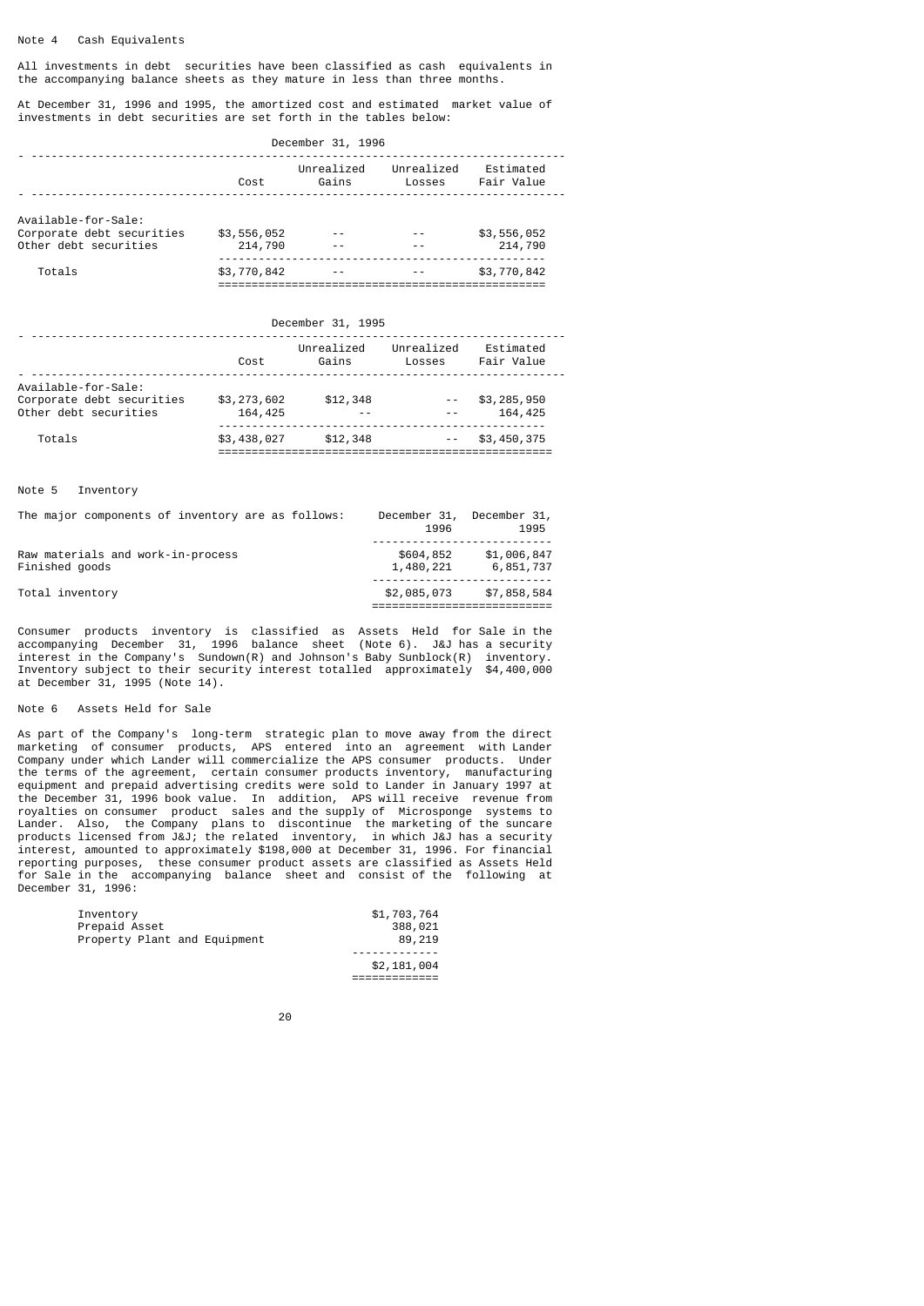## Note 4 Cash Equivalents

All investments in debt securities have been classified as cash equivalents in the accompanying balance sheets as they mature in less than three months.

At December 31, 1996 and 1995, the amortized cost and estimated market value of investments in debt securities are set forth in the tables below:

December 31, 1996

| | Cost | Unrealized Gains | Unrealized Losses | Estimated Fair Value |
|---|---|---|---|---|
| Available-for-Sale: | | | | |
| Corporate debt securities | $3,556,052 | -- | -- | $3,556,052 |
| Other debt securities | 214,790 | -- | -- | 214,790 |
| Totals | $3,770,842 | -- | -- | $3,770,842 |

December 31, 1995

| | Cost | Unrealized Gains | Unrealized Losses | Estimated Fair Value |
|---|---|---|---|---|
| Available-for-Sale: | | | | |
| Corporate debt securities | $3,273,602 | $12,348 | -- | $3,285,950 |
| Other debt securities | 164,425 | -- | -- | 164,425 |
| Totals | $3,438,027 | $12,348 | -- | $3,450,375 |

## Note 5 Inventory

| The major components of inventory are as follows: | December 31, 1996 | December 31, 1995 |
|---|---|---|
| Raw materials and work-in-process | $604,852 | $1,006,847 |
| Finished goods | 1,480,221 | 6,851,737 |
| Total inventory | $2,085,073 | $7,858,584 |

Consumer products inventory is classified as Assets Held for Sale in the accompanying December 31, 1996 balance sheet (Note 6). J&J has a security interest in the Company's Sundown(R) and Johnson's Baby Sunblock(R) inventory. Inventory subject to their security interest totalled approximately $4,400,000 at December 31, 1995 (Note 14).

## Note 6 Assets Held for Sale

As part of the Company's long-term strategic plan to move away from the direct marketing of consumer products, APS entered into an agreement with Lander Company under which Lander will commercialize the APS consumer products. Under the terms of the agreement, certain consumer products inventory, manufacturing equipment and prepaid advertising credits were sold to Lander in January 1997 at the December 31, 1996 book value. In addition, APS will receive revenue from royalties on consumer product sales and the supply of Microsponge systems to Lander. Also, the Company plans to discontinue the marketing of the suncare products licensed from J&J; the related inventory, in which J&J has a security interest, amounted to approximately $198,000 at December 31, 1996. For financial reporting purposes, these consumer product assets are classified as Assets Held for Sale in the accompanying balance sheet and consist of the following at December 31, 1996:

| | |
|---|---|
| Inventory | $1,703,764 |
| Prepaid Asset | 388,021 |
| Property Plant and Equipment | 89,219 |
| | $2,181,004 |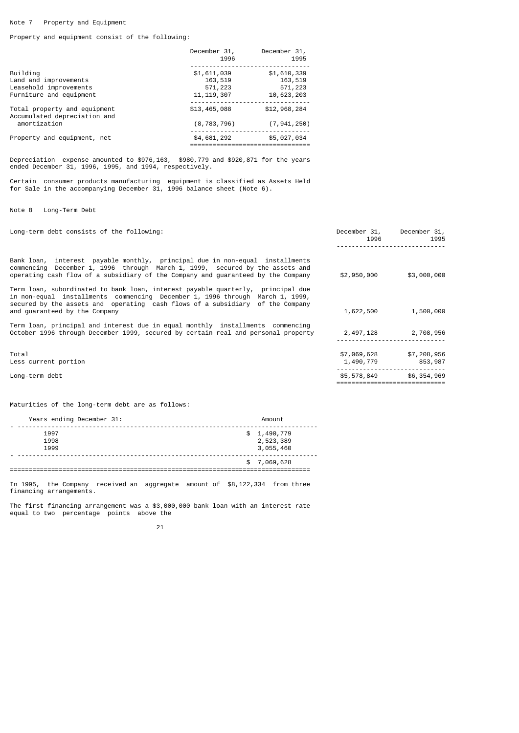Note 7 Property and Equipment

Property and equipment consist of the following:

| | December 31, 1996 | December 31, 1995 |
|---|---|---|
| Building | $1,611,039 | $1,610,339 |
| Land and improvements | 163,519 | 163,519 |
| Leasehold improvements | 571,223 | 571,223 |
| Furniture and equipment | 11,119,307 | 10,623,203 |
| Total property and equipment | $13,465,088 | $12,968,284 |
| Accumulated depreciation and amortization | (8,783,796) | (7,941,250) |
| Property and equipment, net | $4,681,292 | $5,027,034 |

Depreciation expense amounted to $976,163, $980,779 and $920,871 for the years ended December 31, 1996, 1995, and 1994, respectively.

Certain consumer products manufacturing equipment is classified as Assets Held for Sale in the accompanying December 31, 1996 balance sheet (Note 6).

Note 8 Long-Term Debt

| Long-term debt consists of the following: | December 31, 1996 | December 31, 1995 |
|---|---|---|
| Bank loan, interest payable monthly, principal due in non-equal installments commencing December 1, 1996 through March 1, 1999, secured by the assets and operating cash flow of a subsidiary of the Company and guaranteed by the Company | $2,950,000 | $3,000,000 |
| Term loan, subordinated to bank loan, interest payable quarterly, principal due in non-equal installments commencing December 1, 1996 through March 1, 1999, secured by the assets and operating cash flows of a subsidiary of the Company and guaranteed by the Company | 1,622,500 | 1,500,000 |
| Term loan, principal and interest due in equal monthly installments commencing October 1996 through December 1999, secured by certain real and personal property | 2,497,128 | 2,708,956 |
| Total | $7,069,628 | $7,208,956 |
| Less current portion | 1,490,779 | 853,987 |
| Long-term debt | $5,578,849 | $6,354,969 |

Maturities of the long-term debt are as follows:

| Years ending December 31: | Amount |
|---|---|
| 1997 | $ 1,490,779 |
| 1998 | 2,523,389 |
| 1999 | 3,055,460 |
| | $ 7,069,628 |

In 1995, the Company received an aggregate amount of $8,122,334 from three financing arrangements.

The first financing arrangement was a $3,000,000 bank loan with an interest rate equal to two percentage points above the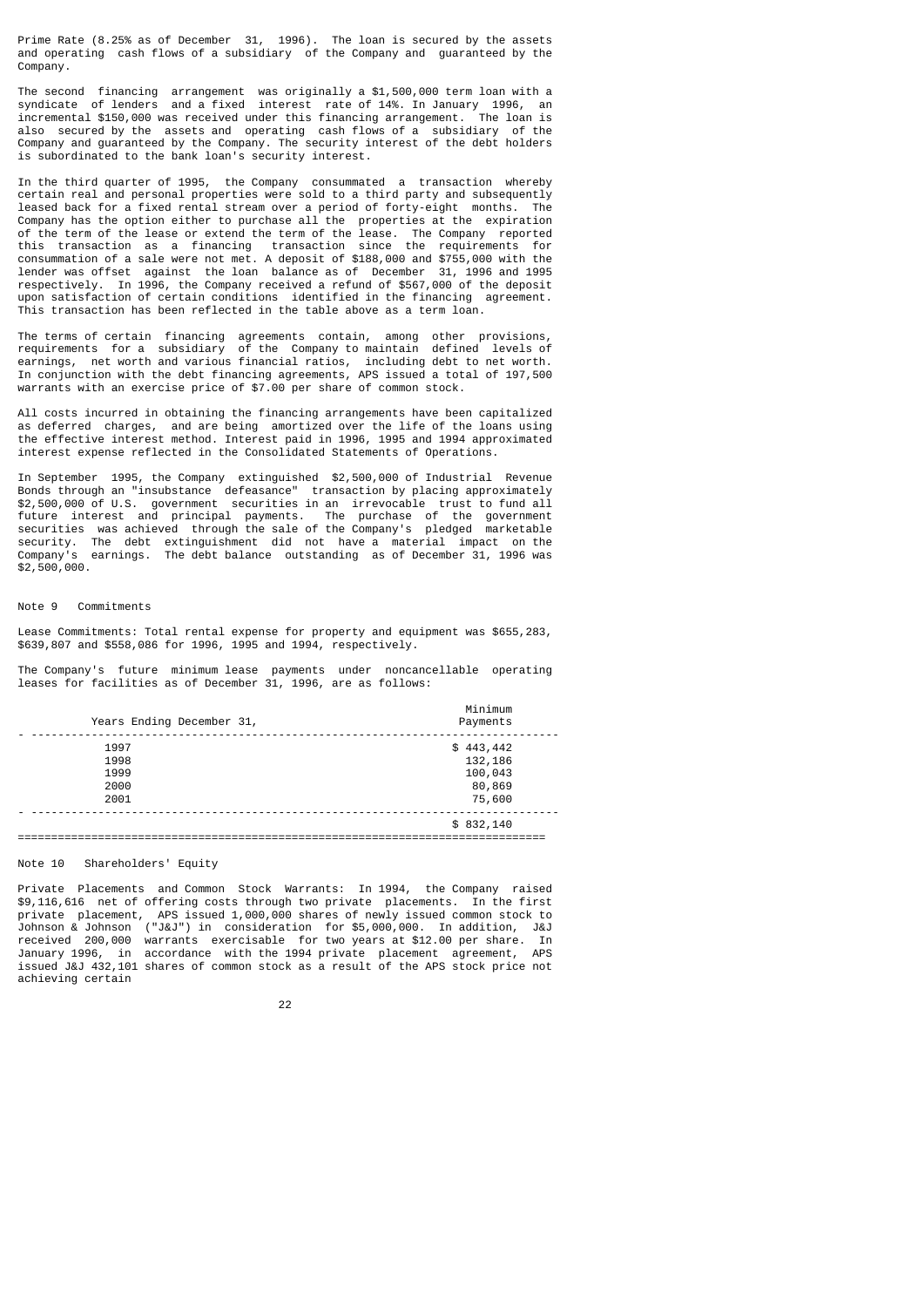Prime Rate (8.25% as of December 31, 1996). The loan is secured by the assets and operating cash flows of a subsidiary of the Company and guaranteed by the Company.

The second financing arrangement was originally a $1,500,000 term loan with a syndicate of lenders and a fixed interest rate of 14%. In January 1996, an incremental $150,000 was received under this financing arrangement. The loan is also secured by the assets and operating cash flows of a subsidiary of the Company and guaranteed by the Company. The security interest of the debt holders is subordinated to the bank loan's security interest.

In the third quarter of 1995, the Company consummated a transaction whereby certain real and personal properties were sold to a third party and subsequently leased back for a fixed rental stream over a period of forty-eight months. The Company has the option either to purchase all the properties at the expiration of the term of the lease or extend the term of the lease. The Company reported this transaction as a financing transaction since the requirements for consummation of a sale were not met. A deposit of $188,000 and $755,000 with the lender was offset against the loan balance as of December 31, 1996 and 1995 respectively. In 1996, the Company received a refund of $567,000 of the deposit upon satisfaction of certain conditions identified in the financing agreement. This transaction has been reflected in the table above as a term loan.

The terms of certain financing agreements contain, among other provisions, requirements for a subsidiary of the Company to maintain defined levels of earnings, net worth and various financial ratios, including debt to net worth. In conjunction with the debt financing agreements, APS issued a total of 197,500 warrants with an exercise price of $7.00 per share of common stock.

All costs incurred in obtaining the financing arrangements have been capitalized as deferred charges, and are being amortized over the life of the loans using the effective interest method. Interest paid in 1996, 1995 and 1994 approximated interest expense reflected in the Consolidated Statements of Operations.

In September 1995, the Company extinguished $2,500,000 of Industrial Revenue Bonds through an "insubstance defeasance" transaction by placing approximately $2,500,000 of U.S. government securities in an irrevocable trust to fund all future interest and principal payments. The purchase of the government securities was achieved through the sale of the Company's pledged marketable security. The debt extinguishment did not have a material impact on the Company's earnings. The debt balance outstanding as of December 31, 1996 was $2,500,000.

## Note 9 Commitments

Lease Commitments: Total rental expense for property and equipment was $655,283, $639,807 and $558,086 for 1996, 1995 and 1994, respectively.

The Company's future minimum lease payments under noncancellable operating leases for facilities as of December 31, 1996, are as follows:

| Years Ending December 31, | Minimum Payments |
|---|---|
| 1997 | $ 443,442 |
| 1998 | 132,186 |
| 1999 | 100,043 |
| 2000 | 80,869 |
| 2001 | 75,600 |
| | $ 832,140 |

## Note 10 Shareholders' Equity

Private Placements and Common Stock Warrants: In 1994, the Company raised $9,116,616 net of offering costs through two private placements. In the first private placement, APS issued 1,000,000 shares of newly issued common stock to Johnson & Johnson ("J&J") in consideration for $5,000,000. In addition, J&J received 200,000 warrants exercisable for two years at $12.00 per share. In January 1996, in accordance with the 1994 private placement agreement, APS issued J&J 432,101 shares of common stock as a result of the APS stock price not achieving certain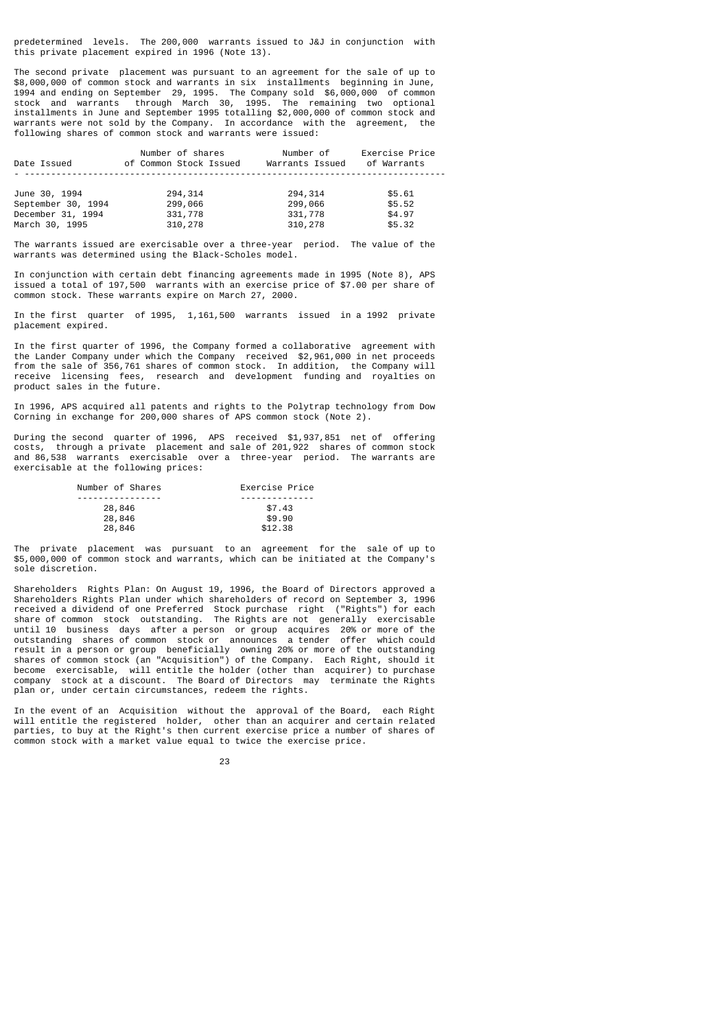predetermined levels. The 200,000 warrants issued to J&J in conjunction with this private placement expired in 1996 (Note 13).

The second private placement was pursuant to an agreement for the sale of up to $8,000,000 of common stock and warrants in six installments beginning in June, 1994 and ending on September 29, 1995. The Company sold $6,000,000 of common stock and warrants through March 30, 1995. The remaining two optional installments in June and September 1995 totalling $2,000,000 of common stock and warrants were not sold by the Company. In accordance with the agreement, the following shares of common stock and warrants were issued:

| Date Issued | Number of shares of Common Stock Issued | Number of Warrants Issued | Exercise Price of Warrants |
|---|---|---|---|
| June 30, 1994 | 294,314 | 294,314 | $5.61 |
| September 30, 1994 | 299,066 | 299,066 | $5.52 |
| December 31, 1994 | 331,778 | 331,778 | $4.97 |
| March 30, 1995 | 310,278 | 310,278 | $5.32 |

The warrants issued are exercisable over a three-year period. The value of the warrants was determined using the Black-Scholes model.

In conjunction with certain debt financing agreements made in 1995 (Note 8), APS issued a total of 197,500 warrants with an exercise price of $7.00 per share of common stock. These warrants expire on March 27, 2000.

In the first quarter of 1995, 1,161,500 warrants issued in a 1992 private placement expired.

In the first quarter of 1996, the Company formed a collaborative agreement with the Lander Company under which the Company received $2,961,000 in net proceeds from the sale of 356,761 shares of common stock. In addition, the Company will receive licensing fees, research and development funding and royalties on product sales in the future.

In 1996, APS acquired all patents and rights to the Polytrap technology from Dow Corning in exchange for 200,000 shares of APS common stock (Note 2).

During the second quarter of 1996, APS received $1,937,851 net of offering costs, through a private placement and sale of 201,922 shares of common stock and 86,538 warrants exercisable over a three-year period. The warrants are exercisable at the following prices:

| Number of Shares | Exercise Price |
|---|---|
| 28,846 | $7.43 |
| 28,846 | $9.90 |
| 28,846 | $12.38 |

The private placement was pursuant to an agreement for the sale of up to $5,000,000 of common stock and warrants, which can be initiated at the Company's sole discretion.

Shareholders Rights Plan: On August 19, 1996, the Board of Directors approved a Shareholders Rights Plan under which shareholders of record on September 3, 1996 received a dividend of one Preferred Stock purchase right ("Rights") for each share of common stock outstanding. The Rights are not generally exercisable until 10 business days after a person or group acquires 20% or more of the outstanding shares of common stock or announces a tender offer which could result in a person or group beneficially owning 20% or more of the outstanding shares of common stock (an "Acquisition") of the Company. Each Right, should it become exercisable, will entitle the holder (other than acquirer) to purchase company stock at a discount. The Board of Directors may terminate the Rights plan or, under certain circumstances, redeem the rights.

In the event of an Acquisition without the approval of the Board, each Right will entitle the registered holder, other than an acquirer and certain related parties, to buy at the Right's then current exercise price a number of shares of common stock with a market value equal to twice the exercise price.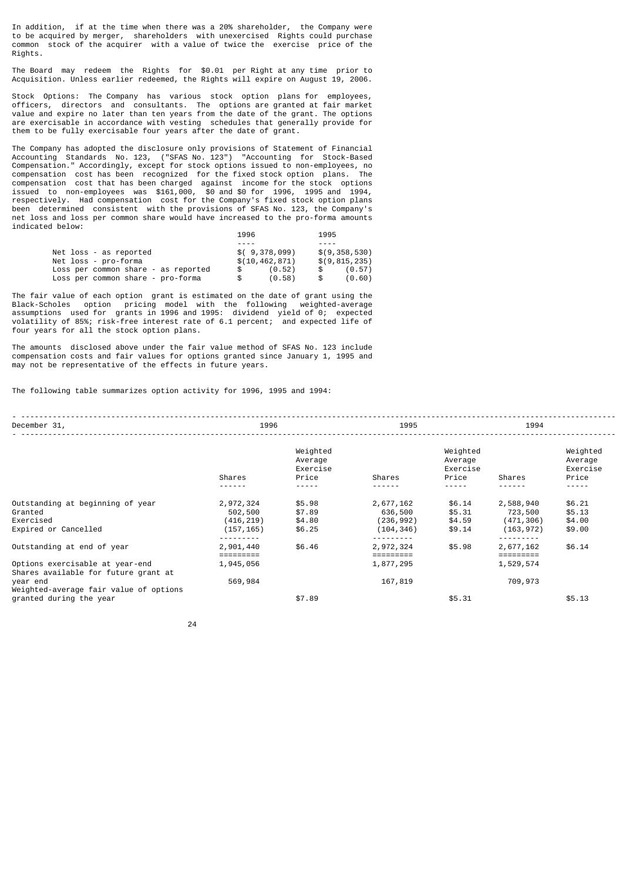In addition, if at the time when there was a 20% shareholder, the Company were to be acquired by merger, shareholders with unexercised Rights could purchase common stock of the acquirer with a value of twice the exercise price of the Rights.

The Board may redeem the Rights for $0.01 per Right at any time prior to Acquisition. Unless earlier redeemed, the Rights will expire on August 19, 2006.

Stock Options: The Company has various stock option plans for employees, officers, directors and consultants. The options are granted at fair market value and expire no later than ten years from the date of the grant. The options are exercisable in accordance with vesting schedules that generally provide for them to be fully exercisable four years after the date of grant.

The Company has adopted the disclosure only provisions of Statement of Financial Accounting Standards No. 123, ("SFAS No. 123") "Accounting for Stock-Based Compensation." Accordingly, except for stock options issued to non-employees, no compensation cost has been recognized for the fixed stock option plans. The compensation cost that has been charged against income for the stock options issued to non-employees was $161,000, $0 and $0 for 1996, 1995 and 1994, respectively. Had compensation cost for the Company's fixed stock option plans been determined consistent with the provisions of SFAS No. 123, the Company's net loss and loss per common share would have increased to the pro-forma amounts indicated below:

| | 1996 | 1995 |
|---|---|---|
| Net loss - as reported | $( 9,378,099) | $(9,358,530) |
| Net loss - pro-forma | $(10,462,871) | $(9,815,235) |
| Loss per common share - as reported | $ (0.52) | $ (0.57) |
| Loss per common share - pro-forma | $ (0.58) | $ (0.60) |

The fair value of each option grant is estimated on the date of grant using the Black-Scholes option pricing model with the following weighted-average assumptions used for grants in 1996 and 1995: dividend yield of 0; expected volatility of 85%; risk-free interest rate of 6.1 percent; and expected life of four years for all the stock option plans.

The amounts disclosed above under the fair value method of SFAS No. 123 include compensation costs and fair values for options granted since January 1, 1995 and may not be representative of the effects in future years.

The following table summarizes option activity for 1996, 1995 and 1994:

| December 31, | 1996 | | 1995 | | 1994 | |
|---|---|---|---|---|---|---|
| | Shares | Weighted Average Exercise Price | Shares | Weighted Average Exercise Price | Shares | Weighted Average Exercise Price |
| Outstanding at beginning of year | 2,972,324 | $5.98 | 2,677,162 | $6.14 | 2,588,940 | $6.21 |
| Granted | 502,500 | $7.89 | 636,500 | $5.31 | 723,500 | $5.13 |
| Exercised | (416,219) | $4.80 | (236,992) | $4.59 | (471,306) | $4.00 |
| Expired or Cancelled | (157,165) | $6.25 | (104,346) | $9.14 | (163,972) | $9.00 |
| Outstanding at end of year | 2,901,440 | $6.46 | 2,972,324 | $5.98 | 2,677,162 | $6.14 |
| Options exercisable at year-end | 1,945,056 | | 1,877,295 | | 1,529,574 | |
| Shares available for future grant at year end | 569,984 | | 167,819 | | 709,973 | |
| Weighted-average fair value of options granted during the year | | $7.89 | | $5.31 | | $5.13 |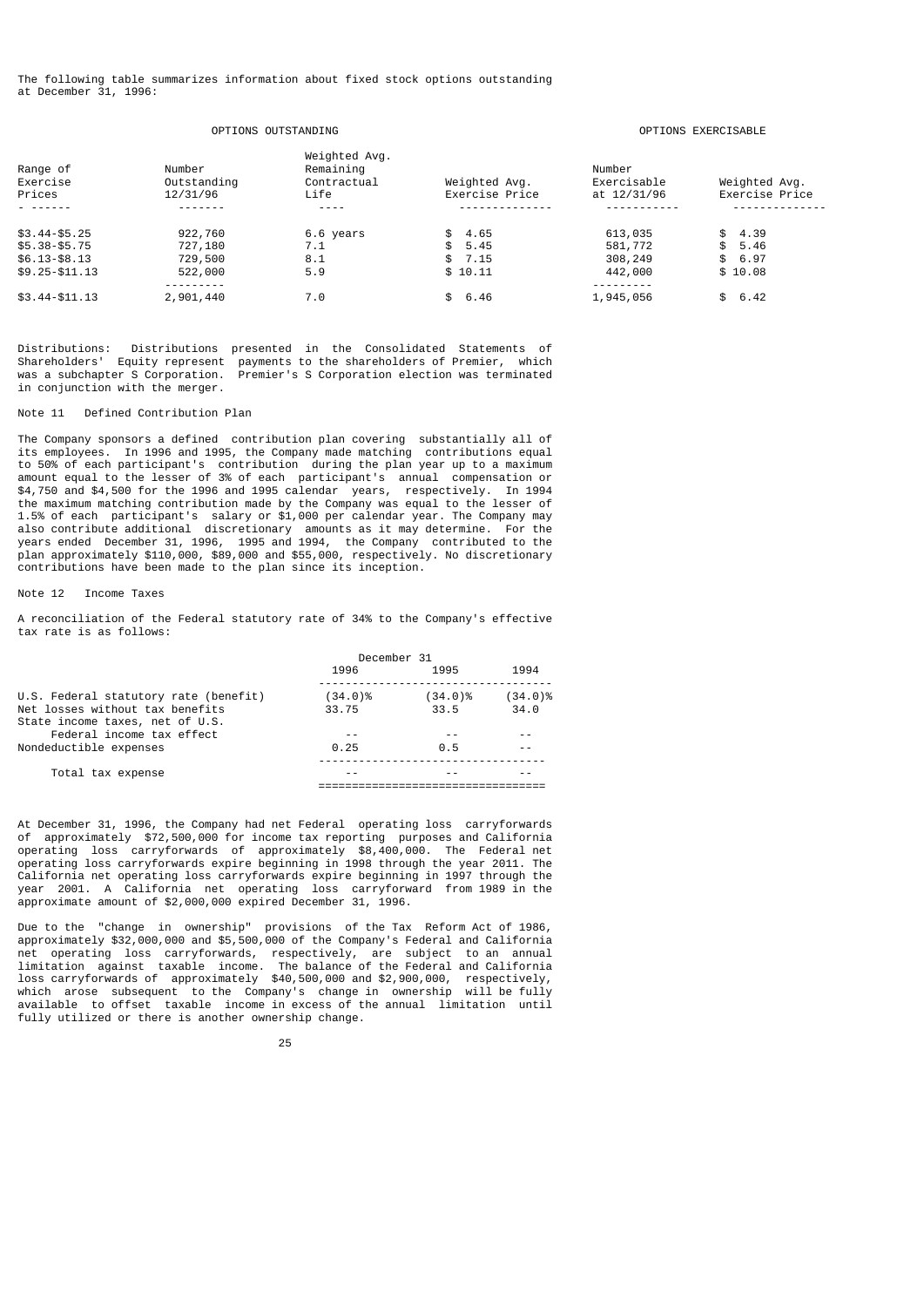The following table summarizes information about fixed stock options outstanding at December 31, 1996:

| | OPTIONS OUTSTANDING | | | OPTIONS EXERCISABLE | |
|---|---|---|---|---|---|
| Range of Exercise Prices | Number Outstanding 12/31/96 | Weighted Avg. Remaining Contractual Life | Weighted Avg. Exercise Price | Number Exercisable at 12/31/96 | Weighted Avg. Exercise Price |
| $3.44-$5.25 | 922,760 | 6.6 years | $ 4.65 | 613,035 | $ 4.39 |
| $5.38-$5.75 | 727,180 | 7.1 | $ 5.45 | 581,772 | $ 5.46 |
| $6.13-$8.13 | 729,500 | 8.1 | $ 7.15 | 308,249 | $ 6.97 |
| $9.25-$11.13 | 522,000 | 5.9 | $ 10.11 | 442,000 | $ 10.08 |
| $3.44-$11.13 | 2,901,440 | 7.0 | $ 6.46 | 1,945,056 | $ 6.42 |

Distributions: Distributions presented in the Consolidated Statements of Shareholders' Equity represent payments to the shareholders of Premier, which was a subchapter S Corporation. Premier's S Corporation election was terminated in conjunction with the merger.

## Note 11 Defined Contribution Plan

The Company sponsors a defined contribution plan covering substantially all of its employees. In 1996 and 1995, the Company made matching contributions equal to 50% of each participant's contribution during the plan year up to a maximum amount equal to the lesser of 3% of each participant's annual compensation or $4,750 and $4,500 for the 1996 and 1995 calendar years, respectively. In 1994 the maximum matching contribution made by the Company was equal to the lesser of 1.5% of each participant's salary or $1,000 per calendar year. The Company may also contribute additional discretionary amounts as it may determine. For the years ended December 31, 1996, 1995 and 1994, the Company contributed to the plan approximately $110,000, $89,000 and $55,000, respectively. No discretionary contributions have been made to the plan since its inception.

## Note 12 Income Taxes

A reconciliation of the Federal statutory rate of 34% to the Company's effective tax rate is as follows:

| | December 31 | | |
|---|---|---|---|
| | 1996 | 1995 | 1994 |
| U.S. Federal statutory rate (benefit) | (34.0)% | (34.0)% | (34.0)% |
| Net losses without tax benefits | 33.75 | 33.5 | 34.0 |
| State income taxes, net of U.S. Federal income tax effect | -- | -- | -- |
| Nondeductible expenses | 0.25 | 0.5 | -- |
| Total tax expense | -- | -- | -- |

At December 31, 1996, the Company had net Federal operating loss carryforwards of approximately $72,500,000 for income tax reporting purposes and California operating loss carryforwards of approximately $8,400,000. The Federal net operating loss carryforwards expire beginning in 1998 through the year 2011. The California net operating loss carryforwards expire beginning in 1997 through the year 2001. A California net operating loss carryforward from 1989 in the approximate amount of $2,000,000 expired December 31, 1996.

Due to the "change in ownership" provisions of the Tax Reform Act of 1986, approximately $32,000,000 and $5,500,000 of the Company's Federal and California net operating loss carryforwards, respectively, are subject to an annual limitation against taxable income. The balance of the Federal and California loss carryforwards of approximately $40,500,000 and $2,900,000, respectively, which arose subsequent to the Company's change in ownership will be fully available to offset taxable income in excess of the annual limitation until fully utilized or there is another ownership change.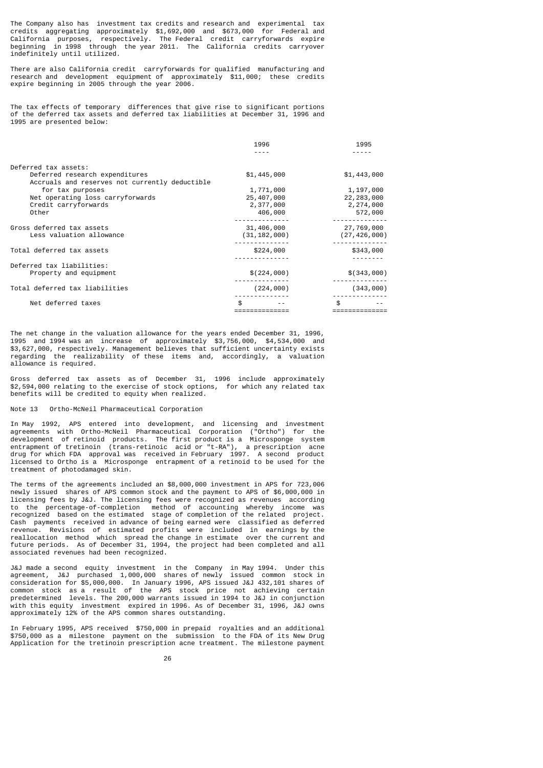The Company also has investment tax credits and research and experimental tax credits aggregating approximately $1,692,000 and $673,000 for Federal and California purposes, respectively. The Federal credit carryforwards expire beginning in 1998 through the year 2011. The California credits carryover indefinitely until utilized.

There are also California credit carryforwards for qualified manufacturing and research and development equipment of approximately $11,000; these credits expire beginning in 2005 through the year 2006.

The tax effects of temporary differences that give rise to significant portions of the deferred tax assets and deferred tax liabilities at December 31, 1996 and 1995 are presented below:

| | 1996 | 1995 |
|---|---|---|
| Deferred tax assets: | | |
| Deferred research expenditures | $1,445,000 | $1,443,000 |
| Accruals and reserves not currently deductible for tax purposes | 1,771,000 | 1,197,000 |
| Net operating loss carryforwards | 25,407,000 | 22,283,000 |
| Credit carryforwards | 2,377,000 | 2,274,000 |
| Other | 406,000 | 572,000 |
| Gross deferred tax assets | 31,406,000 | 27,769,000 |
| Less valuation allowance | (31,182,000) | (27,426,000) |
| Total deferred tax assets | $224,000 | $343,000 |
| Deferred tax liabilities: | | |
| Property and equipment | $(224,000) | $(343,000) |
| Total deferred tax liabilities | (224,000) | (343,000) |
| Net deferred taxes | $ -- | $ -- |

The net change in the valuation allowance for the years ended December 31, 1996, 1995 and 1994 was an increase of approximately $3,756,000, $4,534,000 and $3,627,000, respectively. Management believes that sufficient uncertainty exists regarding the realizability of these items and, accordingly, a valuation allowance is required.

Gross deferred tax assets as of December 31, 1996 include approximately $2,594,000 relating to the exercise of stock options, for which any related tax benefits will be credited to equity when realized.

Note 13 Ortho-McNeil Pharmaceutical Corporation

In May 1992, APS entered into development, and licensing and investment agreements with Ortho-McNeil Pharmaceutical Corporation ("Ortho") for the development of retinoid products. The first product is a Microsponge system entrapment of tretinoin (trans-retinoic acid or "t-RA"), a prescription acne drug for which FDA approval was received in February 1997. A second product licensed to Ortho is a Microsponge entrapment of a retinoid to be used for the treatment of photodamaged skin.

The terms of the agreements included an $8,000,000 investment in APS for 723,006 newly issued shares of APS common stock and the payment to APS of $6,000,000 in licensing fees by J&J. The licensing fees were recognized as revenues according to the percentage-of-completion method of accounting whereby income was recognized based on the estimated stage of completion of the related project. Cash payments received in advance of being earned were classified as deferred revenue. Revisions of estimated profits were included in earnings by the reallocation method which spread the change in estimate over the current and future periods. As of December 31, 1994, the project had been completed and all associated revenues had been recognized.

J&J made a second equity investment in the Company in May 1994. Under this agreement, J&J purchased 1,000,000 shares of newly issued common stock in consideration for $5,000,000. In January 1996, APS issued J&J 432,101 shares of common stock as a result of the APS stock price not achieving certain predetermined levels. The 200,000 warrants issued in 1994 to J&J in conjunction with this equity investment expired in 1996. As of December 31, 1996, J&J owns approximately 12% of the APS common shares outstanding.

In February 1995, APS received $750,000 in prepaid royalties and an additional $750,000 as a milestone payment on the submission to the FDA of its New Drug Application for the tretinoin prescription acne treatment. The milestone payment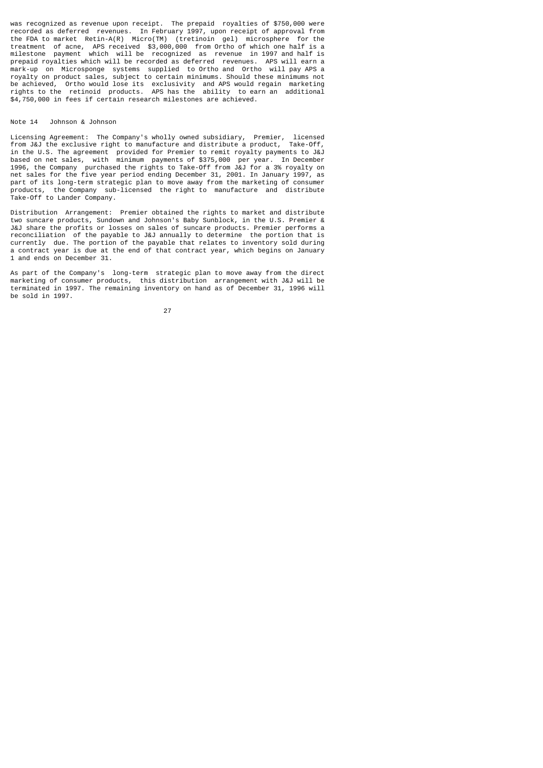was recognized as revenue upon receipt. The prepaid royalties of $750,000 were recorded as deferred revenues. In February 1997, upon receipt of approval from the FDA to market Retin-A(R) Micro(TM) (tretinoin gel) microsphere for the treatment of acne, APS received $3,000,000 from Ortho of which one half is a milestone payment which will be recognized as revenue in 1997 and half is prepaid royalties which will be recorded as deferred revenues. APS will earn a mark-up on Microsponge systems supplied to Ortho and Ortho will pay APS a royalty on product sales, subject to certain minimums. Should these minimums not be achieved, Ortho would lose its exclusivity and APS would regain marketing rights to the retinoid products. APS has the ability to earn an additional $4,750,000 in fees if certain research milestones are achieved.

## Note 14 Johnson & Johnson

Licensing Agreement: The Company's wholly owned subsidiary, Premier, licensed from J&J the exclusive right to manufacture and distribute a product, Take-Off, in the U.S. The agreement provided for Premier to remit royalty payments to J&J based on net sales, with minimum payments of $375,000 per year. In December 1996, the Company purchased the rights to Take-Off from J&J for a 3% royalty on net sales for the five year period ending December 31, 2001. In January 1997, as part of its long-term strategic plan to move away from the marketing of consumer products, the Company sub-licensed the right to manufacture and distribute Take-Off to Lander Company.

Distribution Arrangement: Premier obtained the rights to market and distribute two suncare products, Sundown and Johnson's Baby Sunblock, in the U.S. Premier & J&J share the profits or losses on sales of suncare products. Premier performs a reconciliation of the payable to J&J annually to determine the portion that is currently due. The portion of the payable that relates to inventory sold during a contract year is due at the end of that contract year, which begins on January 1 and ends on December 31.

As part of the Company's long-term strategic plan to move away from the direct marketing of consumer products, this distribution arrangement with J&J will be terminated in 1997. The remaining inventory on hand as of December 31, 1996 will be sold in 1997.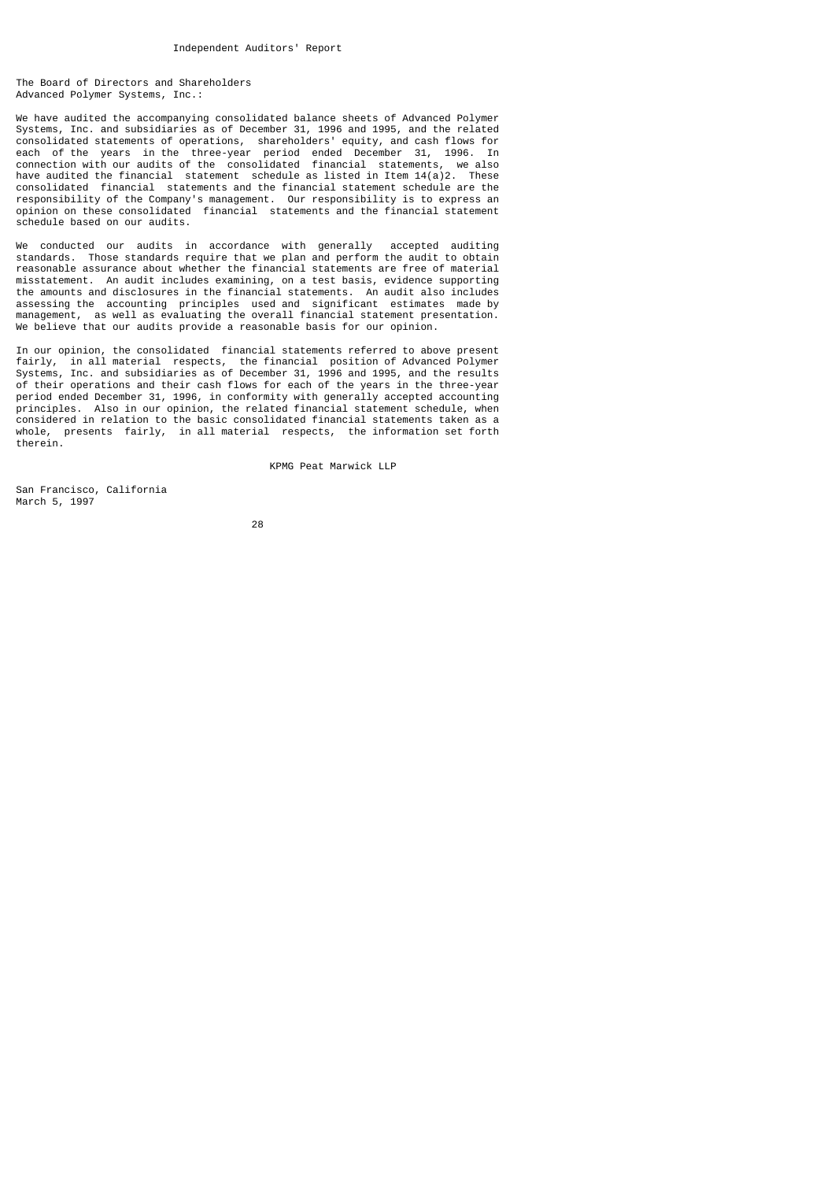# Independent Auditors' Report

The Board of Directors and Shareholders
Advanced Polymer Systems, Inc.:

We have audited the accompanying consolidated balance sheets of Advanced Polymer Systems, Inc. and subsidiaries as of December 31, 1996 and 1995, and the related consolidated statements of operations, shareholders' equity, and cash flows for each of the years in the three-year period ended December 31, 1996. In connection with our audits of the consolidated financial statements, we also have audited the financial statement schedule as listed in Item 14(a)2. These consolidated financial statements and the financial statement schedule are the responsibility of the Company's management. Our responsibility is to express an opinion on these consolidated financial statements and the financial statement schedule based on our audits.

We conducted our audits in accordance with generally accepted auditing standards. Those standards require that we plan and perform the audit to obtain reasonable assurance about whether the financial statements are free of material misstatement. An audit includes examining, on a test basis, evidence supporting the amounts and disclosures in the financial statements. An audit also includes assessing the accounting principles used and significant estimates made by management, as well as evaluating the overall financial statement presentation. We believe that our audits provide a reasonable basis for our opinion.

In our opinion, the consolidated financial statements referred to above present fairly, in all material respects, the financial position of Advanced Polymer Systems, Inc. and subsidiaries as of December 31, 1996 and 1995, and the results of their operations and their cash flows for each of the years in the three-year period ended December 31, 1996, in conformity with generally accepted accounting principles. Also in our opinion, the related financial statement schedule, when considered in relation to the basic consolidated financial statements taken as a whole, presents fairly, in all material respects, the information set forth therein.

KPMG Peat Marwick LLP

San Francisco, California
March 5, 1997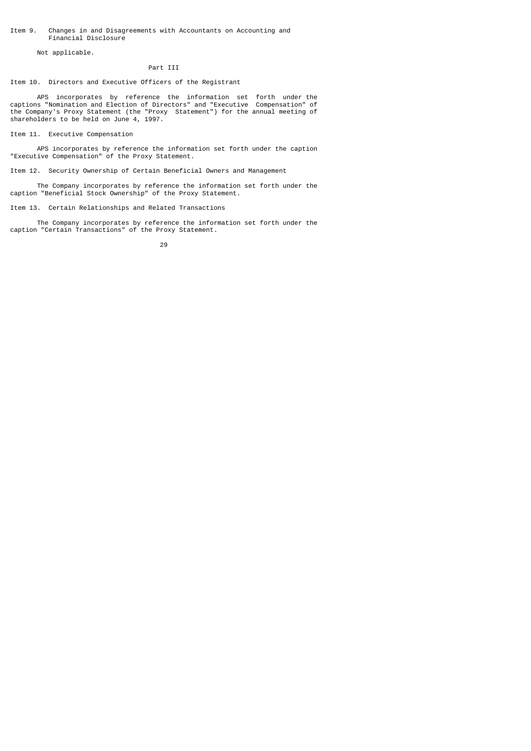## Item 9. Changes in and Disagreements with Accountants on Accounting and Financial Disclosure

Not applicable.

# Part III

## Item 10. Directors and Executive Officers of the Registrant

APS incorporates by reference the information set forth under the captions "Nomination and Election of Directors" and "Executive Compensation" of the Company's Proxy Statement (the "Proxy Statement") for the annual meeting of shareholders to be held on June 4, 1997.

## Item 11. Executive Compensation

APS incorporates by reference the information set forth under the caption "Executive Compensation" of the Proxy Statement.

## Item 12. Security Ownership of Certain Beneficial Owners and Management

The Company incorporates by reference the information set forth under the caption "Beneficial Stock Ownership" of the Proxy Statement.

## Item 13. Certain Relationships and Related Transactions

The Company incorporates by reference the information set forth under the caption "Certain Transactions" of the Proxy Statement.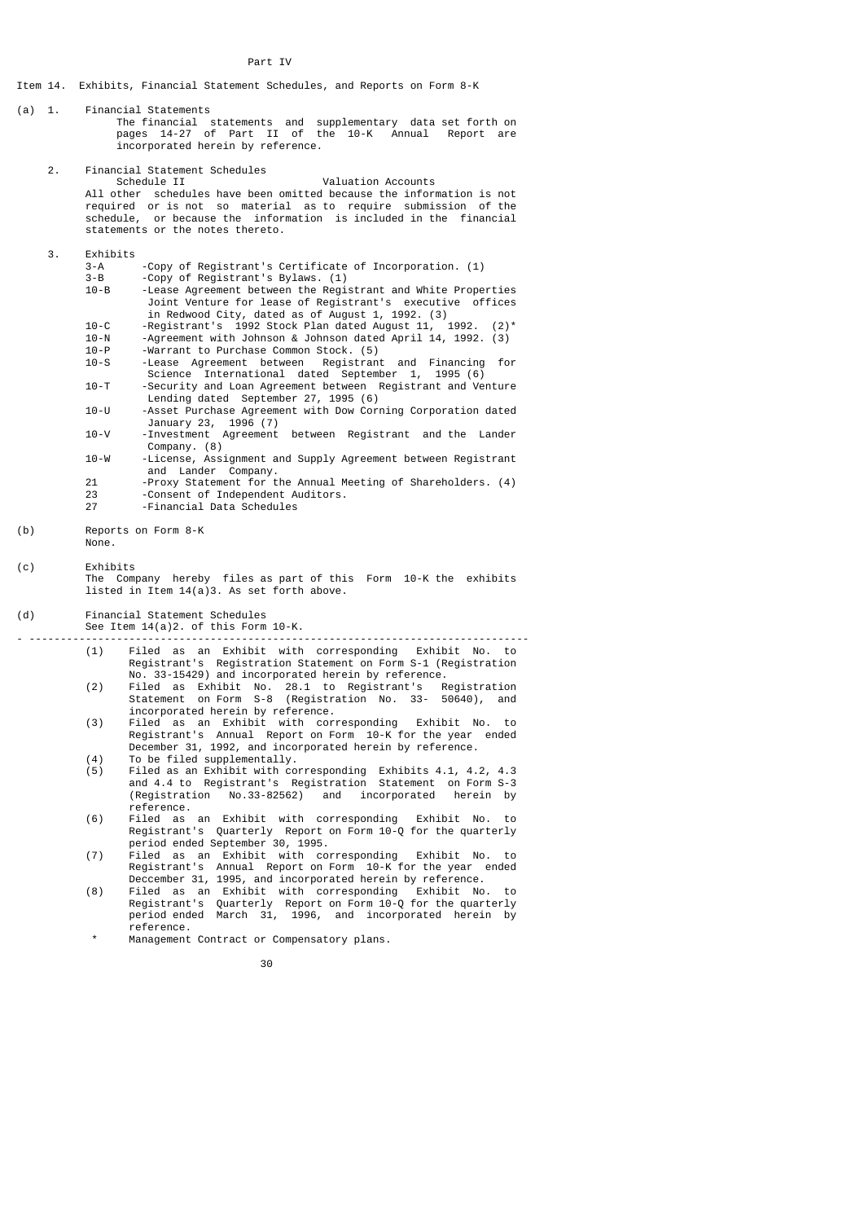# Part IV

## Item 14. Exhibits, Financial Statement Schedules, and Reports on Form 8-K

(a) 1. Financial Statements

The financial statements and supplementary data set forth on pages 14-27 of Part II of the 10-K Annual Report are incorporated herein by reference.

2. Financial Statement Schedules

Schedule II — Valuation Accounts

All other schedules have been omitted because the information is not required or is not so material as to require submission of the schedule, or because the information is included in the financial statements or the notes thereto.

3. Exhibits

| Exhibit | Description |
|---|---|
| 3-A | -Copy of Registrant's Certificate of Incorporation. (1) |
| 3-B | -Copy of Registrant's Bylaws. (1) |
| 10-B | -Lease Agreement between the Registrant and White Properties Joint Venture for lease of Registrant's executive offices in Redwood City, dated as of August 1, 1992. (3) |
| 10-C | -Registrant's 1992 Stock Plan dated August 11, 1992. (2)* |
| 10-N | -Agreement with Johnson & Johnson dated April 14, 1992. (3) |
| 10-P | -Warrant to Purchase Common Stock. (5) |
| 10-S | -Lease Agreement between Registrant and Financing for Science International dated September 1, 1995 (6) |
| 10-T | -Security and Loan Agreement between Registrant and Venture Lending dated September 27, 1995 (6) |
| 10-U | -Asset Purchase Agreement with Dow Corning Corporation dated January 23, 1996 (7) |
| 10-V | -Investment Agreement between Registrant and the Lander Company. (8) |
| 10-W | -License, Assignment and Supply Agreement between Registrant and Lander Company. |
| 21 | -Proxy Statement for the Annual Meeting of Shareholders. (4) |
| 23 | -Consent of Independent Auditors. |
| 27 | -Financial Data Schedules |

(b) Reports on Form 8-K

None.

(c) Exhibits

The Company hereby files as part of this Form 10-K the exhibits listed in Item 14(a)3. As set forth above.

(d) Financial Statement Schedules

See Item 14(a)2. of this Form 10-K.

---

(1) Filed as an Exhibit with corresponding Exhibit No. to Registrant's Registration Statement on Form S-1 (Registration No. 33-15429) and incorporated herein by reference.

(2) Filed as Exhibit No. 28.1 to Registrant's Registration Statement on Form S-8 (Registration No. 33- 50640), and incorporated herein by reference.

(3) Filed as an Exhibit with corresponding Exhibit No. to Registrant's Annual Report on Form 10-K for the year ended December 31, 1992, and incorporated herein by reference.

(4) To be filed supplementally.

(5) Filed as an Exhibit with corresponding Exhibits 4.1, 4.2, 4.3 and 4.4 to Registrant's Registration Statement on Form S-3 (Registration No.33-82562) and incorporated herein by reference.

(6) Filed as an Exhibit with corresponding Exhibit No. to Registrant's Quarterly Report on Form 10-Q for the quarterly period ended September 30, 1995.

(7) Filed as an Exhibit with corresponding Exhibit No. to Registrant's Annual Report on Form 10-K for the year ended Deccember 31, 1995, and incorporated herein by reference.

(8) Filed as an Exhibit with corresponding Exhibit No. to Registrant's Quarterly Report on Form 10-Q for the quarterly period ended March 31, 1996, and incorporated herein by reference.

\* Management Contract or Compensatory plans.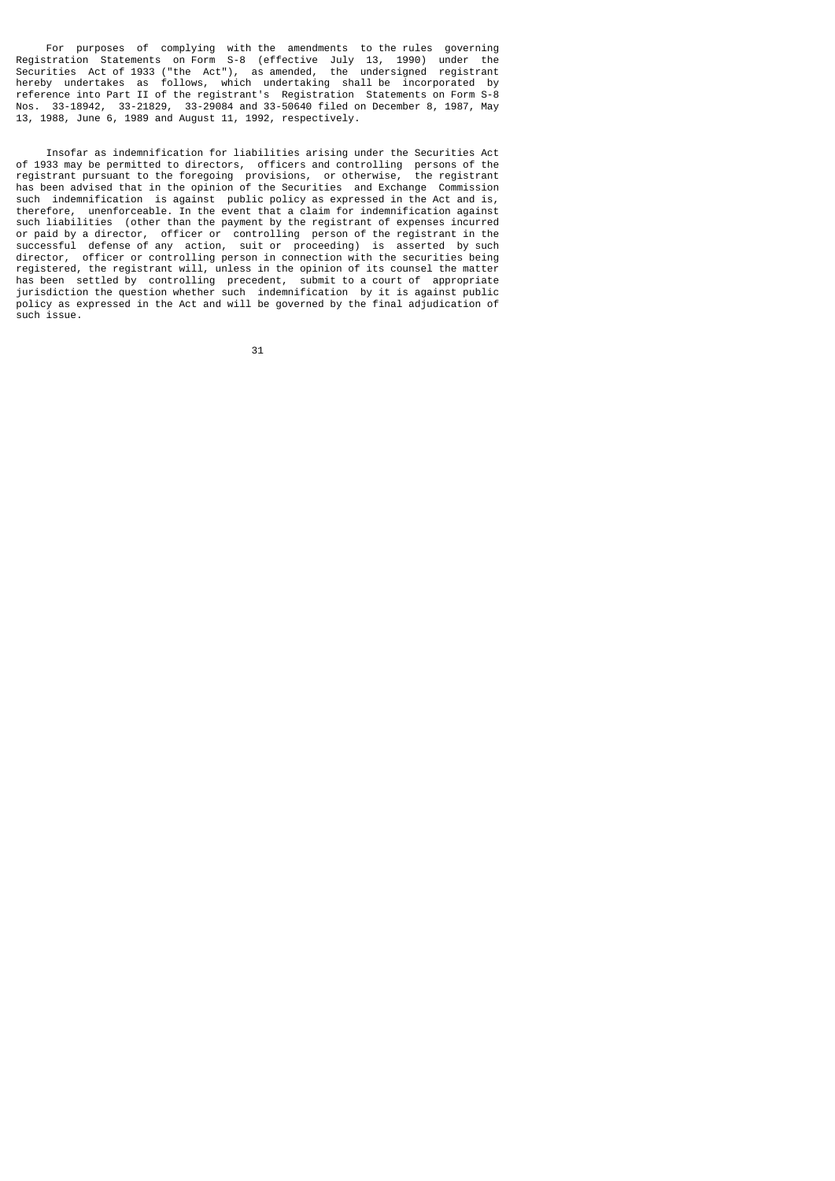For purposes of complying with the amendments to the rules governing Registration Statements on Form S-8 (effective July 13, 1990) under the Securities Act of 1933 ("the Act"), as amended, the undersigned registrant hereby undertakes as follows, which undertaking shall be incorporated by reference into Part II of the registrant's Registration Statements on Form S-8 Nos. 33-18942, 33-21829, 33-29084 and 33-50640 filed on December 8, 1987, May 13, 1988, June 6, 1989 and August 11, 1992, respectively.

Insofar as indemnification for liabilities arising under the Securities Act of 1933 may be permitted to directors, officers and controlling persons of the registrant pursuant to the foregoing provisions, or otherwise, the registrant has been advised that in the opinion of the Securities and Exchange Commission such indemnification is against public policy as expressed in the Act and is, therefore, unenforceable. In the event that a claim for indemnification against such liabilities (other than the payment by the registrant of expenses incurred or paid by a director, officer or controlling person of the registrant in the successful defense of any action, suit or proceeding) is asserted by such director, officer or controlling person in connection with the securities being registered, the registrant will, unless in the opinion of its counsel the matter has been settled by controlling precedent, submit to a court of appropriate jurisdiction the question whether such indemnification by it is against public policy as expressed in the Act and will be governed by the final adjudication of such issue.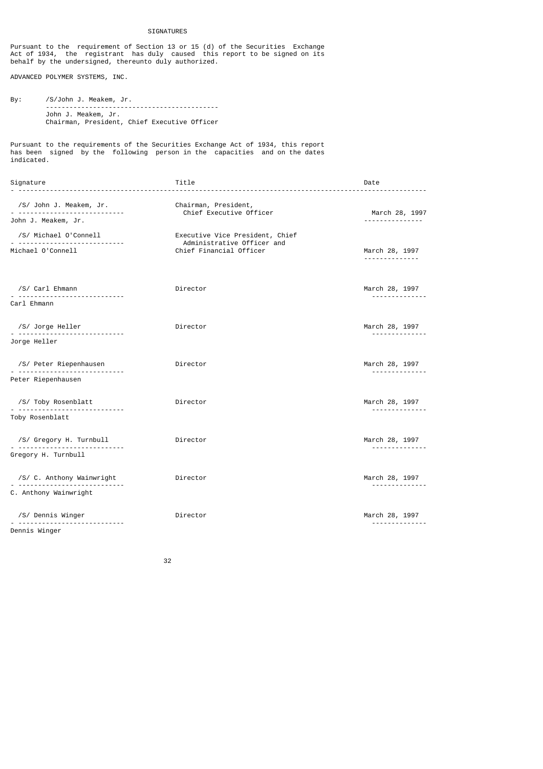## SIGNATURES

Pursuant to the requirement of Section 13 or 15 (d) of the Securities Exchange Act of 1934, the registrant has duly caused this report to be signed on its behalf by the undersigned, thereunto duly authorized.

ADVANCED POLYMER SYSTEMS, INC.

By: /S/John J. Meakem, Jr.
John J. Meakem, Jr.
Chairman, President, Chief Executive Officer

Pursuant to the requirements of the Securities Exchange Act of 1934, this report has been signed by the following person in the capacities and on the dates indicated.

| Signature | Title | Date |
|---|---|---|
| /S/ John J. Meakem, Jr.<br>John J. Meakem, Jr. | Chairman, President, Chief Executive Officer | March 28, 1997 |
| /S/ Michael O'Connell<br>Michael O'Connell | Executive Vice President, Chief Administrative Officer and Chief Financial Officer | March 28, 1997 |
| /S/ Carl Ehmann<br>Carl Ehmann | Director | March 28, 1997 |
| /S/ Jorge Heller<br>Jorge Heller | Director | March 28, 1997 |
| /S/ Peter Riepenhausen<br>Peter Riepenhausen | Director | March 28, 1997 |
| /S/ Toby Rosenblatt<br>Toby Rosenblatt | Director | March 28, 1997 |
| /S/ Gregory H. Turnbull<br>Gregory H. Turnbull | Director | March 28, 1997 |
| /S/ C. Anthony Wainwright<br>C. Anthony Wainwright | Director | March 28, 1997 |
| /S/ Dennis Winger<br>Dennis Winger | Director | March 28, 1997 |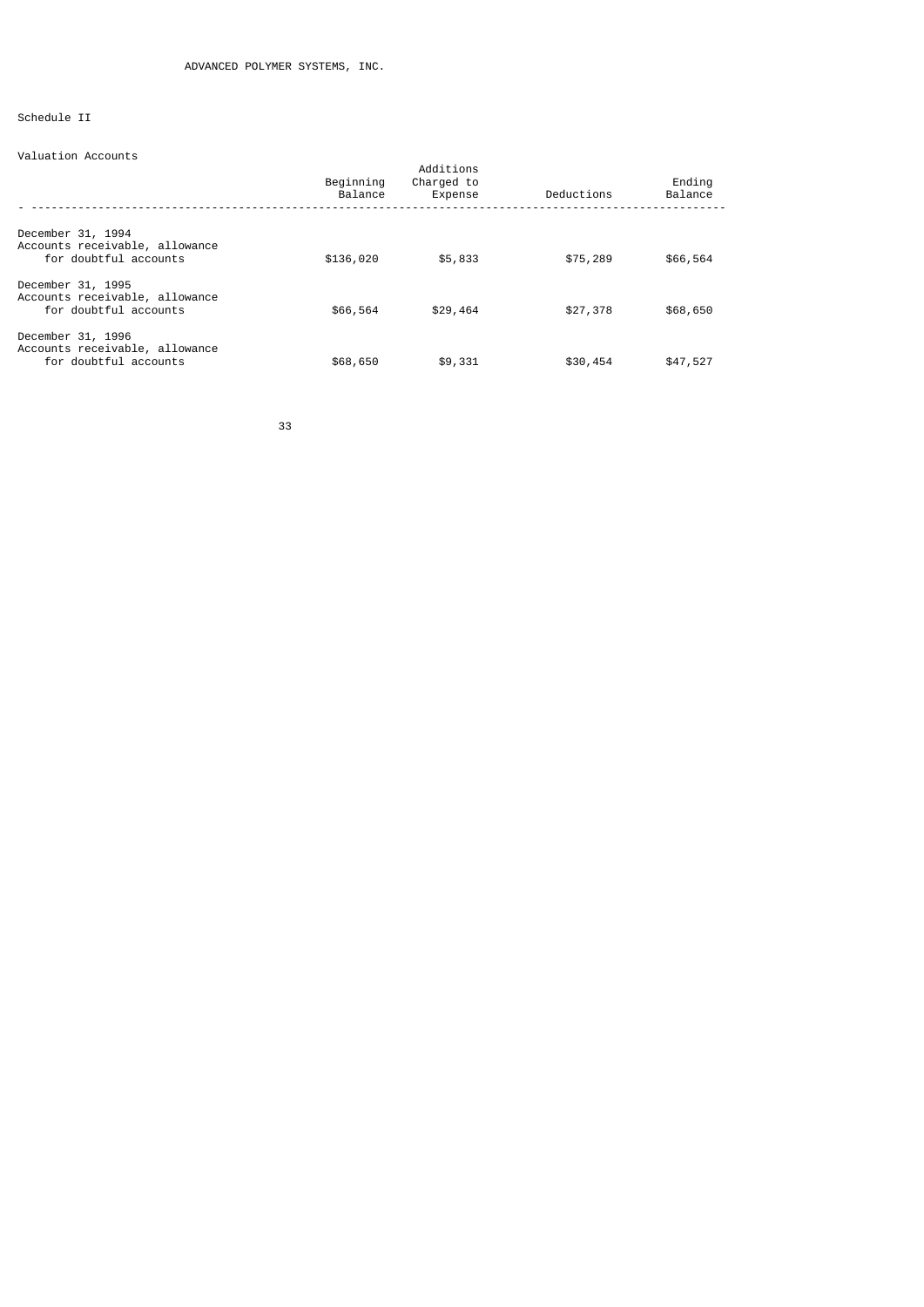ADVANCED POLYMER SYSTEMS, INC.

Schedule II

Valuation Accounts

| | Beginning Balance | Additions Charged to Expense | Deductions | Ending Balance |
|---|---|---|---|---|
| December 31, 1994 Accounts receivable, allowance for doubtful accounts | $136,020 | $5,833 | $75,289 | $66,564 |
| December 31, 1995 Accounts receivable, allowance for doubtful accounts | $66,564 | $29,464 | $27,378 | $68,650 |
| December 31, 1996 Accounts receivable, allowance for doubtful accounts | $68,650 | $9,331 | $30,454 | $47,527 |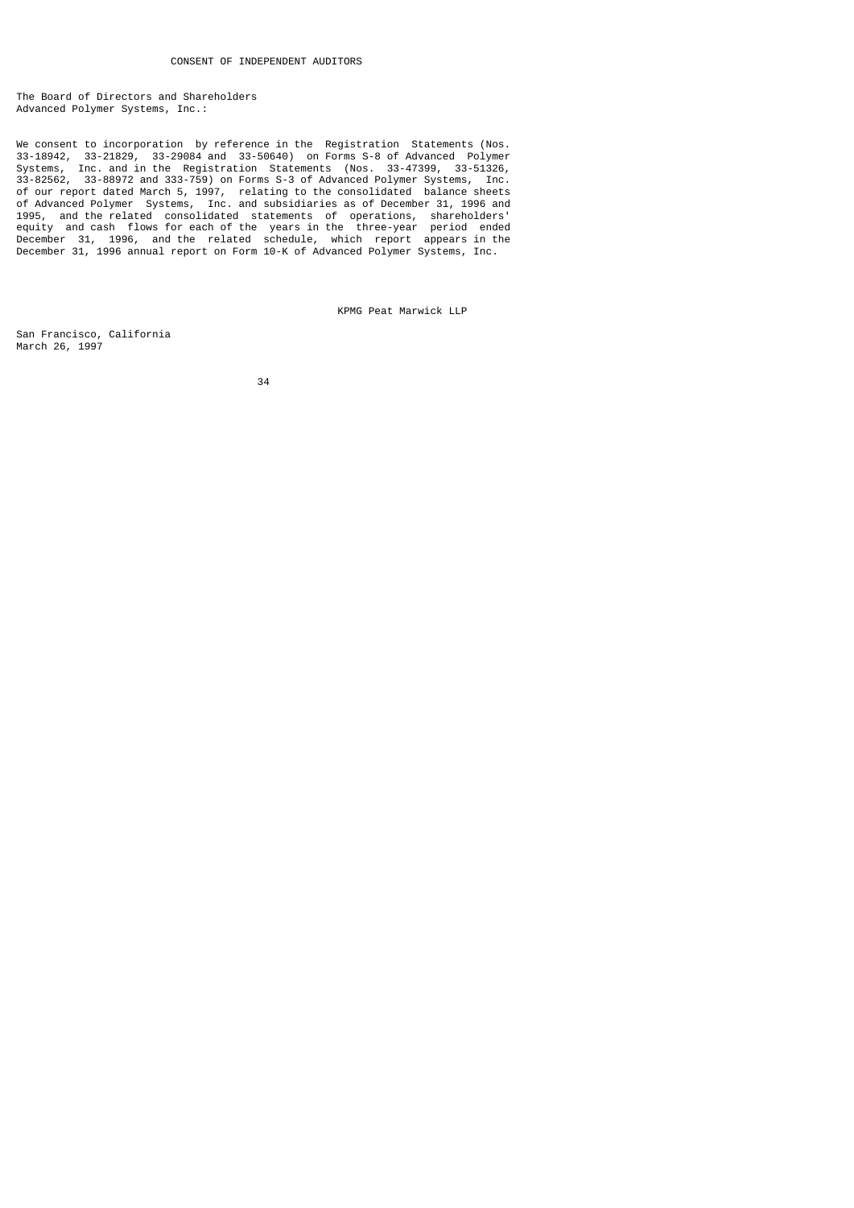# CONSENT OF INDEPENDENT AUDITORS

The Board of Directors and Shareholders
Advanced Polymer Systems, Inc.:

We consent to incorporation by reference in the Registration Statements (Nos. 33-18942, 33-21829, 33-29084 and 33-50640) on Forms S-8 of Advanced Polymer Systems, Inc. and in the Registration Statements (Nos. 33-47399, 33-51326, 33-82562, 33-88972 and 333-759) on Forms S-3 of Advanced Polymer Systems, Inc. of our report dated March 5, 1997, relating to the consolidated balance sheets of Advanced Polymer Systems, Inc. and subsidiaries as of December 31, 1996 and 1995, and the related consolidated statements of operations, shareholders' equity and cash flows for each of the years in the three-year period ended December 31, 1996, and the related schedule, which report appears in the December 31, 1996 annual report on Form 10-K of Advanced Polymer Systems, Inc.

KPMG Peat Marwick LLP

San Francisco, California
March 26, 1997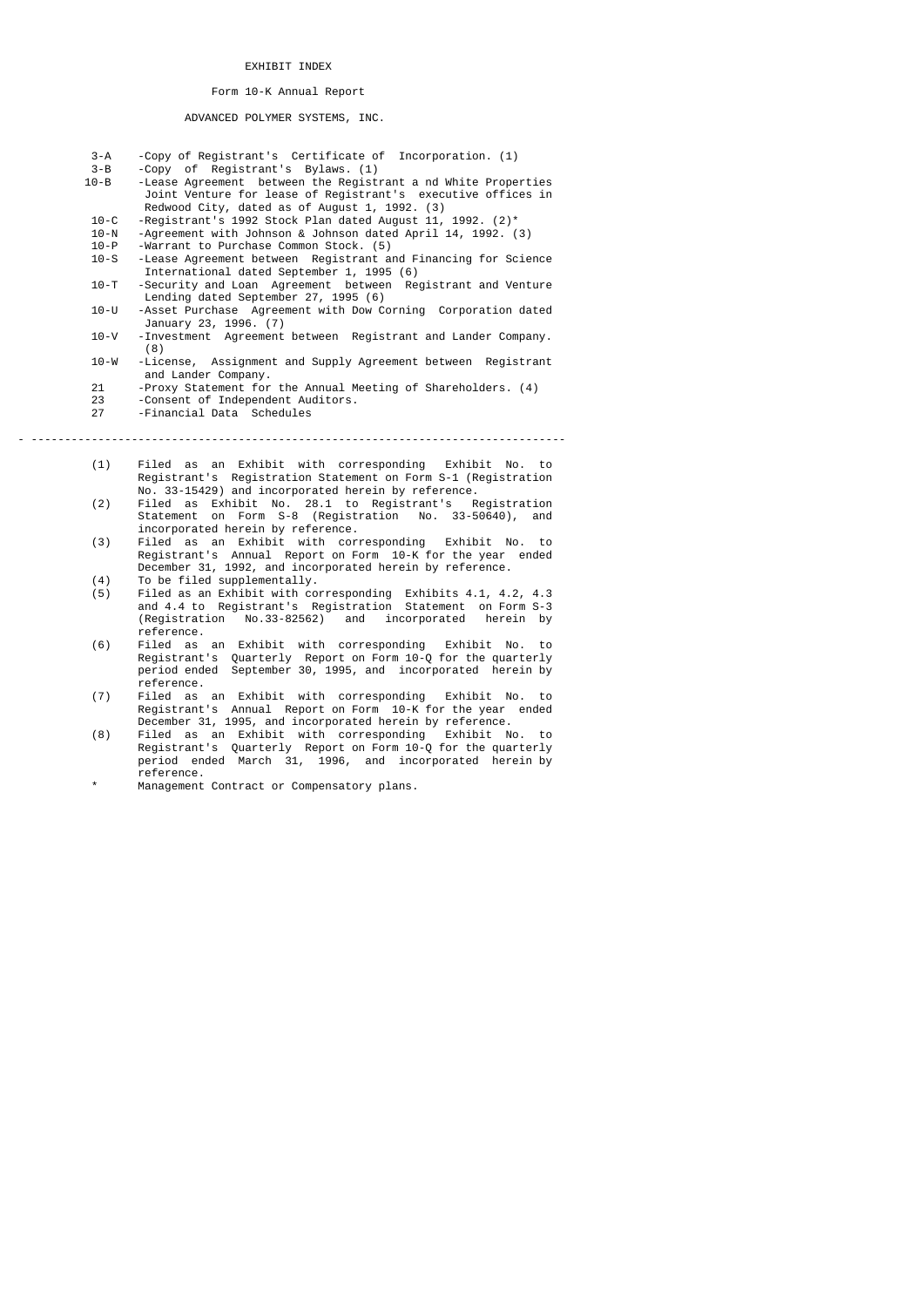# EXHIBIT INDEX

## Form 10-K Annual Report

## ADVANCED POLYMER SYSTEMS, INC.

| | |
|---|---|
| 3-A | -Copy of Registrant's Certificate of Incorporation. (1) |
| 3-B | -Copy of Registrant's Bylaws. (1) |
| 10-B | -Lease Agreement between the Registrant a nd White Properties Joint Venture for lease of Registrant's executive offices in Redwood City, dated as of August 1, 1992. (3) |
| 10-C | -Registrant's 1992 Stock Plan dated August 11, 1992. (2)* |
| 10-N | -Agreement with Johnson & Johnson dated April 14, 1992. (3) |
| 10-P | -Warrant to Purchase Common Stock. (5) |
| 10-S | -Lease Agreement between Registrant and Financing for Science International dated September 1, 1995 (6) |
| 10-T | -Security and Loan Agreement between Registrant and Venture Lending dated September 27, 1995 (6) |
| 10-U | -Asset Purchase Agreement with Dow Corning Corporation dated January 23, 1996. (7) |
| 10-V | -Investment Agreement between Registrant and Lander Company. (8) |
| 10-W | -License, Assignment and Supply Agreement between Registrant and Lander Company. |
| 21 | -Proxy Statement for the Annual Meeting of Shareholders. (4) |
| 23 | -Consent of Independent Auditors. |
| 27 | -Financial Data Schedules |

---

(1) Filed as an Exhibit with corresponding Exhibit No. to Registrant's Registration Statement on Form S-1 (Registration No. 33-15429) and incorporated herein by reference.

(2) Filed as Exhibit No. 28.1 to Registrant's Registration Statement on Form S-8 (Registration No. 33-50640), and incorporated herein by reference.

(3) Filed as an Exhibit with corresponding Exhibit No. to Registrant's Annual Report on Form 10-K for the year ended December 31, 1992, and incorporated herein by reference.

(4) To be filed supplementally.

(5) Filed as an Exhibit with corresponding Exhibits 4.1, 4.2, 4.3 and 4.4 to Registrant's Registration Statement on Form S-3 (Registration No.33-82562) and incorporated herein by reference.

(6) Filed as an Exhibit with corresponding Exhibit No. to Registrant's Quarterly Report on Form 10-Q for the quarterly period ended September 30, 1995, and incorporated herein by reference.

(7) Filed as an Exhibit with corresponding Exhibit No. to Registrant's Annual Report on Form 10-K for the year ended December 31, 1995, and incorporated herein by reference.

(8) Filed as an Exhibit with corresponding Exhibit No. to Registrant's Quarterly Report on Form 10-Q for the quarterly period ended March 31, 1996, and incorporated herein by reference.

\* Management Contract or Compensatory plans.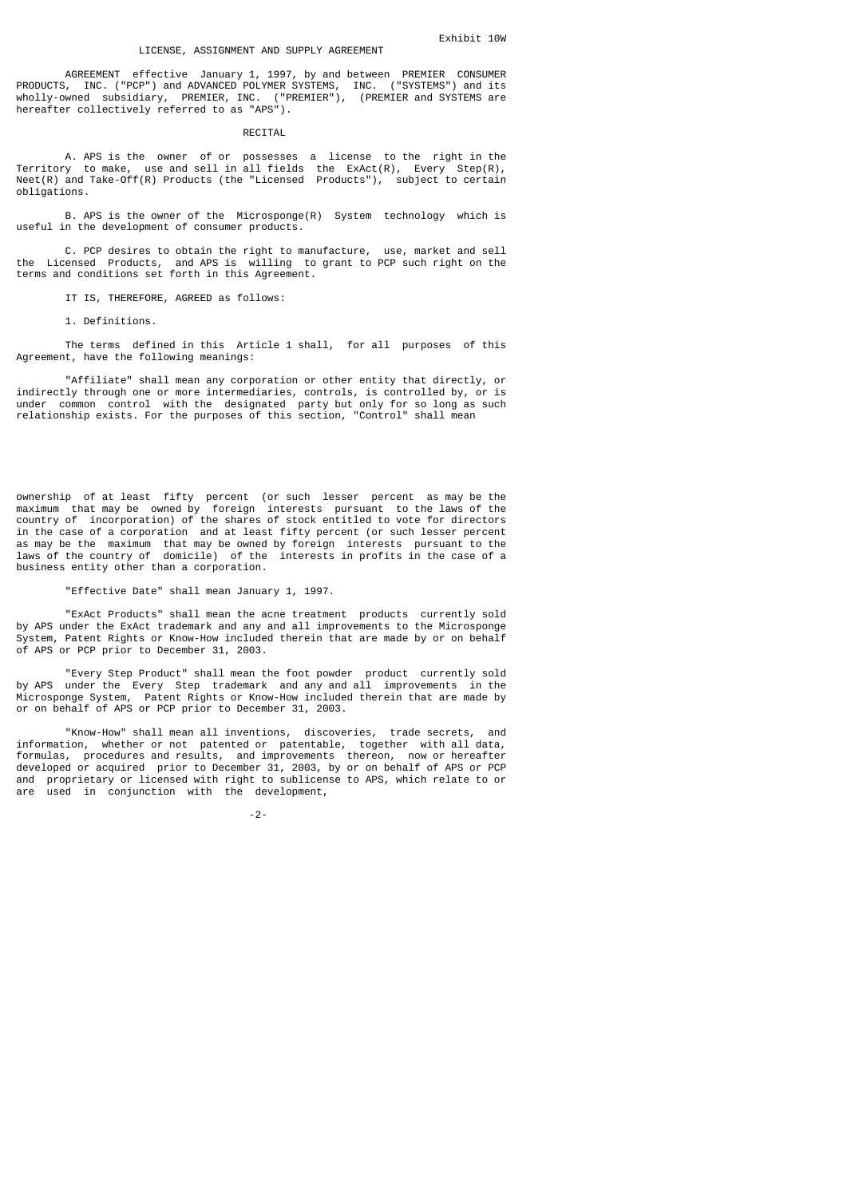Exhibit 10W

# LICENSE, ASSIGNMENT AND SUPPLY AGREEMENT

AGREEMENT effective January 1, 1997, by and between PREMIER CONSUMER PRODUCTS, INC. ("PCP") and ADVANCED POLYMER SYSTEMS, INC. ("SYSTEMS") and its wholly-owned subsidiary, PREMIER, INC. ("PREMIER"), (PREMIER and SYSTEMS are hereafter collectively referred to as "APS").

## RECITAL

A. APS is the owner of or possesses a license to the right in the Territory to make, use and sell in all fields the ExAct(R), Every Step(R), Neet(R) and Take-Off(R) Products (the "Licensed Products"), subject to certain obligations.

B. APS is the owner of the Microsponge(R) System technology which is useful in the development of consumer products.

C. PCP desires to obtain the right to manufacture, use, market and sell the Licensed Products, and APS is willing to grant to PCP such right on the terms and conditions set forth in this Agreement.

IT IS, THEREFORE, AGREED as follows:

1. Definitions.

The terms defined in this Article 1 shall, for all purposes of this Agreement, have the following meanings:

"Affiliate" shall mean any corporation or other entity that directly, or indirectly through one or more intermediaries, controls, is controlled by, or is under common control with the designated party but only for so long as such relationship exists. For the purposes of this section, "Control" shall mean ownership of at least fifty percent (or such lesser percent as may be the maximum that may be owned by foreign interests pursuant to the laws of the country of incorporation) of the shares of stock entitled to vote for directors in the case of a corporation and at least fifty percent (or such lesser percent as may be the maximum that may be owned by foreign interests pursuant to the laws of the country of domicile) of the interests in profits in the case of a business entity other than a corporation.

"Effective Date" shall mean January 1, 1997.

"ExAct Products" shall mean the acne treatment products currently sold by APS under the ExAct trademark and any and all improvements to the Microsponge System, Patent Rights or Know-How included therein that are made by or on behalf of APS or PCP prior to December 31, 2003.

"Every Step Product" shall mean the foot powder product currently sold by APS under the Every Step trademark and any and all improvements in the Microsponge System, Patent Rights or Know-How included therein that are made by or on behalf of APS or PCP prior to December 31, 2003.

"Know-How" shall mean all inventions, discoveries, trade secrets, and information, whether or not patented or patentable, together with all data, formulas, procedures and results, and improvements thereon, now or hereafter developed or acquired prior to December 31, 2003, by or on behalf of APS or PCP and proprietary or licensed with right to sublicense to APS, which relate to or are used in conjunction with the development,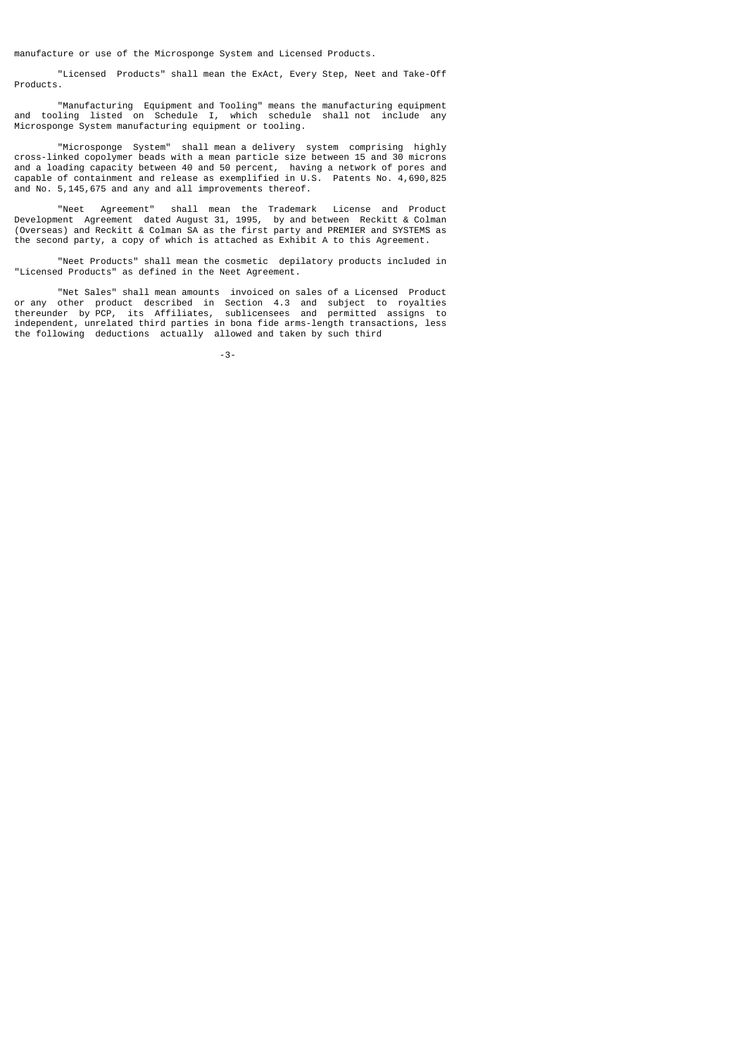manufacture or use of the Microsponge System and Licensed Products.

"Licensed Products" shall mean the ExAct, Every Step, Neet and Take-Off Products.

"Manufacturing Equipment and Tooling" means the manufacturing equipment and tooling listed on Schedule I, which schedule shall not include any Microsponge System manufacturing equipment or tooling.

"Microsponge System" shall mean a delivery system comprising highly cross-linked copolymer beads with a mean particle size between 15 and 30 microns and a loading capacity between 40 and 50 percent, having a network of pores and capable of containment and release as exemplified in U.S. Patents No. 4,690,825 and No. 5,145,675 and any and all improvements thereof.

"Neet Agreement" shall mean the Trademark License and Product Development Agreement dated August 31, 1995, by and between Reckitt & Colman (Overseas) and Reckitt & Colman SA as the first party and PREMIER and SYSTEMS as the second party, a copy of which is attached as Exhibit A to this Agreement.

"Neet Products" shall mean the cosmetic depilatory products included in "Licensed Products" as defined in the Neet Agreement.

"Net Sales" shall mean amounts invoiced on sales of a Licensed Product or any other product described in Section 4.3 and subject to royalties thereunder by PCP, its Affiliates, sublicensees and permitted assigns to independent, unrelated third parties in bona fide arms-length transactions, less the following deductions actually allowed and taken by such third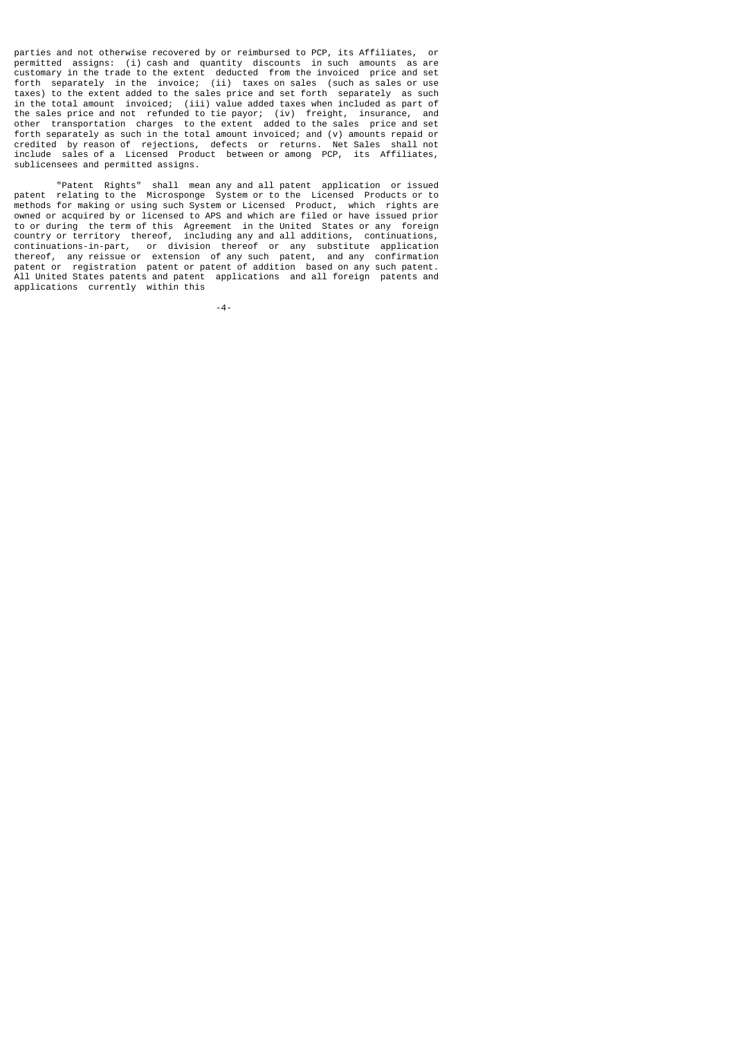parties and not otherwise recovered by or reimbursed to PCP, its Affiliates, or permitted assigns: (i) cash and quantity discounts in such amounts as are customary in the trade to the extent deducted from the invoiced price and set forth separately in the invoice; (ii) taxes on sales (such as sales or use taxes) to the extent added to the sales price and set forth separately as such in the total amount invoiced; (iii) value added taxes when included as part of the sales price and not refunded to tie payor; (iv) freight, insurance, and other transportation charges to the extent added to the sales price and set forth separately as such in the total amount invoiced; and (v) amounts repaid or credited by reason of rejections, defects or returns. Net Sales shall not include sales of a Licensed Product between or among PCP, its Affiliates, sublicensees and permitted assigns.

"Patent Rights" shall mean any and all patent application or issued patent relating to the Microsponge System or to the Licensed Products or to methods for making or using such System or Licensed Product, which rights are owned or acquired by or licensed to APS and which are filed or have issued prior to or during the term of this Agreement in the United States or any foreign country or territory thereof, including any and all additions, continuations, continuations-in-part, or division thereof or any substitute application thereof, any reissue or extension of any such patent, and any confirmation patent or registration patent or patent of addition based on any such patent. All United States patents and patent applications and all foreign patents and applications currently within this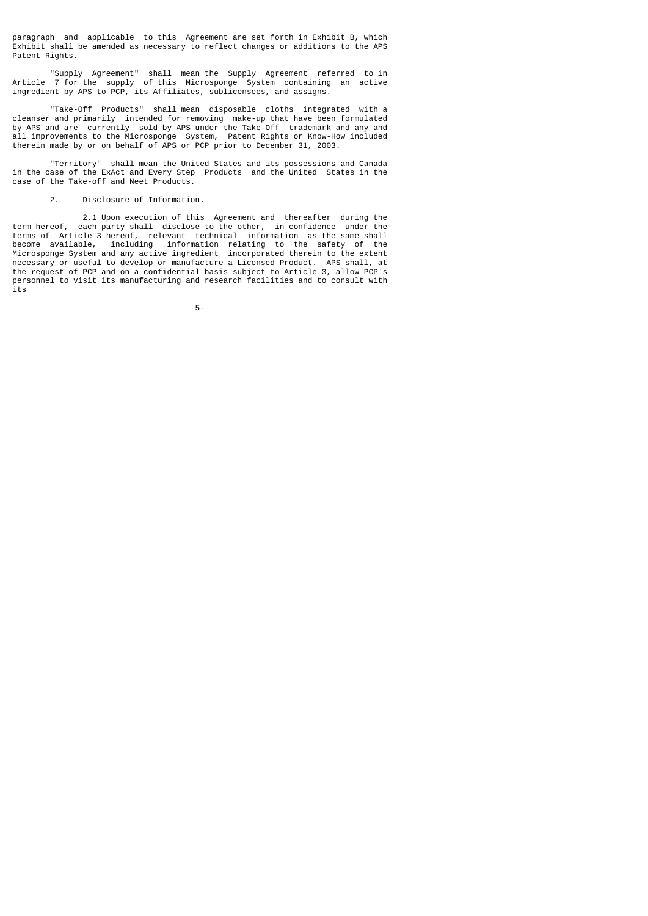paragraph and applicable to this Agreement are set forth in Exhibit B, which Exhibit shall be amended as necessary to reflect changes or additions to the APS Patent Rights.

"Supply Agreement" shall mean the Supply Agreement referred to in Article 7 for the supply of this Microsponge System containing an active ingredient by APS to PCP, its Affiliates, sublicensees, and assigns.

"Take-Off Products" shall mean disposable cloths integrated with a cleanser and primarily intended for removing make-up that have been formulated by APS and are currently sold by APS under the Take-Off trademark and any and all improvements to the Microsponge System, Patent Rights or Know-How included therein made by or on behalf of APS or PCP prior to December 31, 2003.

"Territory" shall mean the United States and its possessions and Canada in the case of the ExAct and Every Step Products and the United States in the case of the Take-off and Neet Products.

2. Disclosure of Information.

2.1 Upon execution of this Agreement and thereafter during the term hereof, each party shall disclose to the other, in confidence under the terms of Article 3 hereof, relevant technical information as the same shall become available, including information relating to the safety of the Microsponge System and any active ingredient incorporated therein to the extent necessary or useful to develop or manufacture a Licensed Product. APS shall, at the request of PCP and on a confidential basis subject to Article 3, allow PCP's personnel to visit its manufacturing and research facilities and to consult with its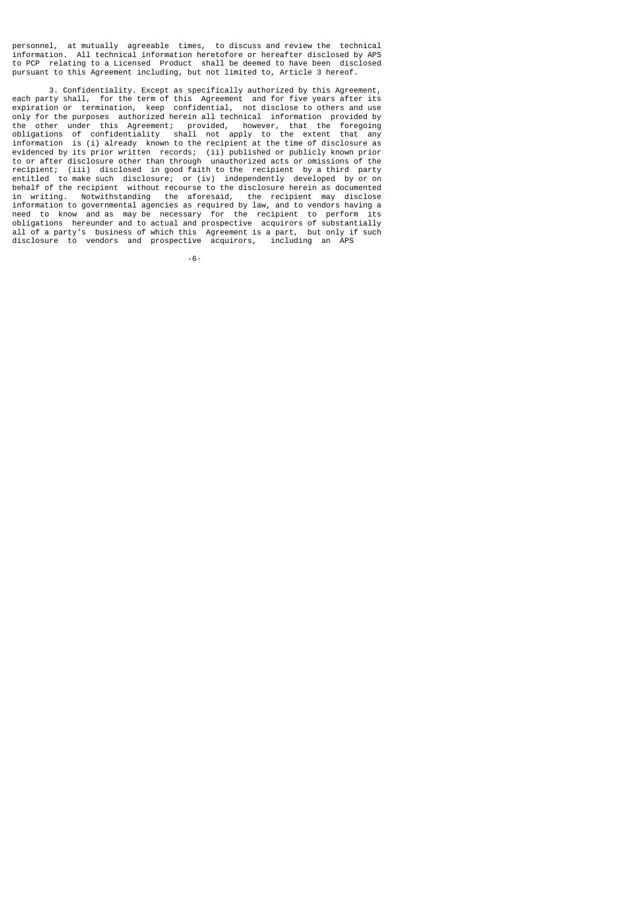personnel, at mutually agreeable times, to discuss and review the technical information. All technical information heretofore or hereafter disclosed by APS to PCP relating to a Licensed Product shall be deemed to have been disclosed pursuant to this Agreement including, but not limited to, Article 3 hereof.

3. Confidentiality. Except as specifically authorized by this Agreement, each party shall, for the term of this Agreement and for five years after its expiration or termination, keep confidential, not disclose to others and use only for the purposes authorized herein all technical information provided by the other under this Agreement; provided, however, that the foregoing obligations of confidentiality shall not apply to the extent that any information is (i) already known to the recipient at the time of disclosure as evidenced by its prior written records; (ii) published or publicly known prior to or after disclosure other than through unauthorized acts or omissions of the recipient; (iii) disclosed in good faith to the recipient by a third party entitled to make such disclosure; or (iv) independently developed by or on behalf of the recipient without recourse to the disclosure herein as documented in writing. Notwithstanding the aforesaid, the recipient may disclose information to governmental agencies as required by law, and to vendors having a need to know and as may be necessary for the recipient to perform its obligations hereunder and to actual and prospective acquirors of substantially all of a party's business of which this Agreement is a part, but only if such disclosure to vendors and prospective acquirors, including an APS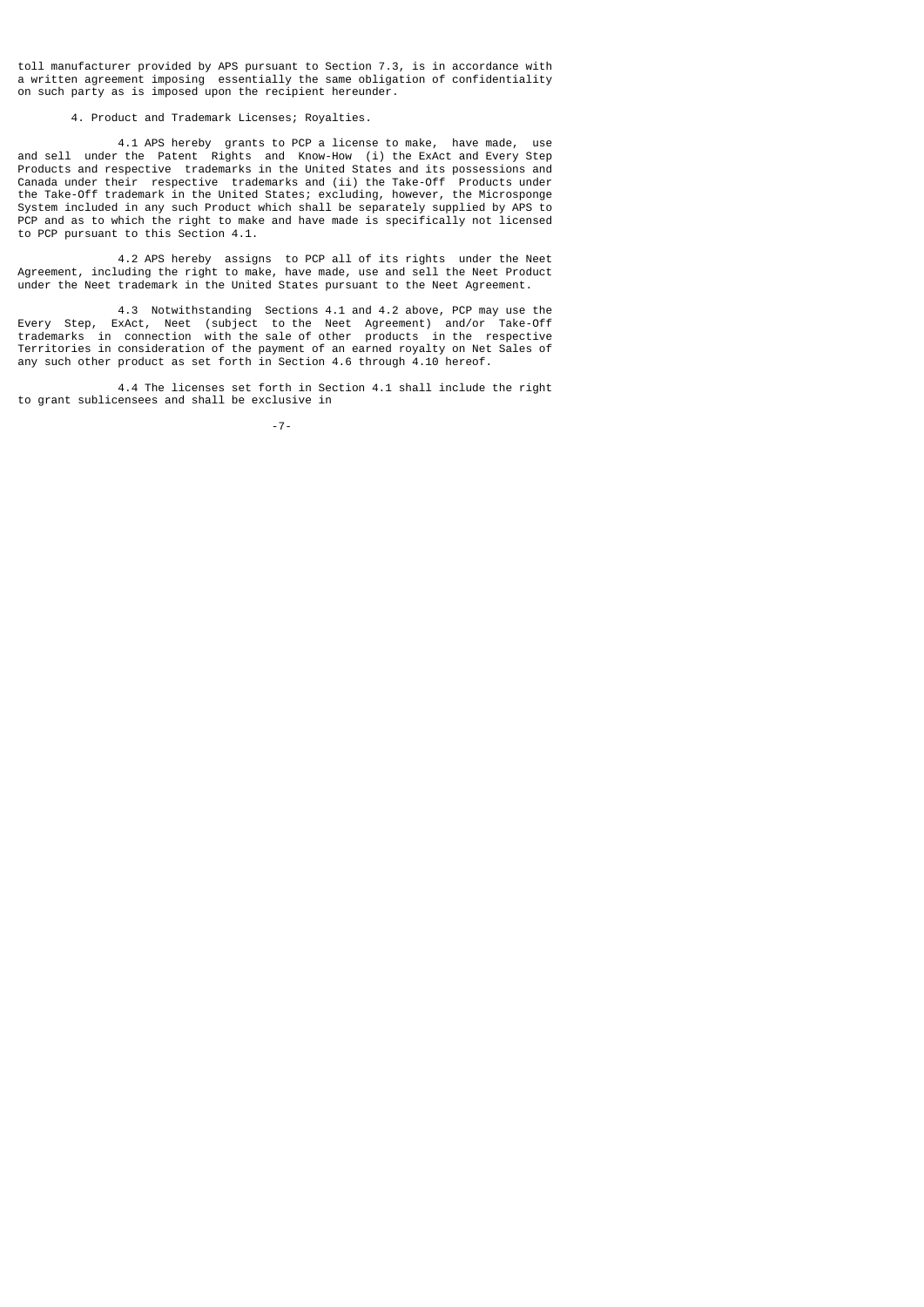toll manufacturer provided by APS pursuant to Section 7.3, is in accordance with a written agreement imposing essentially the same obligation of confidentiality on such party as is imposed upon the recipient hereunder.

4. Product and Trademark Licenses; Royalties.

4.1 APS hereby grants to PCP a license to make, have made, use and sell under the Patent Rights and Know-How (i) the ExAct and Every Step Products and respective trademarks in the United States and its possessions and Canada under their respective trademarks and (ii) the Take-Off Products under the Take-Off trademark in the United States; excluding, however, the Microsponge System included in any such Product which shall be separately supplied by APS to PCP and as to which the right to make and have made is specifically not licensed to PCP pursuant to this Section 4.1.

4.2 APS hereby assigns to PCP all of its rights under the Neet Agreement, including the right to make, have made, use and sell the Neet Product under the Neet trademark in the United States pursuant to the Neet Agreement.

4.3 Notwithstanding Sections 4.1 and 4.2 above, PCP may use the Every Step, ExAct, Neet (subject to the Neet Agreement) and/or Take-Off trademarks in connection with the sale of other products in the respective Territories in consideration of the payment of an earned royalty on Net Sales of any such other product as set forth in Section 4.6 through 4.10 hereof.

4.4 The licenses set forth in Section 4.1 shall include the right to grant sublicensees and shall be exclusive in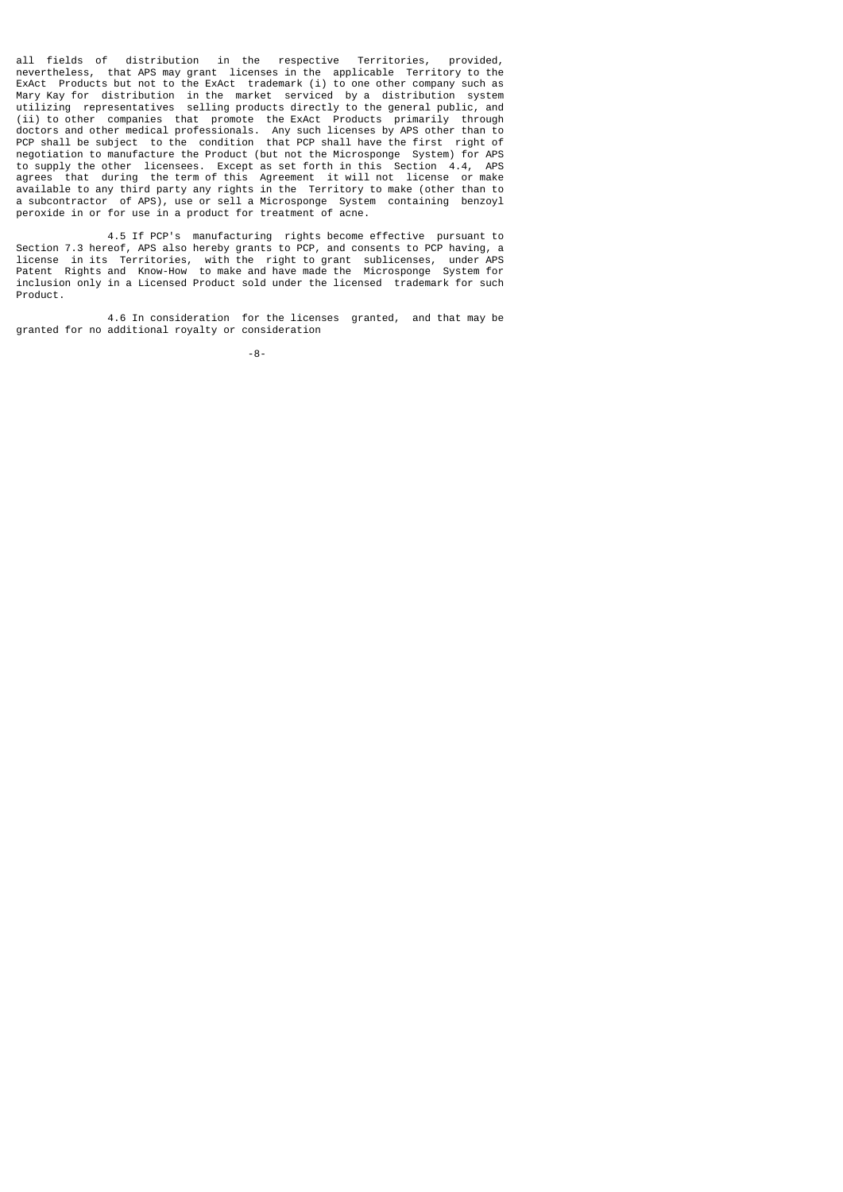all fields of distribution in the respective Territories, provided, nevertheless, that APS may grant licenses in the applicable Territory to the ExAct Products but not to the ExAct trademark (i) to one other company such as Mary Kay for distribution in the market serviced by a distribution system utilizing representatives selling products directly to the general public, and (ii) to other companies that promote the ExAct Products primarily through doctors and other medical professionals. Any such licenses by APS other than to PCP shall be subject to the condition that PCP shall have the first right of negotiation to manufacture the Product (but not the Microsponge System) for APS to supply the other licensees. Except as set forth in this Section 4.4, APS agrees that during the term of this Agreement it will not license or make available to any third party any rights in the Territory to make (other than to a subcontractor of APS), use or sell a Microsponge System containing benzoyl peroxide in or for use in a product for treatment of acne.

4.5 If PCP's manufacturing rights become effective pursuant to Section 7.3 hereof, APS also hereby grants to PCP, and consents to PCP having, a license in its Territories, with the right to grant sublicenses, under APS Patent Rights and Know-How to make and have made the Microsponge System for inclusion only in a Licensed Product sold under the licensed trademark for such Product.

4.6 In consideration for the licenses granted, and that may be granted for no additional royalty or consideration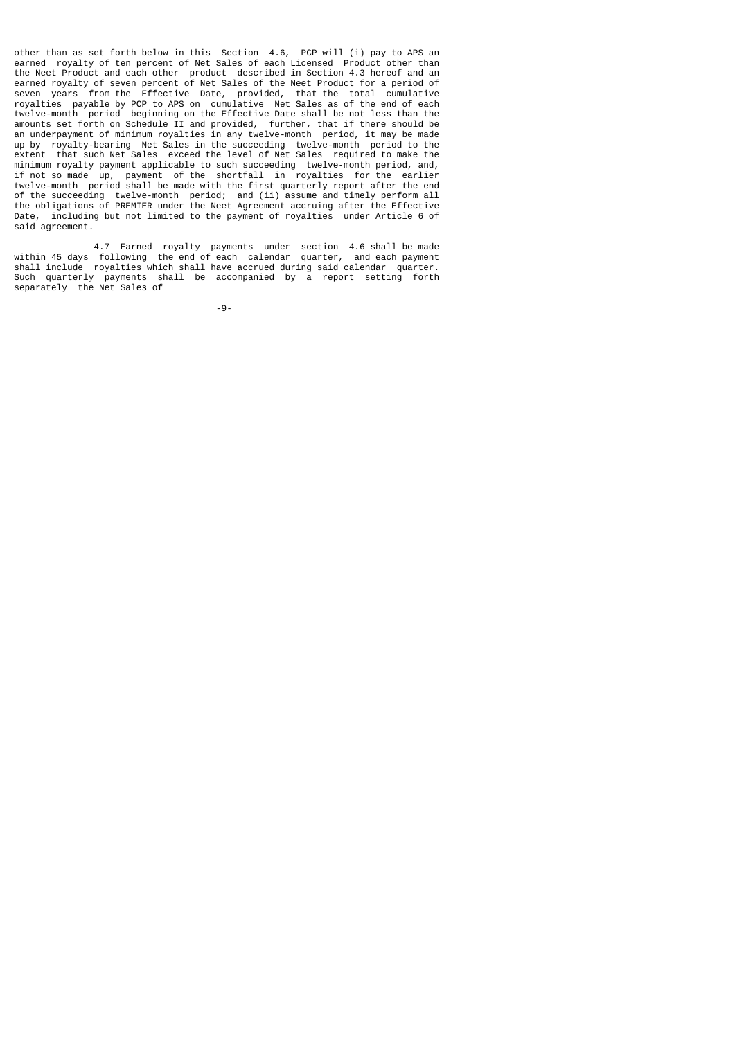other than as set forth below in this Section 4.6, PCP will (i) pay to APS an earned royalty of ten percent of Net Sales of each Licensed Product other than the Neet Product and each other product described in Section 4.3 hereof and an earned royalty of seven percent of Net Sales of the Neet Product for a period of seven years from the Effective Date, provided, that the total cumulative royalties payable by PCP to APS on cumulative Net Sales as of the end of each twelve-month period beginning on the Effective Date shall be not less than the amounts set forth on Schedule II and provided, further, that if there should be an underpayment of minimum royalties in any twelve-month period, it may be made up by royalty-bearing Net Sales in the succeeding twelve-month period to the extent that such Net Sales exceed the level of Net Sales required to make the minimum royalty payment applicable to such succeeding twelve-month period, and, if not so made up, payment of the shortfall in royalties for the earlier twelve-month period shall be made with the first quarterly report after the end of the succeeding twelve-month period; and (ii) assume and timely perform all the obligations of PREMIER under the Neet Agreement accruing after the Effective Date, including but not limited to the payment of royalties under Article 6 of said agreement.

4.7 Earned royalty payments under section 4.6 shall be made within 45 days following the end of each calendar quarter, and each payment shall include royalties which shall have accrued during said calendar quarter. Such quarterly payments shall be accompanied by a report setting forth separately the Net Sales of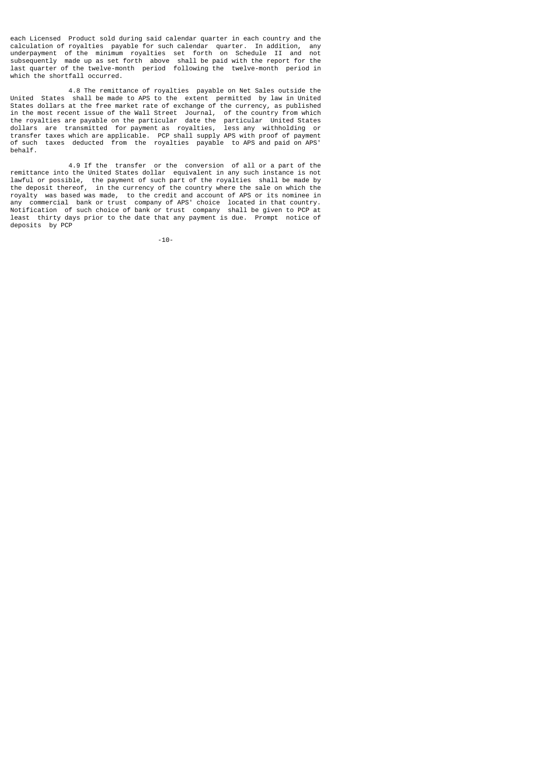each Licensed Product sold during said calendar quarter in each country and the calculation of royalties payable for such calendar quarter. In addition, any underpayment of the minimum royalties set forth on Schedule II and not subsequently made up as set forth above shall be paid with the report for the last quarter of the twelve-month period following the twelve-month period in which the shortfall occurred.

4.8 The remittance of royalties payable on Net Sales outside the United States shall be made to APS to the extent permitted by law in United States dollars at the free market rate of exchange of the currency, as published in the most recent issue of the Wall Street Journal, of the country from which the royalties are payable on the particular date the particular United States dollars are transmitted for payment as royalties, less any withholding or transfer taxes which are applicable. PCP shall supply APS with proof of payment of such taxes deducted from the royalties payable to APS and paid on APS' behalf.

4.9 If the transfer or the conversion of all or a part of the remittance into the United States dollar equivalent in any such instance is not lawful or possible, the payment of such part of the royalties shall be made by the deposit thereof, in the currency of the country where the sale on which the royalty was based was made, to the credit and account of APS or its nominee in any commercial bank or trust company of APS' choice located in that country. Notification of such choice of bank or trust company shall be given to PCP at least thirty days prior to the date that any payment is due. Prompt notice of deposits by PCP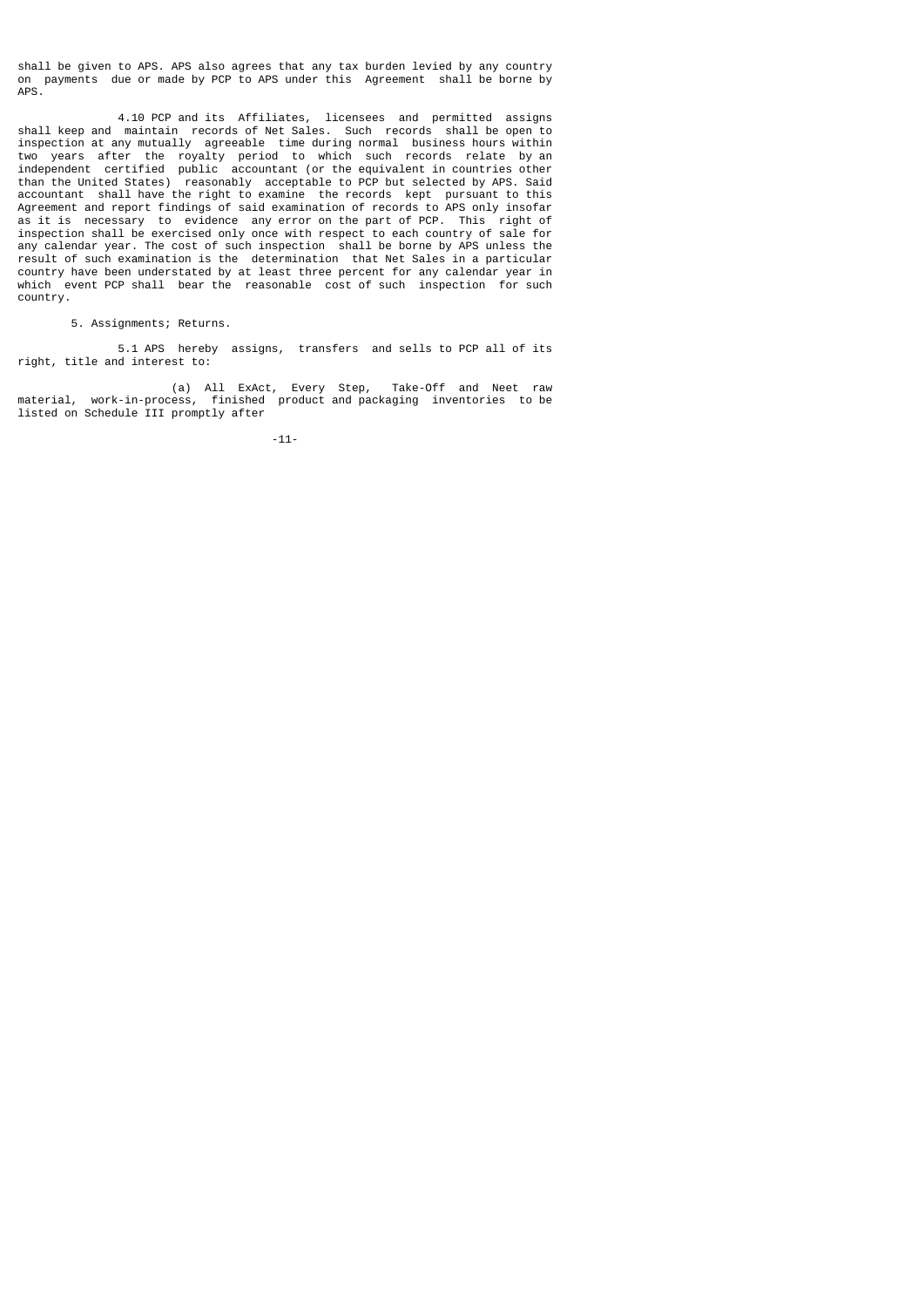shall be given to APS. APS also agrees that any tax burden levied by any country on payments due or made by PCP to APS under this Agreement shall be borne by APS.

4.10 PCP and its Affiliates, licensees and permitted assigns shall keep and maintain records of Net Sales. Such records shall be open to inspection at any mutually agreeable time during normal business hours within two years after the royalty period to which such records relate by an independent certified public accountant (or the equivalent in countries other than the United States) reasonably acceptable to PCP but selected by APS. Said accountant shall have the right to examine the records kept pursuant to this Agreement and report findings of said examination of records to APS only insofar as it is necessary to evidence any error on the part of PCP. This right of inspection shall be exercised only once with respect to each country of sale for any calendar year. The cost of such inspection shall be borne by APS unless the result of such examination is the determination that Net Sales in a particular country have been understated by at least three percent for any calendar year in which event PCP shall bear the reasonable cost of such inspection for such country.

5. Assignments; Returns.

5.1 APS hereby assigns, transfers and sells to PCP all of its right, title and interest to:

(a) All ExAct, Every Step, Take-Off and Neet raw material, work-in-process, finished product and packaging inventories to be listed on Schedule III promptly after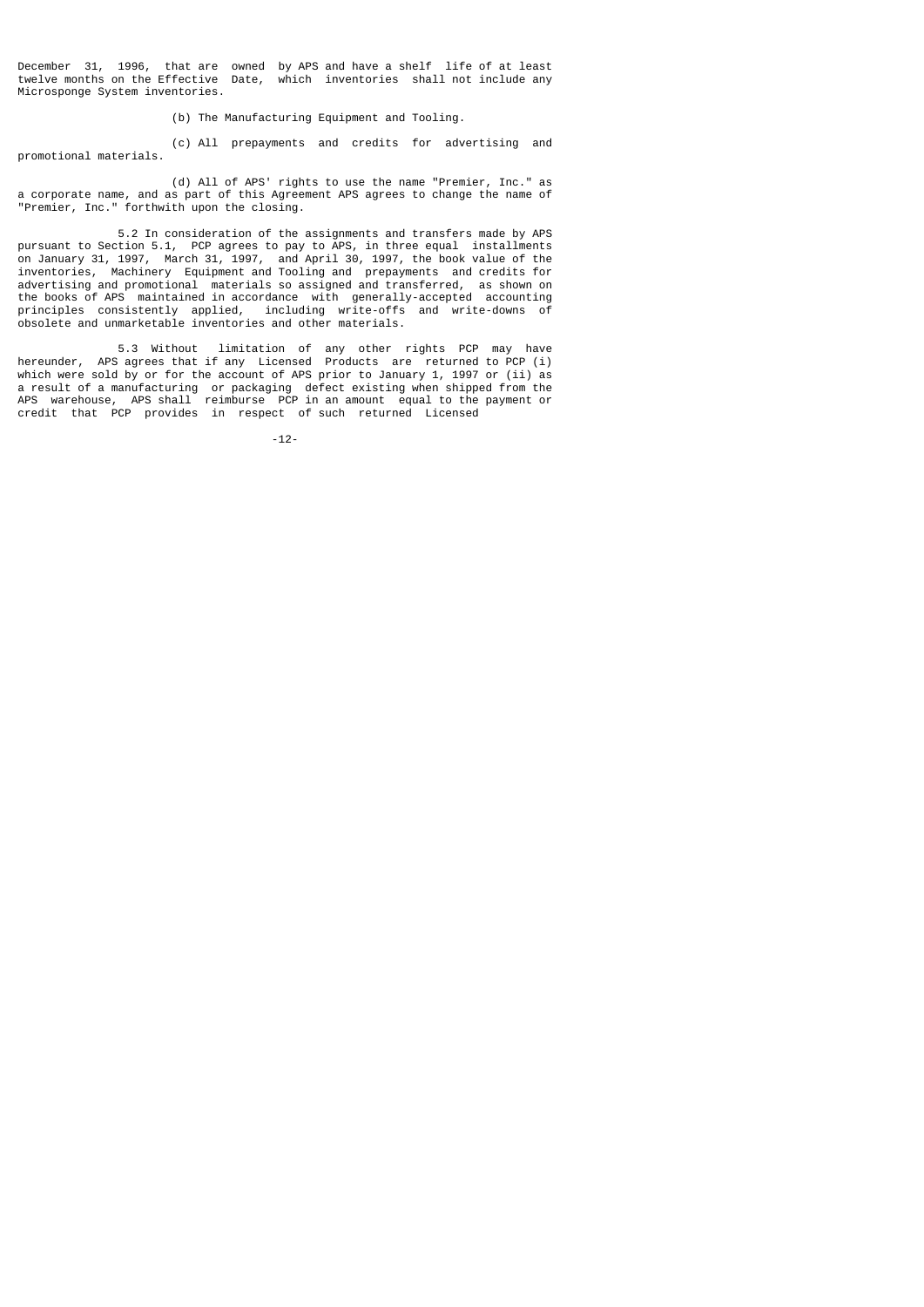December 31, 1996, that are owned by APS and have a shelf life of at least twelve months on the Effective Date, which inventories shall not include any Microsponge System inventories.

(b) The Manufacturing Equipment and Tooling.

(c) All prepayments and credits for advertising and promotional materials.

(d) All of APS' rights to use the name "Premier, Inc." as a corporate name, and as part of this Agreement APS agrees to change the name of "Premier, Inc." forthwith upon the closing.

5.2 In consideration of the assignments and transfers made by APS pursuant to Section 5.1, PCP agrees to pay to APS, in three equal installments on January 31, 1997, March 31, 1997, and April 30, 1997, the book value of the inventories, Machinery Equipment and Tooling and prepayments and credits for advertising and promotional materials so assigned and transferred, as shown on the books of APS maintained in accordance with generally-accepted accounting principles consistently applied, including write-offs and write-downs of obsolete and unmarketable inventories and other materials.

5.3 Without limitation of any other rights PCP may have hereunder, APS agrees that if any Licensed Products are returned to PCP (i) which were sold by or for the account of APS prior to January 1, 1997 or (ii) as a result of a manufacturing or packaging defect existing when shipped from the APS warehouse, APS shall reimburse PCP in an amount equal to the payment or credit that PCP provides in respect of such returned Licensed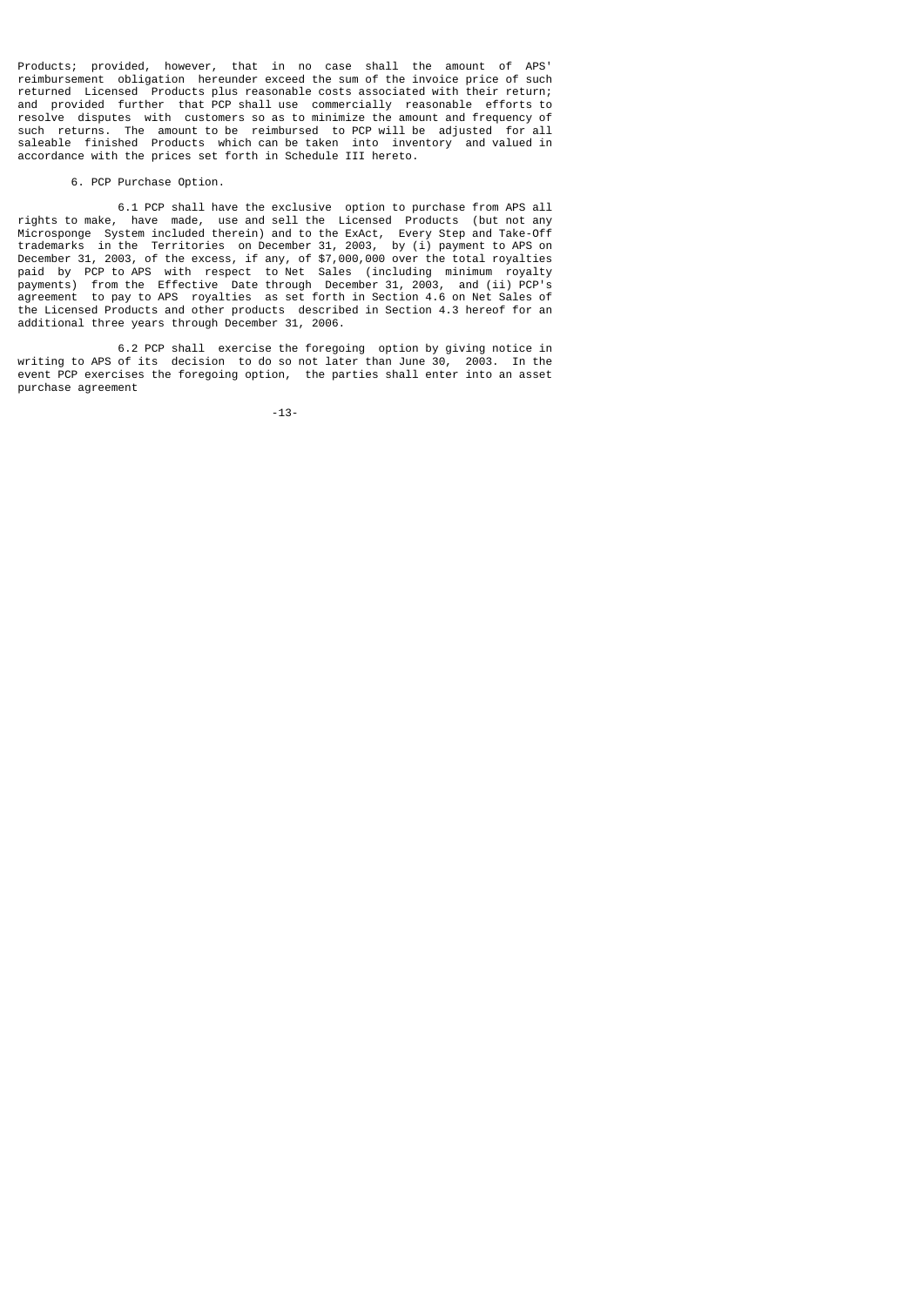Products; provided, however, that in no case shall the amount of APS' reimbursement obligation hereunder exceed the sum of the invoice price of such returned Licensed Products plus reasonable costs associated with their return; and provided further that PCP shall use commercially reasonable efforts to resolve disputes with customers so as to minimize the amount and frequency of such returns. The amount to be reimbursed to PCP will be adjusted for all saleable finished Products which can be taken into inventory and valued in accordance with the prices set forth in Schedule III hereto.

6. PCP Purchase Option.

6.1 PCP shall have the exclusive option to purchase from APS all rights to make, have made, use and sell the Licensed Products (but not any Microsponge System included therein) and to the ExAct, Every Step and Take-Off trademarks in the Territories on December 31, 2003, by (i) payment to APS on December 31, 2003, of the excess, if any, of $7,000,000 over the total royalties paid by PCP to APS with respect to Net Sales (including minimum royalty payments) from the Effective Date through December 31, 2003, and (ii) PCP's agreement to pay to APS royalties as set forth in Section 4.6 on Net Sales of the Licensed Products and other products described in Section 4.3 hereof for an additional three years through December 31, 2006.

6.2 PCP shall exercise the foregoing option by giving notice in writing to APS of its decision to do so not later than June 30, 2003. In the event PCP exercises the foregoing option, the parties shall enter into an asset purchase agreement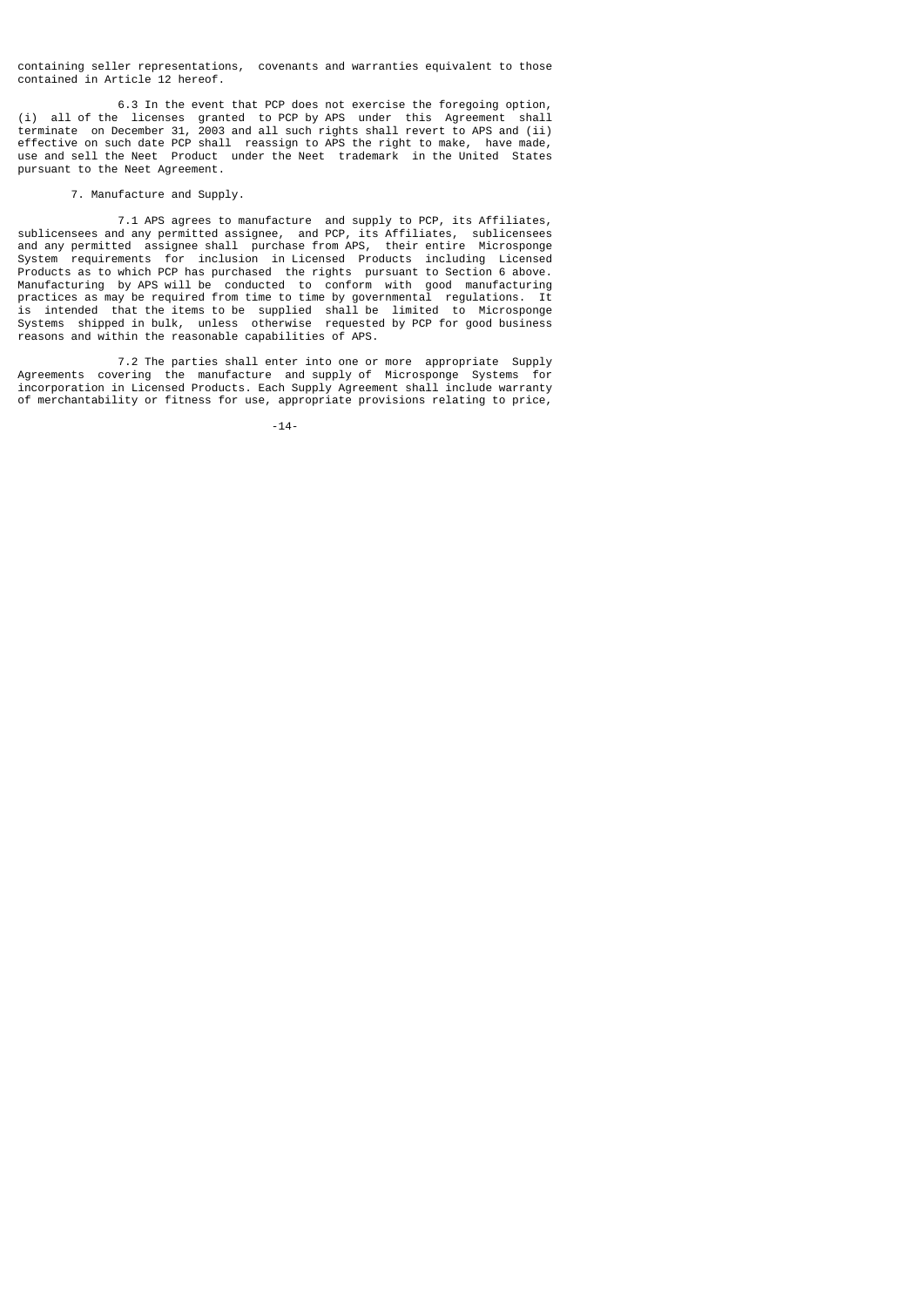containing seller representations, covenants and warranties equivalent to those contained in Article 12 hereof.

6.3 In the event that PCP does not exercise the foregoing option, (i) all of the licenses granted to PCP by APS under this Agreement shall terminate on December 31, 2003 and all such rights shall revert to APS and (ii) effective on such date PCP shall reassign to APS the right to make, have made, use and sell the Neet Product under the Neet trademark in the United States pursuant to the Neet Agreement.

7. Manufacture and Supply.

7.1 APS agrees to manufacture and supply to PCP, its Affiliates, sublicensees and any permitted assignee, and PCP, its Affiliates, sublicensees and any permitted assignee shall purchase from APS, their entire Microsponge System requirements for inclusion in Licensed Products including Licensed Products as to which PCP has purchased the rights pursuant to Section 6 above. Manufacturing by APS will be conducted to conform with good manufacturing practices as may be required from time to time by governmental regulations. It is intended that the items to be supplied shall be limited to Microsponge Systems shipped in bulk, unless otherwise requested by PCP for good business reasons and within the reasonable capabilities of APS.

7.2 The parties shall enter into one or more appropriate Supply Agreements covering the manufacture and supply of Microsponge Systems for incorporation in Licensed Products. Each Supply Agreement shall include warranty of merchantability or fitness for use, appropriate provisions relating to price,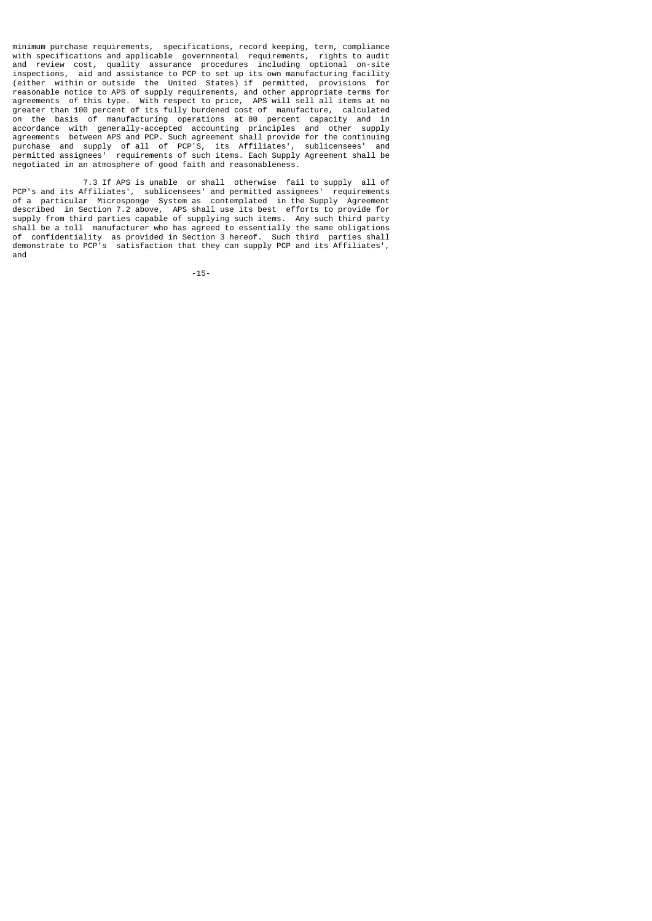minimum purchase requirements, specifications, record keeping, term, compliance with specifications and applicable governmental requirements, rights to audit and review cost, quality assurance procedures including optional on-site inspections, aid and assistance to PCP to set up its own manufacturing facility (either within or outside the United States) if permitted, provisions for reasonable notice to APS of supply requirements, and other appropriate terms for agreements of this type. With respect to price, APS will sell all items at no greater than 100 percent of its fully burdened cost of manufacture, calculated on the basis of manufacturing operations at 80 percent capacity and in accordance with generally-accepted accounting principles and other supply agreements between APS and PCP. Such agreement shall provide for the continuing purchase and supply of all of PCP'S, its Affiliates', sublicensees' and permitted assignees' requirements of such items. Each Supply Agreement shall be negotiated in an atmosphere of good faith and reasonableness.

7.3 If APS is unable or shall otherwise fail to supply all of PCP's and its Affiliates', sublicensees' and permitted assignees' requirements of a particular Microsponge System as contemplated in the Supply Agreement described in Section 7.2 above, APS shall use its best efforts to provide for supply from third parties capable of supplying such items. Any such third party shall be a toll manufacturer who has agreed to essentially the same obligations of confidentiality as provided in Section 3 hereof. Such third parties shall demonstrate to PCP's satisfaction that they can supply PCP and its Affiliates', and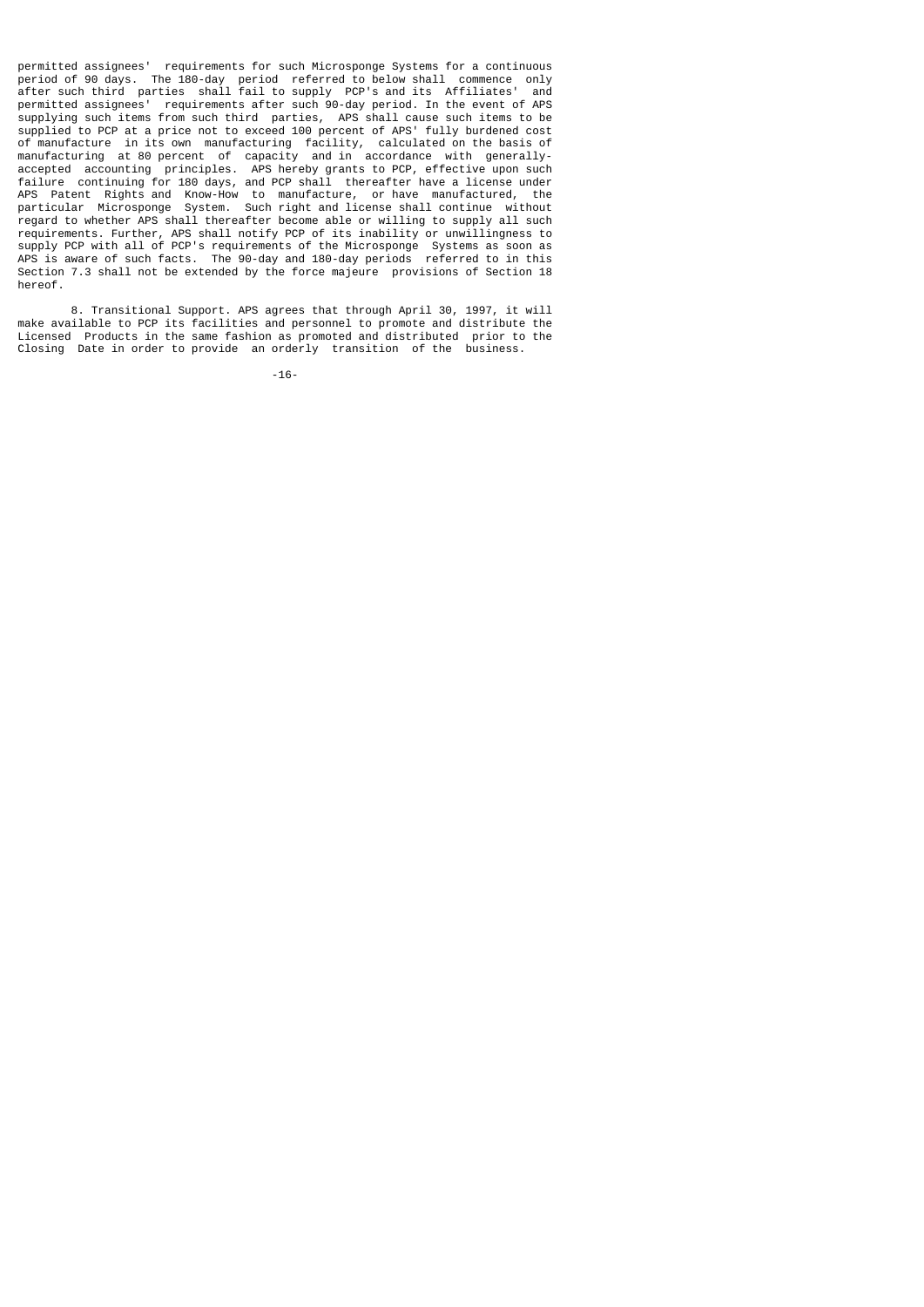permitted assignees' requirements for such Microsponge Systems for a continuous period of 90 days. The 180-day period referred to below shall commence only after such third parties shall fail to supply PCP's and its Affiliates' and permitted assignees' requirements after such 90-day period. In the event of APS supplying such items from such third parties, APS shall cause such items to be supplied to PCP at a price not to exceed 100 percent of APS' fully burdened cost of manufacture in its own manufacturing facility, calculated on the basis of manufacturing at 80 percent of capacity and in accordance with generally-accepted accounting principles. APS hereby grants to PCP, effective upon such failure continuing for 180 days, and PCP shall thereafter have a license under APS Patent Rights and Know-How to manufacture, or have manufactured, the particular Microsponge System. Such right and license shall continue without regard to whether APS shall thereafter become able or willing to supply all such requirements. Further, APS shall notify PCP of its inability or unwillingness to supply PCP with all of PCP's requirements of the Microsponge Systems as soon as APS is aware of such facts. The 90-day and 180-day periods referred to in this Section 7.3 shall not be extended by the force majeure provisions of Section 18 hereof.

8. Transitional Support. APS agrees that through April 30, 1997, it will make available to PCP its facilities and personnel to promote and distribute the Licensed Products in the same fashion as promoted and distributed prior to the Closing Date in order to provide an orderly transition of the business.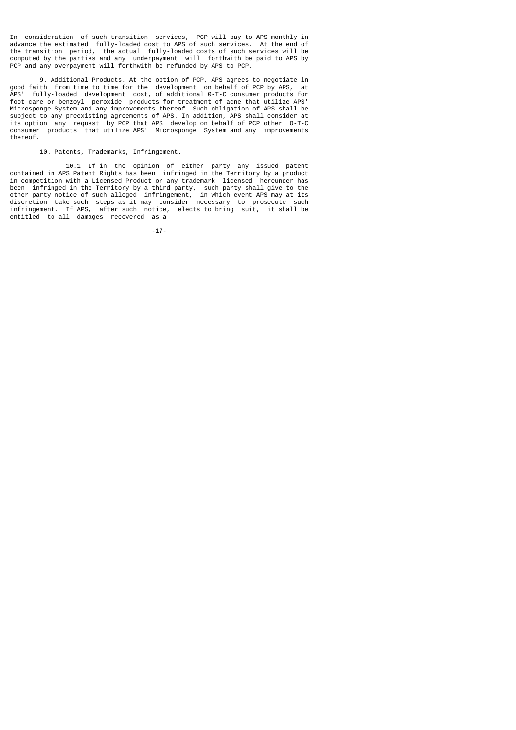In consideration of such transition services, PCP will pay to APS monthly in advance the estimated fully-loaded cost to APS of such services. At the end of the transition period, the actual fully-loaded costs of such services will be computed by the parties and any underpayment will forthwith be paid to APS by PCP and any overpayment will forthwith be refunded by APS to PCP.

9. Additional Products. At the option of PCP, APS agrees to negotiate in good faith from time to time for the development on behalf of PCP by APS, at APS' fully-loaded development cost, of additional 0-T-C consumer products for foot care or benzoyl peroxide products for treatment of acne that utilize APS' Microsponge System and any improvements thereof. Such obligation of APS shall be subject to any preexisting agreements of APS. In addition, APS shall consider at its option any request by PCP that APS develop on behalf of PCP other O-T-C consumer products that utilize APS' Microsponge System and any improvements thereof.

10. Patents, Trademarks, Infringement.

10.1 If in the opinion of either party any issued patent contained in APS Patent Rights has been infringed in the Territory by a product in competition with a Licensed Product or any trademark licensed hereunder has been infringed in the Territory by a third party, such party shall give to the other party notice of such alleged infringement, in which event APS may at its discretion take such steps as it may consider necessary to prosecute such infringement. If APS, after such notice, elects to bring suit, it shall be entitled to all damages recovered as a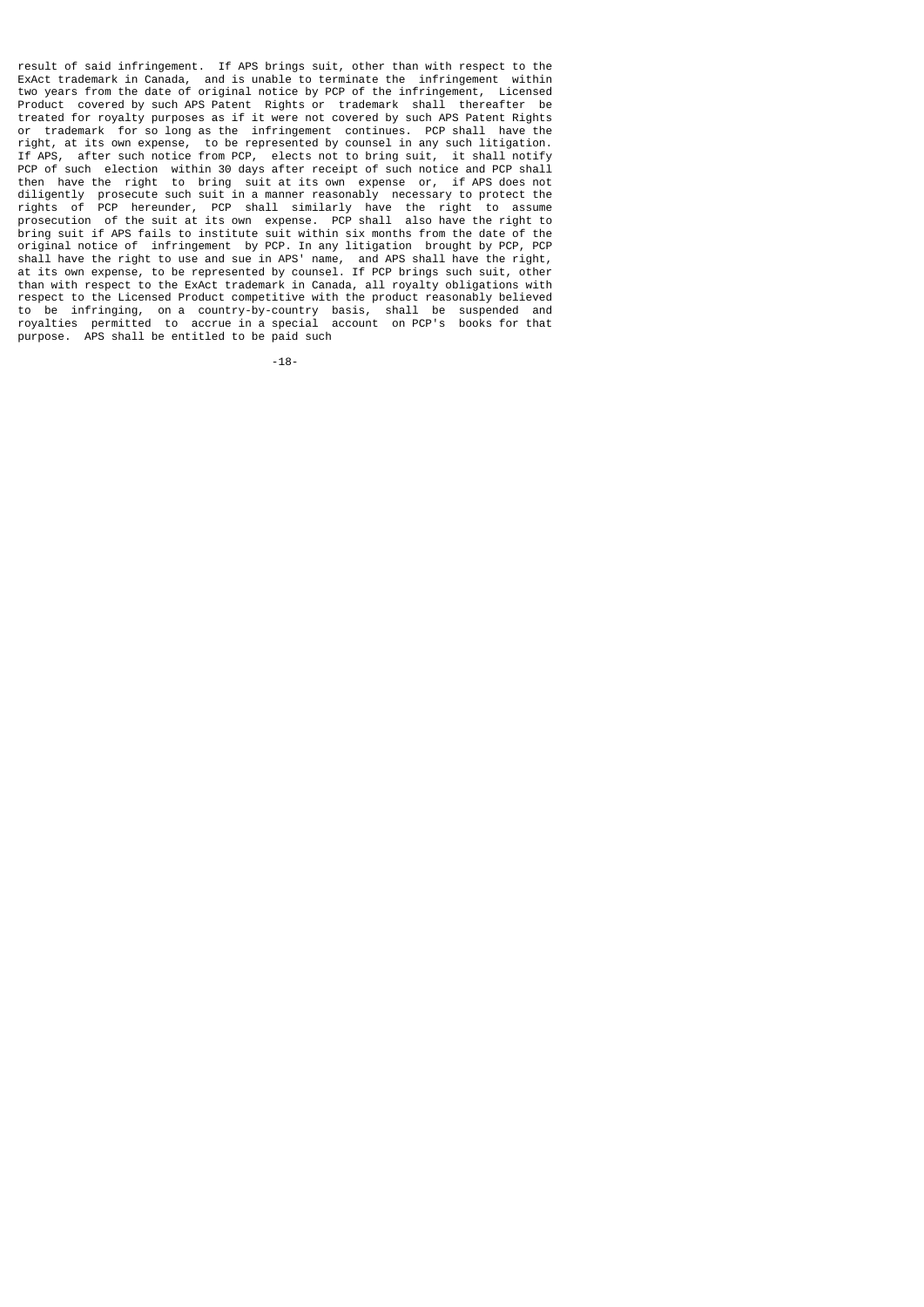result of said infringement. If APS brings suit, other than with respect to the ExAct trademark in Canada, and is unable to terminate the infringement within two years from the date of original notice by PCP of the infringement, Licensed Product covered by such APS Patent Rights or trademark shall thereafter be treated for royalty purposes as if it were not covered by such APS Patent Rights or trademark for so long as the infringement continues. PCP shall have the right, at its own expense, to be represented by counsel in any such litigation. If APS, after such notice from PCP, elects not to bring suit, it shall notify PCP of such election within 30 days after receipt of such notice and PCP shall then have the right to bring suit at its own expense or, if APS does not diligently prosecute such suit in a manner reasonably necessary to protect the rights of PCP hereunder, PCP shall similarly have the right to assume prosecution of the suit at its own expense. PCP shall also have the right to bring suit if APS fails to institute suit within six months from the date of the original notice of infringement by PCP. In any litigation brought by PCP, PCP shall have the right to use and sue in APS' name, and APS shall have the right, at its own expense, to be represented by counsel. If PCP brings such suit, other than with respect to the ExAct trademark in Canada, all royalty obligations with respect to the Licensed Product competitive with the product reasonably believed to be infringing, on a country-by-country basis, shall be suspended and royalties permitted to accrue in a special account on PCP's books for that purpose. APS shall be entitled to be paid such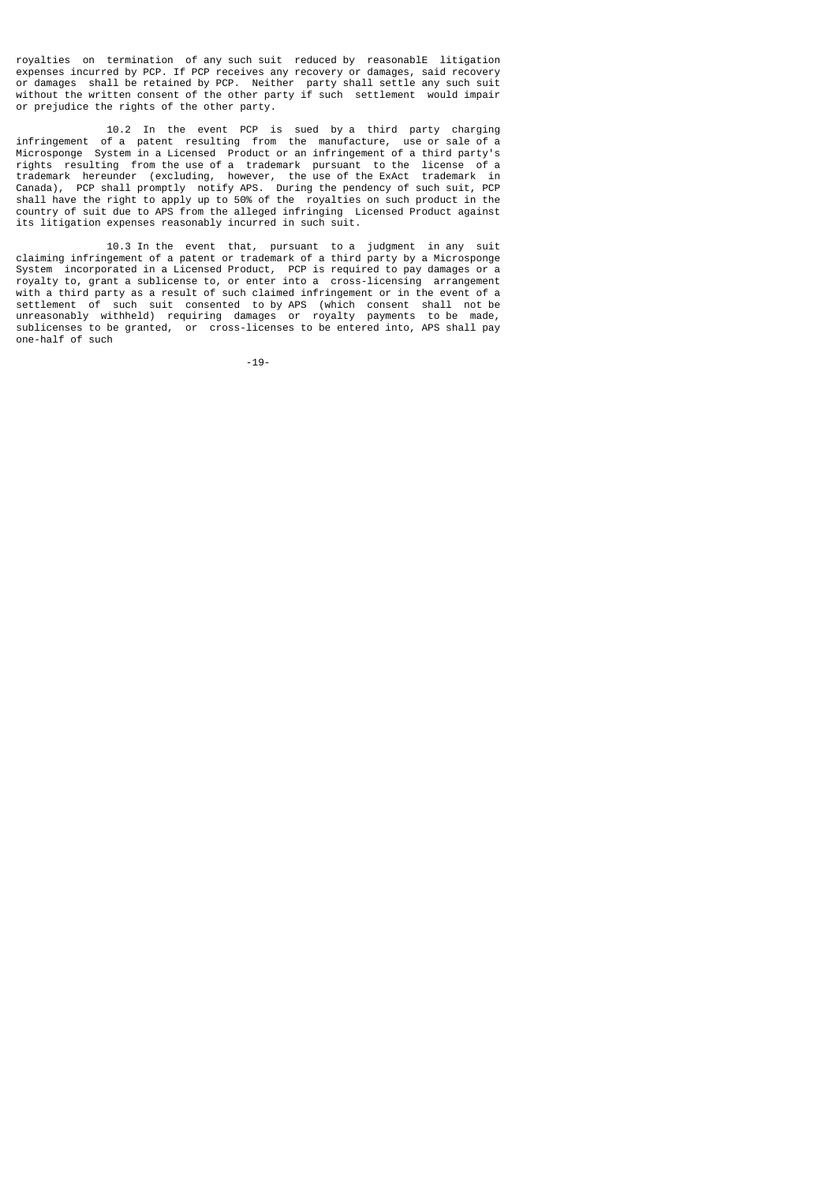royalties on termination of any such suit reduced by reasonablE litigation expenses incurred by PCP. If PCP receives any recovery or damages, said recovery or damages shall be retained by PCP. Neither party shall settle any such suit without the written consent of the other party if such settlement would impair or prejudice the rights of the other party.

10.2 In the event PCP is sued by a third party charging infringement of a patent resulting from the manufacture, use or sale of a Microsponge System in a Licensed Product or an infringement of a third party's rights resulting from the use of a trademark pursuant to the license of a trademark hereunder (excluding, however, the use of the ExAct trademark in Canada), PCP shall promptly notify APS. During the pendency of such suit, PCP shall have the right to apply up to 50% of the royalties on such product in the country of suit due to APS from the alleged infringing Licensed Product against its litigation expenses reasonably incurred in such suit.

10.3 In the event that, pursuant to a judgment in any suit claiming infringement of a patent or trademark of a third party by a Microsponge System incorporated in a Licensed Product, PCP is required to pay damages or a royalty to, grant a sublicense to, or enter into a cross-licensing arrangement with a third party as a result of such claimed infringement or in the event of a settlement of such suit consented to by APS (which consent shall not be unreasonably withheld) requiring damages or royalty payments to be made, sublicenses to be granted, or cross-licenses to be entered into, APS shall pay one-half of such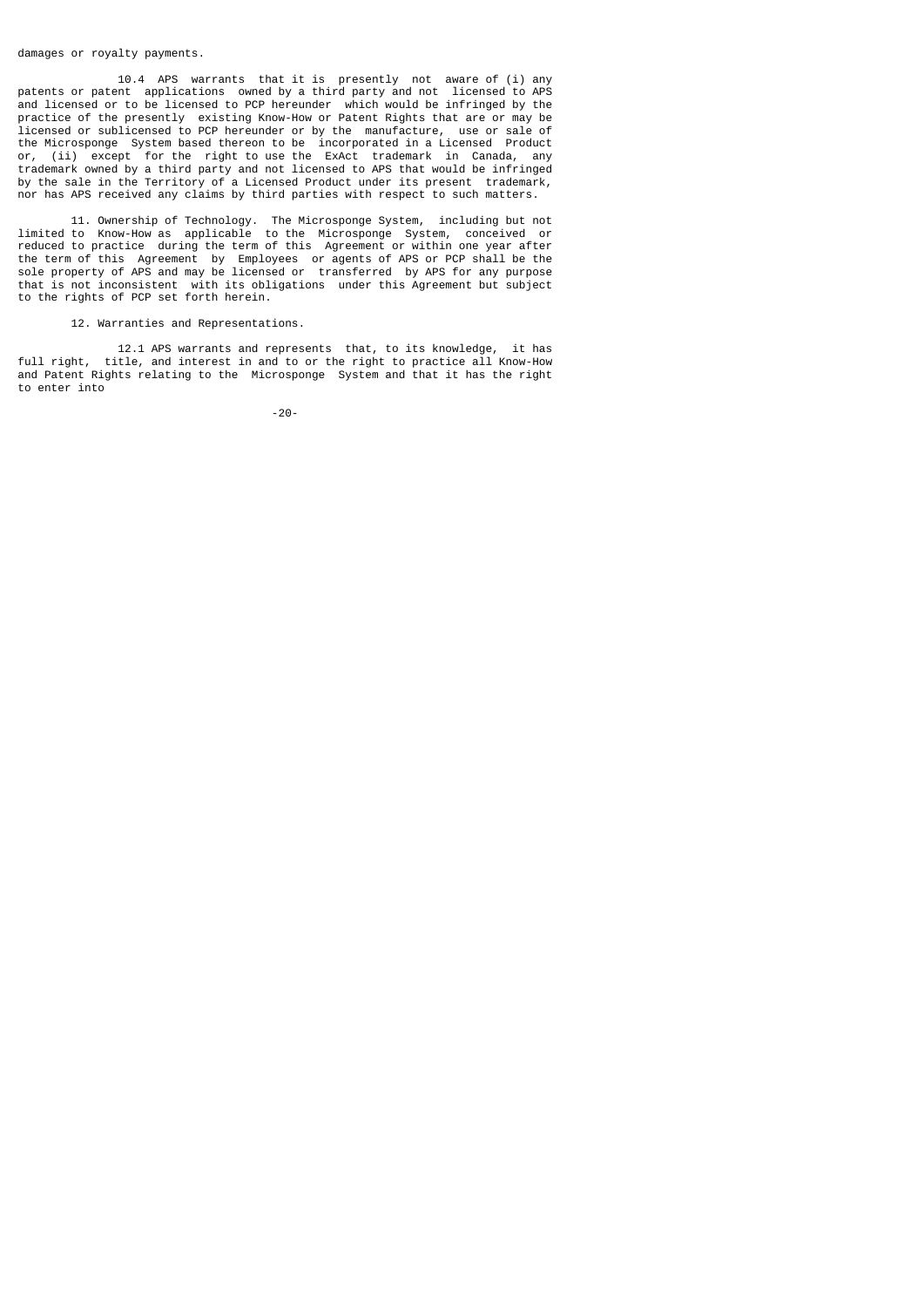damages or royalty payments.

10.4 APS warrants that it is presently not aware of (i) any patents or patent applications owned by a third party and not licensed to APS and licensed or to be licensed to PCP hereunder which would be infringed by the practice of the presently existing Know-How or Patent Rights that are or may be licensed or sublicensed to PCP hereunder or by the manufacture, use or sale of the Microsponge System based thereon to be incorporated in a Licensed Product or, (ii) except for the right to use the ExAct trademark in Canada, any trademark owned by a third party and not licensed to APS that would be infringed by the sale in the Territory of a Licensed Product under its present trademark, nor has APS received any claims by third parties with respect to such matters.

11. Ownership of Technology. The Microsponge System, including but not limited to Know-How as applicable to the Microsponge System, conceived or reduced to practice during the term of this Agreement or within one year after the term of this Agreement by Employees or agents of APS or PCP shall be the sole property of APS and may be licensed or transferred by APS for any purpose that is not inconsistent with its obligations under this Agreement but subject to the rights of PCP set forth herein.

12. Warranties and Representations.

12.1 APS warrants and represents that, to its knowledge, it has full right, title, and interest in and to or the right to practice all Know-How and Patent Rights relating to the Microsponge System and that it has the right to enter into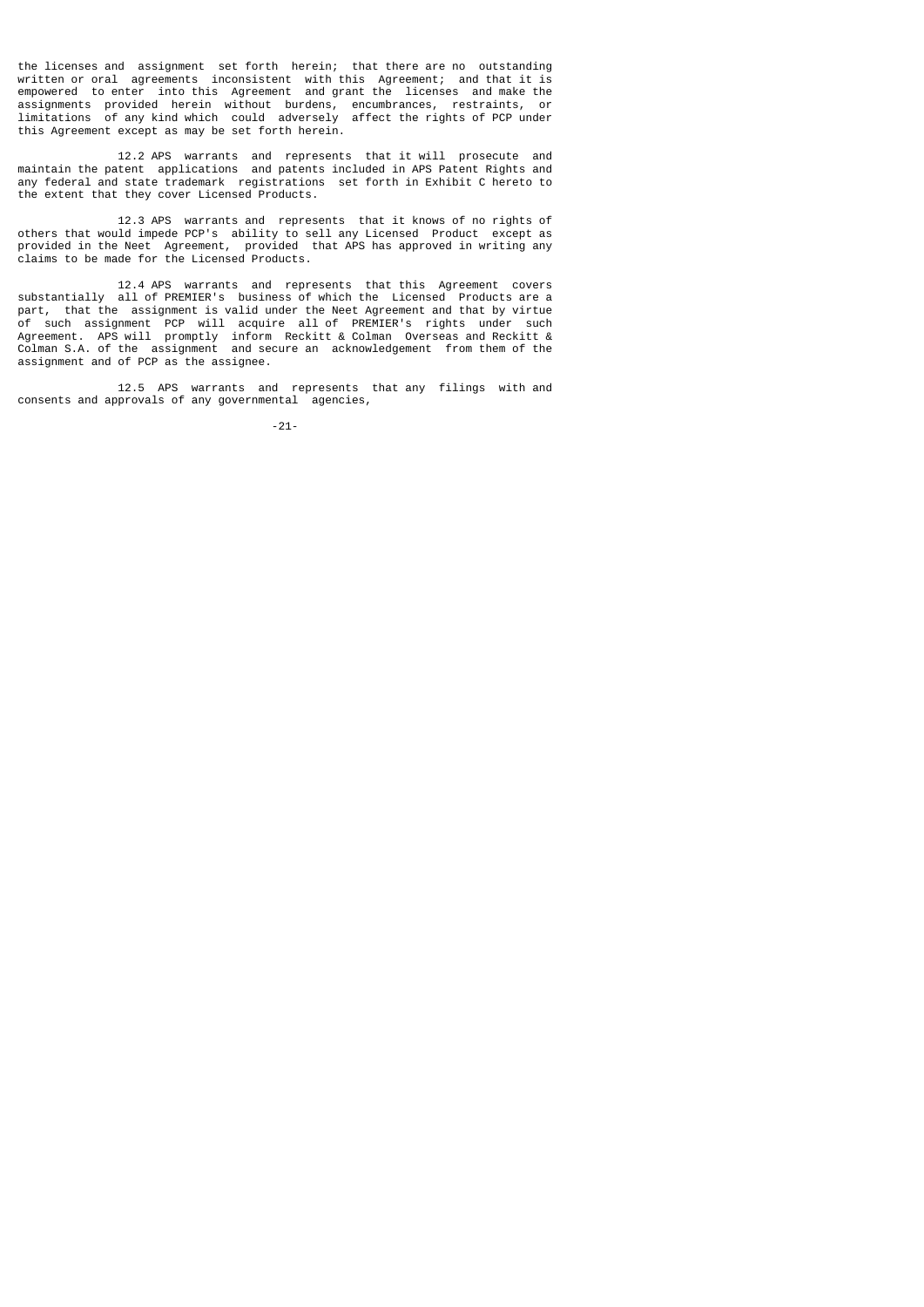the licenses and assignment set forth herein; that there are no outstanding written or oral agreements inconsistent with this Agreement; and that it is empowered to enter into this Agreement and grant the licenses and make the assignments provided herein without burdens, encumbrances, restraints, or limitations of any kind which could adversely affect the rights of PCP under this Agreement except as may be set forth herein.

12.2 APS warrants and represents that it will prosecute and maintain the patent applications and patents included in APS Patent Rights and any federal and state trademark registrations set forth in Exhibit C hereto to the extent that they cover Licensed Products.

12.3 APS warrants and represents that it knows of no rights of others that would impede PCP's ability to sell any Licensed Product except as provided in the Neet Agreement, provided that APS has approved in writing any claims to be made for the Licensed Products.

12.4 APS warrants and represents that this Agreement covers substantially all of PREMIER's business of which the Licensed Products are a part, that the assignment is valid under the Neet Agreement and that by virtue of such assignment PCP will acquire all of PREMIER's rights under such Agreement. APS will promptly inform Reckitt & Colman Overseas and Reckitt & Colman S.A. of the assignment and secure an acknowledgement from them of the assignment and of PCP as the assignee.

12.5 APS warrants and represents that any filings with and consents and approvals of any governmental agencies,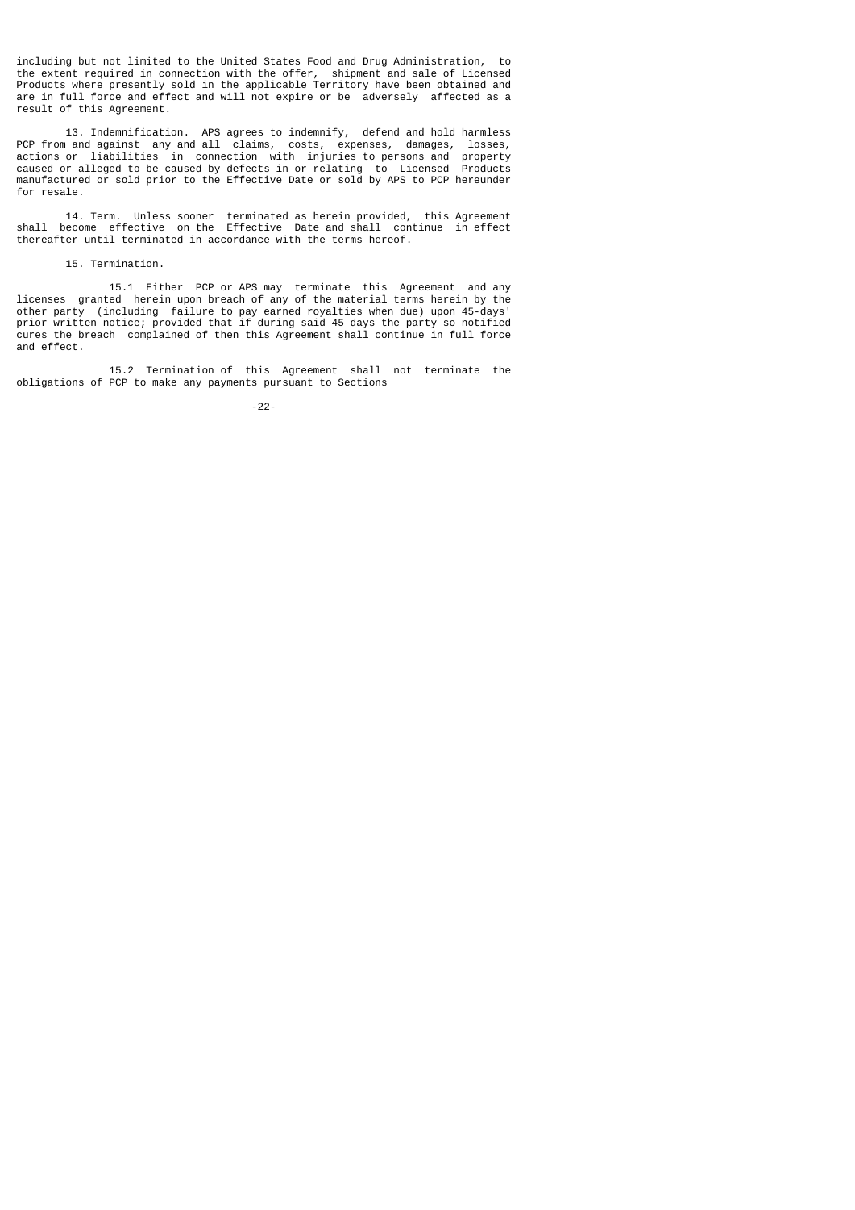including but not limited to the United States Food and Drug Administration, to the extent required in connection with the offer, shipment and sale of Licensed Products where presently sold in the applicable Territory have been obtained and are in full force and effect and will not expire or be adversely affected as a result of this Agreement.

13. Indemnification. APS agrees to indemnify, defend and hold harmless PCP from and against any and all claims, costs, expenses, damages, losses, actions or liabilities in connection with injuries to persons and property caused or alleged to be caused by defects in or relating to Licensed Products manufactured or sold prior to the Effective Date or sold by APS to PCP hereunder for resale.

14. Term. Unless sooner terminated as herein provided, this Agreement shall become effective on the Effective Date and shall continue in effect thereafter until terminated in accordance with the terms hereof.

15. Termination.

15.1 Either PCP or APS may terminate this Agreement and any licenses granted herein upon breach of any of the material terms herein by the other party (including failure to pay earned royalties when due) upon 45-days' prior written notice; provided that if during said 45 days the party so notified cures the breach complained of then this Agreement shall continue in full force and effect.

15.2 Termination of this Agreement shall not terminate the obligations of PCP to make any payments pursuant to Sections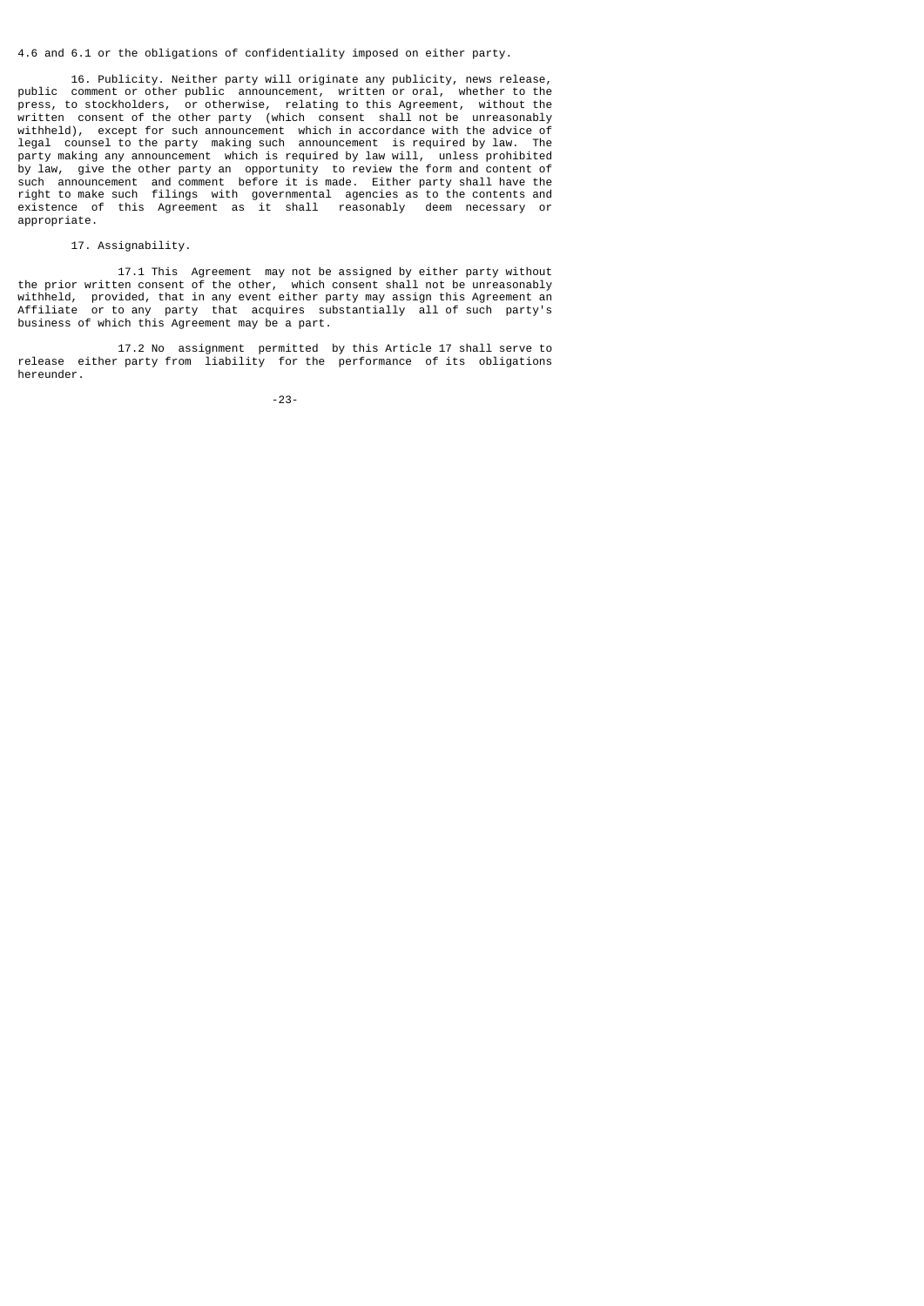4.6 and 6.1 or the obligations of confidentiality imposed on either party.

16. Publicity. Neither party will originate any publicity, news release, public comment or other public announcement, written or oral, whether to the press, to stockholders, or otherwise, relating to this Agreement, without the written consent of the other party (which consent shall not be unreasonably withheld), except for such announcement which in accordance with the advice of legal counsel to the party making such announcement is required by law. The party making any announcement which is required by law will, unless prohibited by law, give the other party an opportunity to review the form and content of such announcement and comment before it is made. Either party shall have the right to make such filings with governmental agencies as to the contents and existence of this Agreement as it shall reasonably deem necessary or appropriate.

17. Assignability.

17.1 This Agreement may not be assigned by either party without the prior written consent of the other, which consent shall not be unreasonably withheld, provided, that in any event either party may assign this Agreement an Affiliate or to any party that acquires substantially all of such party's business of which this Agreement may be a part.

17.2 No assignment permitted by this Article 17 shall serve to release either party from liability for the performance of its obligations hereunder.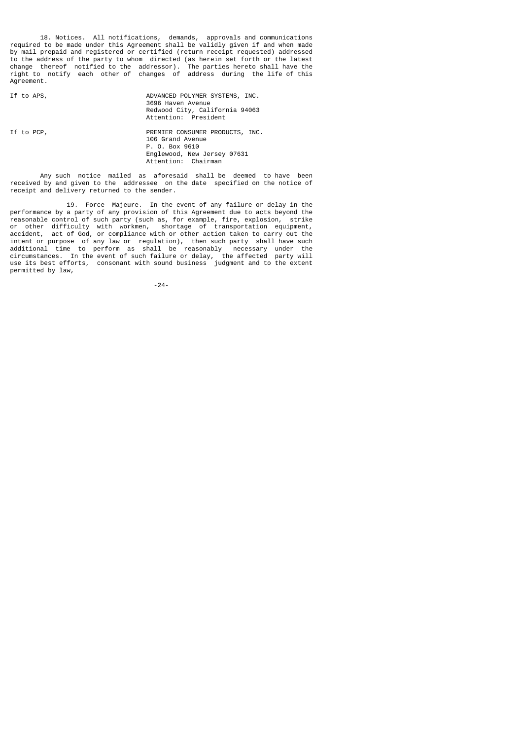18. Notices. All notifications, demands, approvals and communications required to be made under this Agreement shall be validly given if and when made by mail prepaid and registered or certified (return receipt requested) addressed to the address of the party to whom directed (as herein set forth or the latest change thereof notified to the addressor). The parties hereto shall have the right to notify each other of changes of address during the life of this Agreement.

If to APS,

ADVANCED POLYMER SYSTEMS, INC.
3696 Haven Avenue
Redwood City, California 94063
Attention: President

If to PCP,

PREMIER CONSUMER PRODUCTS, INC.
106 Grand Avenue
P. O. Box 9610
Englewood, New Jersey 07631
Attention: Chairman

Any such notice mailed as aforesaid shall be deemed to have been received by and given to the addressee on the date specified on the notice of receipt and delivery returned to the sender.

19. Force Majeure. In the event of any failure or delay in the performance by a party of any provision of this Agreement due to acts beyond the reasonable control of such party (such as, for example, fire, explosion, strike or other difficulty with workmen, shortage of transportation equipment, accident, act of God, or compliance with or other action taken to carry out the intent or purpose of any law or regulation), then such party shall have such additional time to perform as shall be reasonably necessary under the circumstances. In the event of such failure or delay, the affected party will use its best efforts, consonant with sound business judgment and to the extent permitted by law,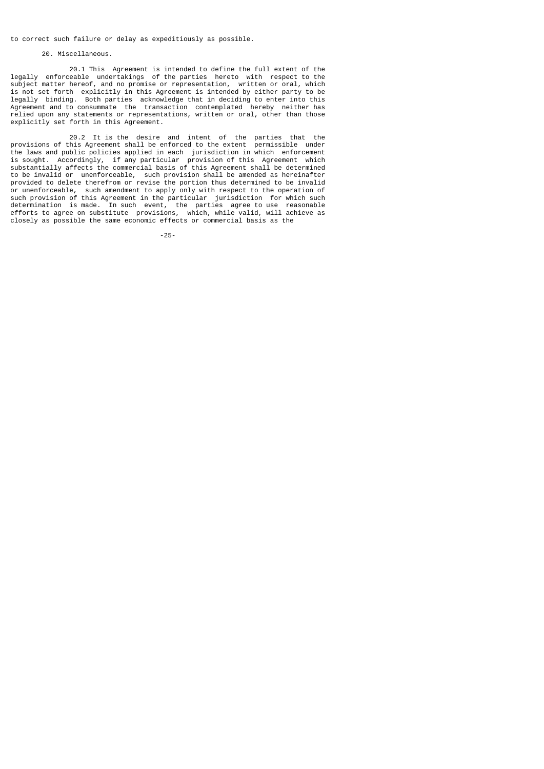to correct such failure or delay as expeditiously as possible.

20. Miscellaneous.

20.1 This Agreement is intended to define the full extent of the legally enforceable undertakings of the parties hereto with respect to the subject matter hereof, and no promise or representation, written or oral, which is not set forth explicitly in this Agreement is intended by either party to be legally binding. Both parties acknowledge that in deciding to enter into this Agreement and to consummate the transaction contemplated hereby neither has relied upon any statements or representations, written or oral, other than those explicitly set forth in this Agreement.

20.2 It is the desire and intent of the parties that the provisions of this Agreement shall be enforced to the extent permissible under the laws and public policies applied in each jurisdiction in which enforcement is sought. Accordingly, if any particular provision of this Agreement which substantially affects the commercial basis of this Agreement shall be determined to be invalid or unenforceable, such provision shall be amended as hereinafter provided to delete therefrom or revise the portion thus determined to be invalid or unenforceable, such amendment to apply only with respect to the operation of such provision of this Agreement in the particular jurisdiction for which such determination is made. In such event, the parties agree to use reasonable efforts to agree on substitute provisions, which, while valid, will achieve as closely as possible the same economic effects or commercial basis as the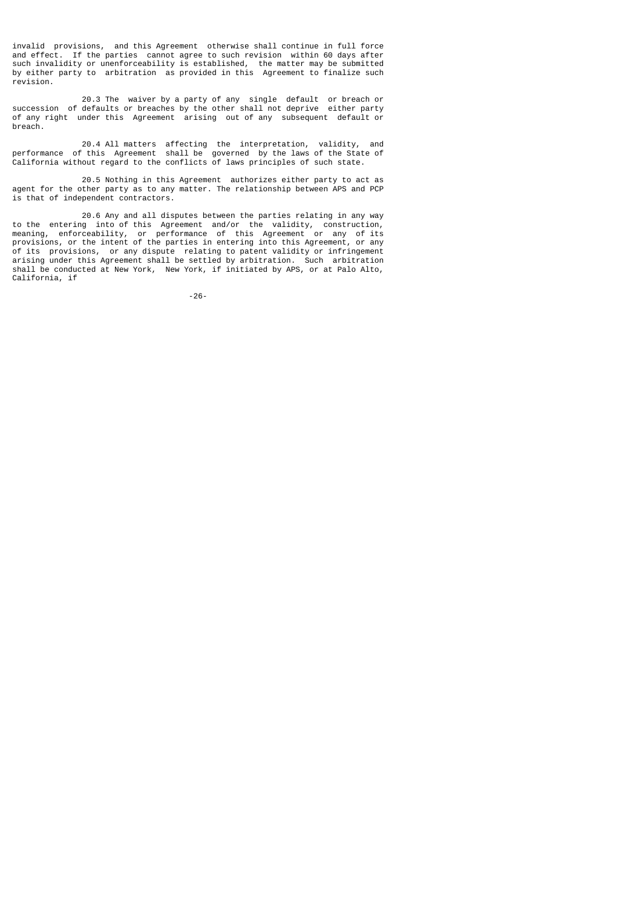invalid provisions, and this Agreement otherwise shall continue in full force and effect. If the parties cannot agree to such revision within 60 days after such invalidity or unenforceability is established, the matter may be submitted by either party to arbitration as provided in this Agreement to finalize such revision.

20.3 The waiver by a party of any single default or breach or succession of defaults or breaches by the other shall not deprive either party of any right under this Agreement arising out of any subsequent default or breach.

20.4 All matters affecting the interpretation, validity, and performance of this Agreement shall be governed by the laws of the State of California without regard to the conflicts of laws principles of such state.

20.5 Nothing in this Agreement authorizes either party to act as agent for the other party as to any matter. The relationship between APS and PCP is that of independent contractors.

20.6 Any and all disputes between the parties relating in any way to the entering into of this Agreement and/or the validity, construction, meaning, enforceability, or performance of this Agreement or any of its provisions, or the intent of the parties in entering into this Agreement, or any of its provisions, or any dispute relating to patent validity or infringement arising under this Agreement shall be settled by arbitration. Such arbitration shall be conducted at New York, New York, if initiated by APS, or at Palo Alto, California, if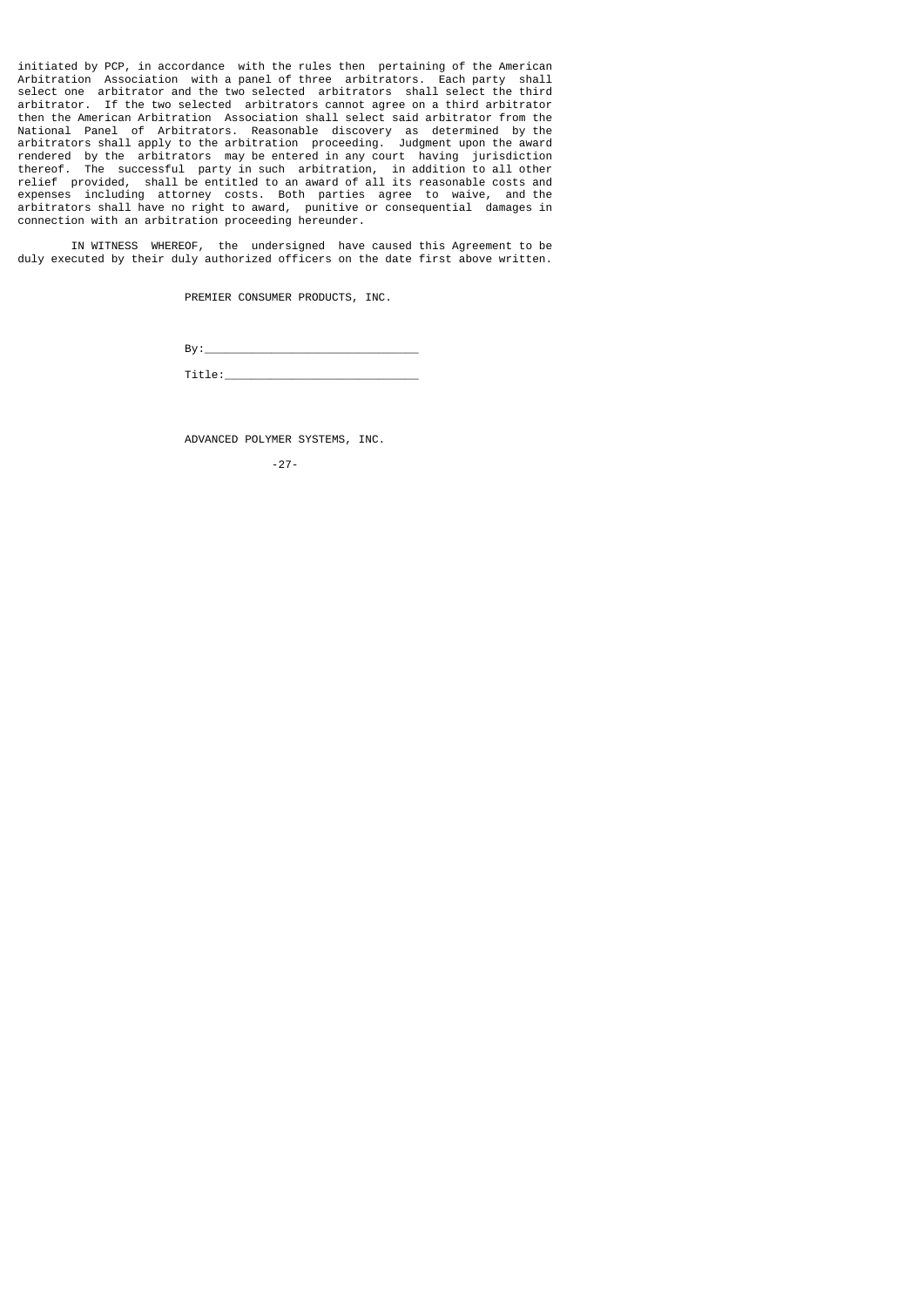initiated by PCP, in accordance with the rules then pertaining of the American Arbitration Association with a panel of three arbitrators. Each party shall select one arbitrator and the two selected arbitrators shall select the third arbitrator. If the two selected arbitrators cannot agree on a third arbitrator then the American Arbitration Association shall select said arbitrator from the National Panel of Arbitrators. Reasonable discovery as determined by the arbitrators shall apply to the arbitration proceeding. Judgment upon the award rendered by the arbitrators may be entered in any court having jurisdiction thereof. The successful party in such arbitration, in addition to all other relief provided, shall be entitled to an award of all its reasonable costs and expenses including attorney costs. Both parties agree to waive, and the arbitrators shall have no right to award, punitive or consequential damages in connection with an arbitration proceeding hereunder.

IN WITNESS WHEREOF, the undersigned have caused this Agreement to be duly executed by their duly authorized officers on the date first above written.

PREMIER CONSUMER PRODUCTS, INC.

By:_______________________________

Title:____________________________

ADVANCED POLYMER SYSTEMS, INC.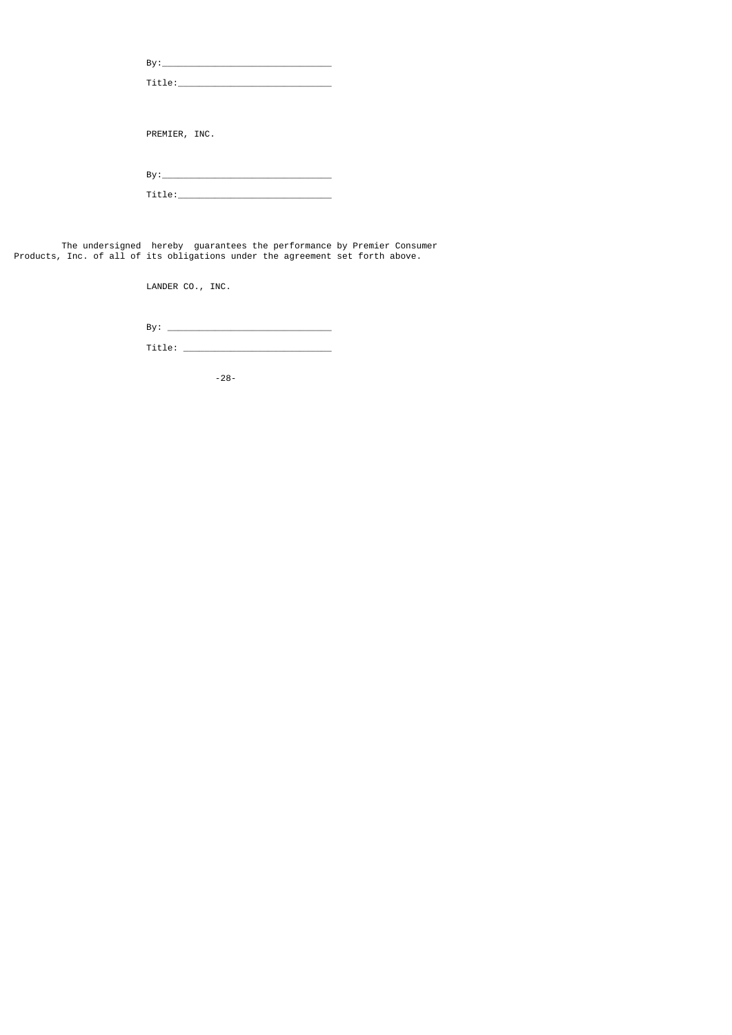By:_________________________________

Title:______________________________

PREMIER, INC.

By:_________________________________

Title:______________________________

The undersigned hereby guarantees the performance by Premier Consumer Products, Inc. of all of its obligations under the agreement set forth above.

LANDER CO., INC.

By: ________________________________

Title: _____________________________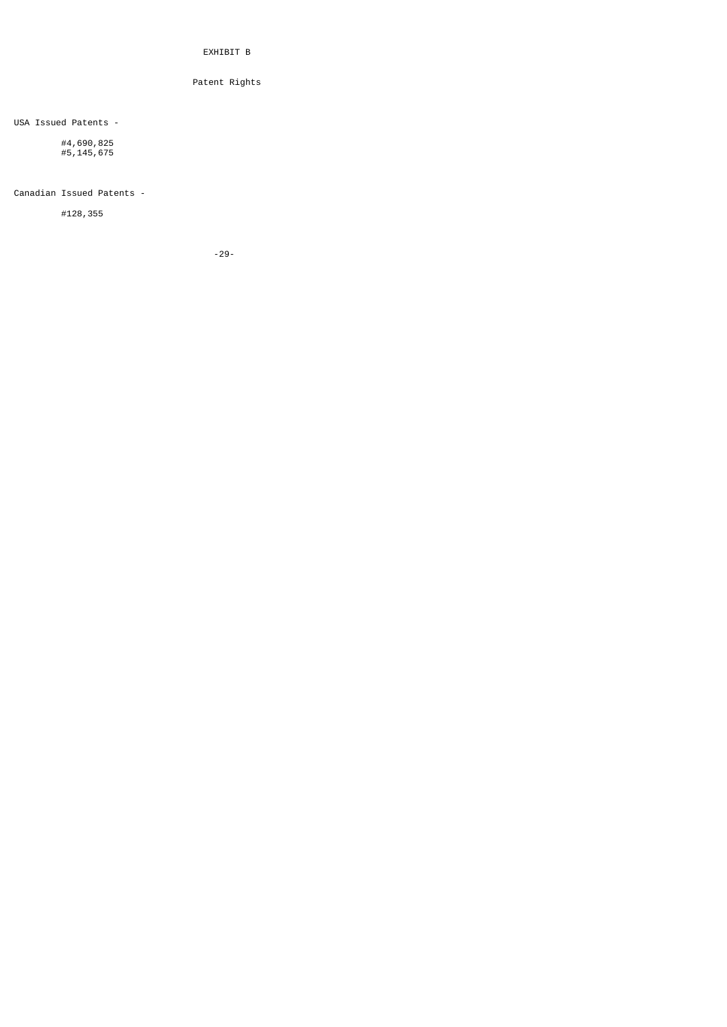# EXHIBIT B

## Patent Rights

USA Issued Patents -

- #4,690,825
- #5,145,675

Canadian Issued Patents -

- #128,355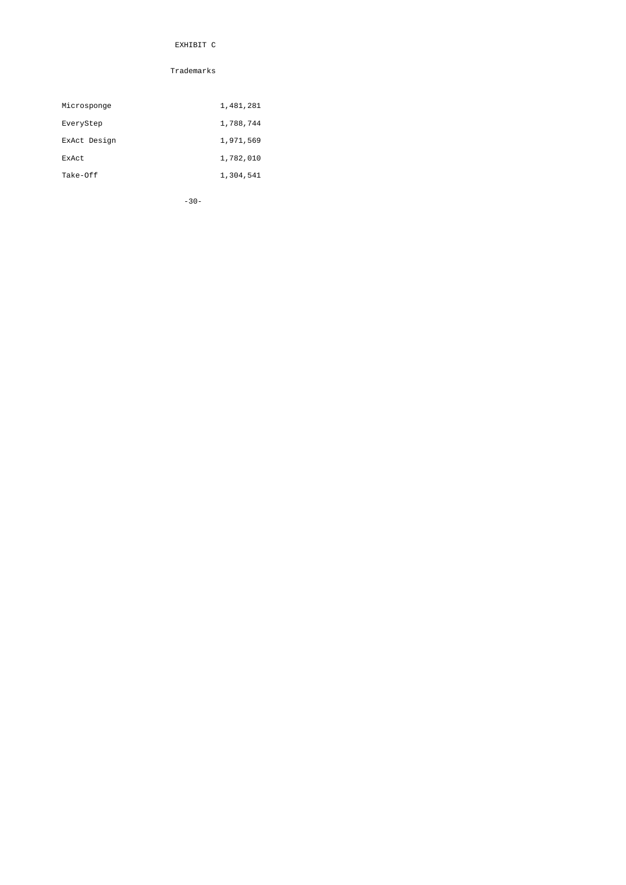# EXHIBIT C

## Trademarks

| | |
|---|---|
| Microsponge | 1,481,281 |
| EveryStep | 1,788,744 |
| ExAct Design | 1,971,569 |
| ExAct | 1,782,010 |
| Take-Off | 1,304,541 |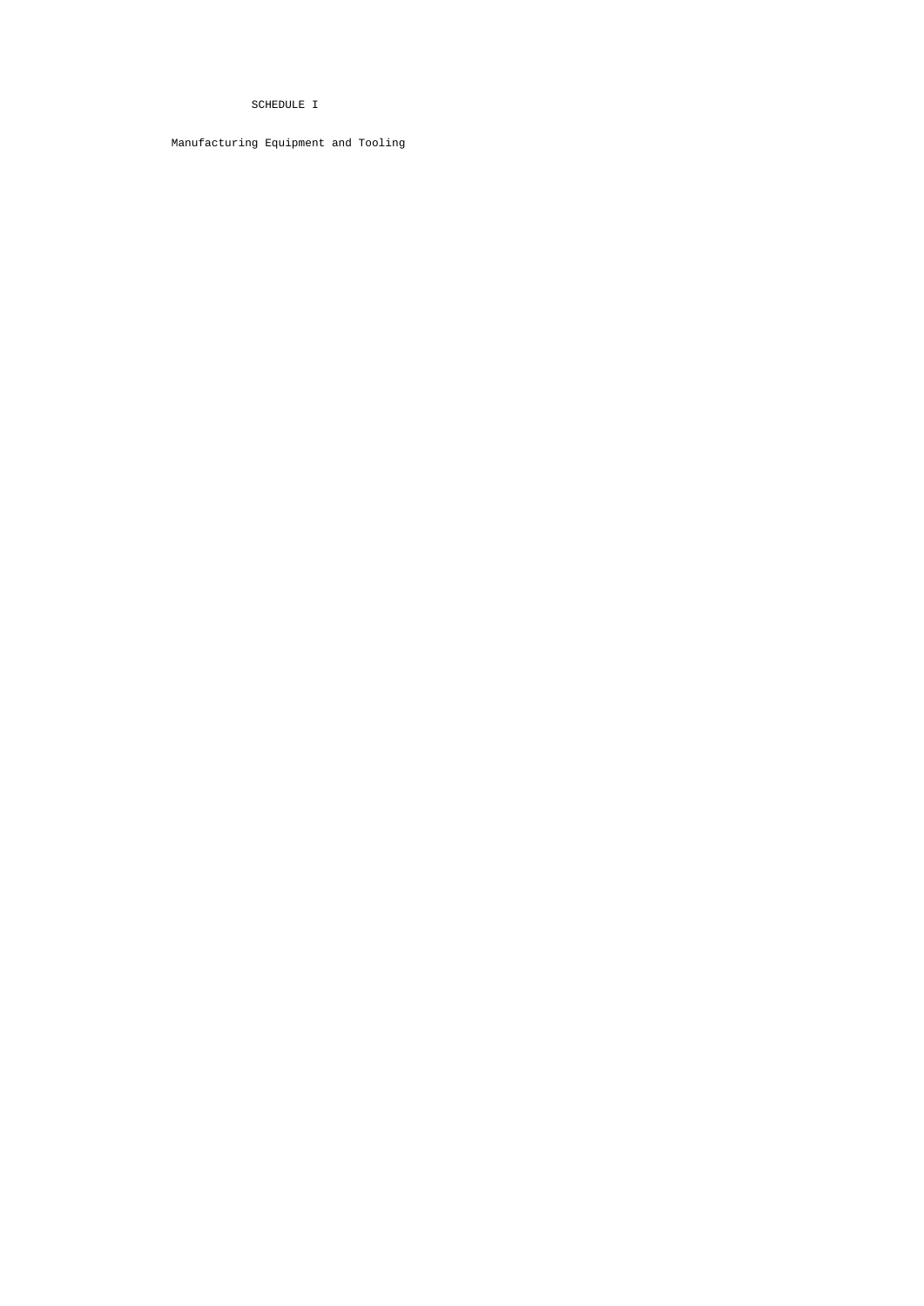# SCHEDULE I

Manufacturing Equipment and Tooling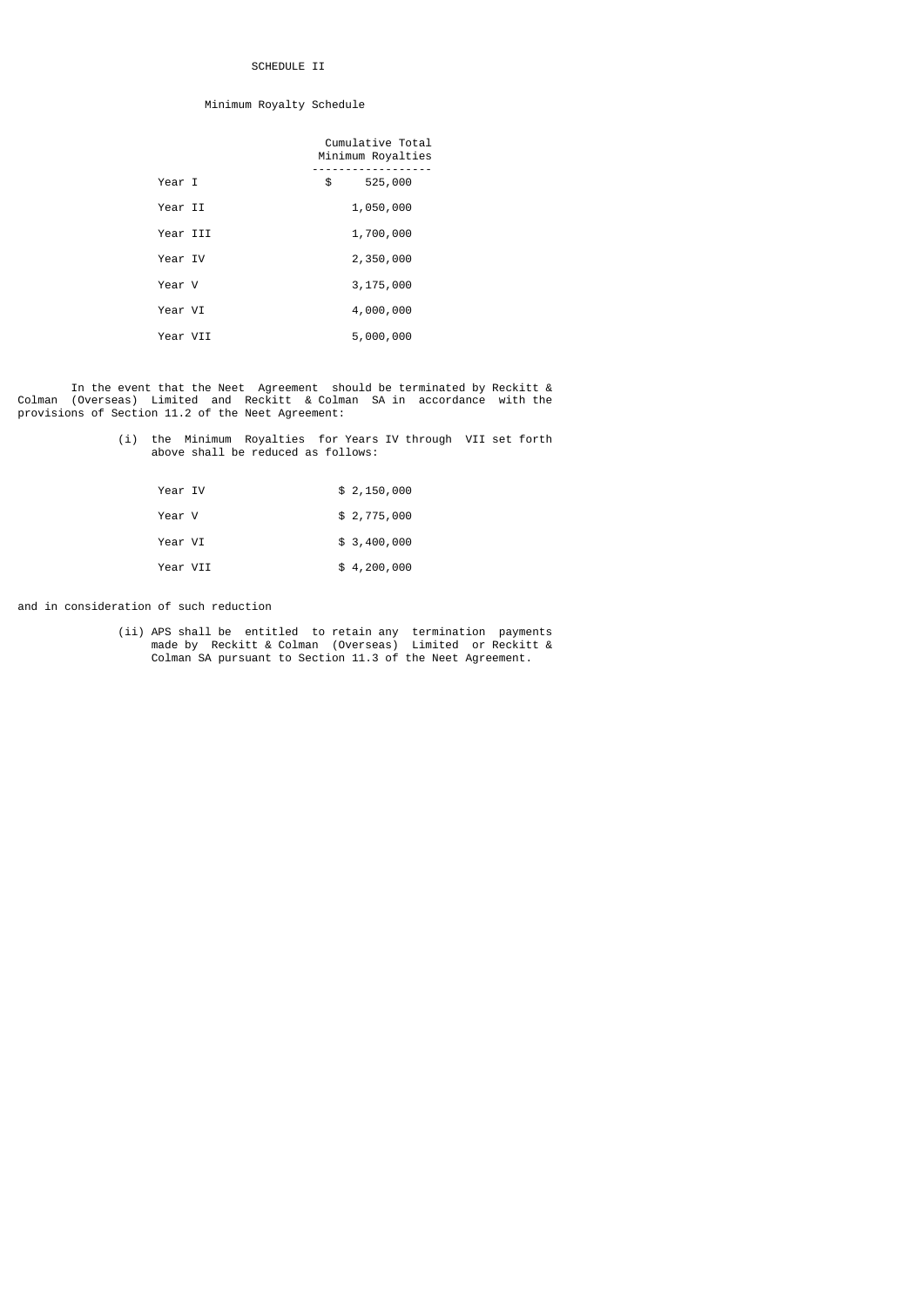# SCHEDULE II

## Minimum Royalty Schedule

| | Cumulative Total Minimum Royalties |
|---|---|
| Year I | $ 525,000 |
| Year II | 1,050,000 |
| Year III | 1,700,000 |
| Year IV | 2,350,000 |
| Year V | 3,175,000 |
| Year VI | 4,000,000 |
| Year VII | 5,000,000 |

In the event that the Neet Agreement should be terminated by Reckitt & Colman (Overseas) Limited and Reckitt & Colman SA in accordance with the provisions of Section 11.2 of the Neet Agreement:

(i) the Minimum Royalties for Years IV through VII set forth above shall be reduced as follows:

| | |
|---|---|
| Year IV | $ 2,150,000 |
| Year V | $ 2,775,000 |
| Year VI | $ 3,400,000 |
| Year VII | $ 4,200,000 |

and in consideration of such reduction

(ii) APS shall be entitled to retain any termination payments made by Reckitt & Colman (Overseas) Limited or Reckitt & Colman SA pursuant to Section 11.3 of the Neet Agreement.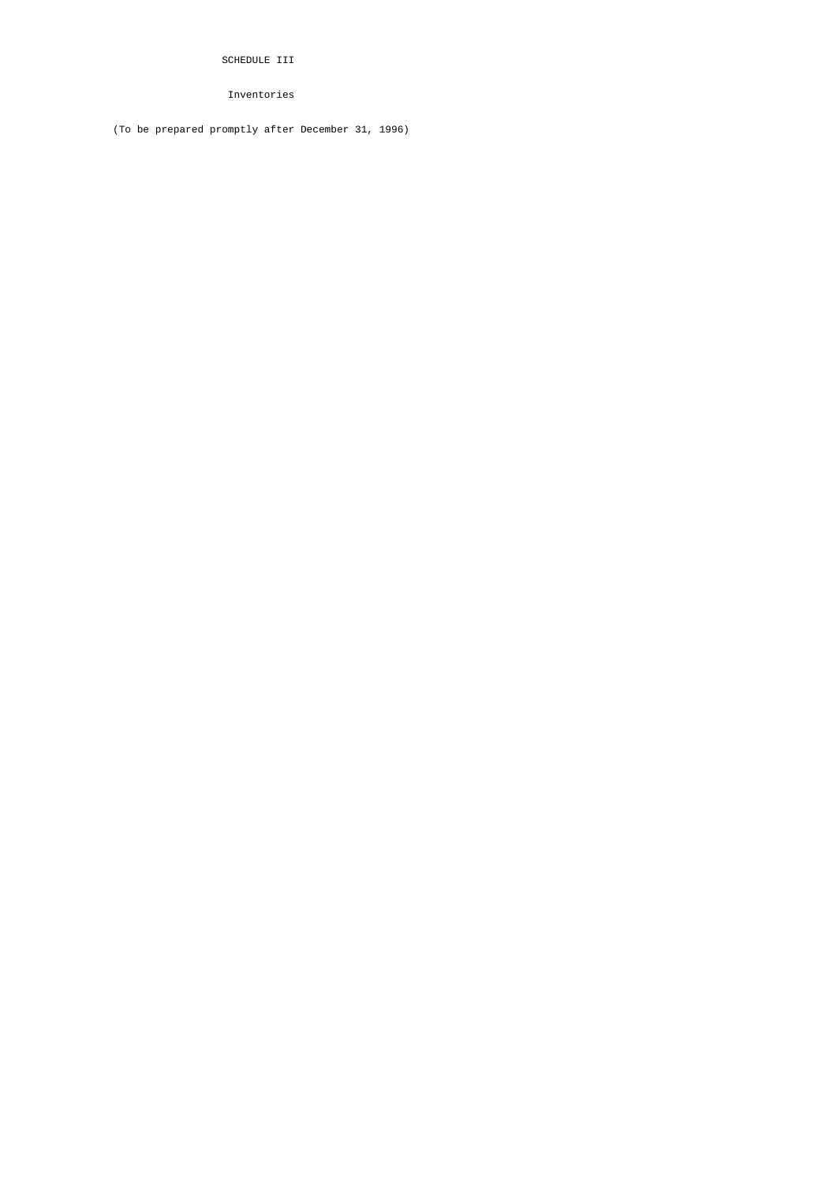# SCHEDULE III

## Inventories

(To be prepared promptly after December 31, 1996)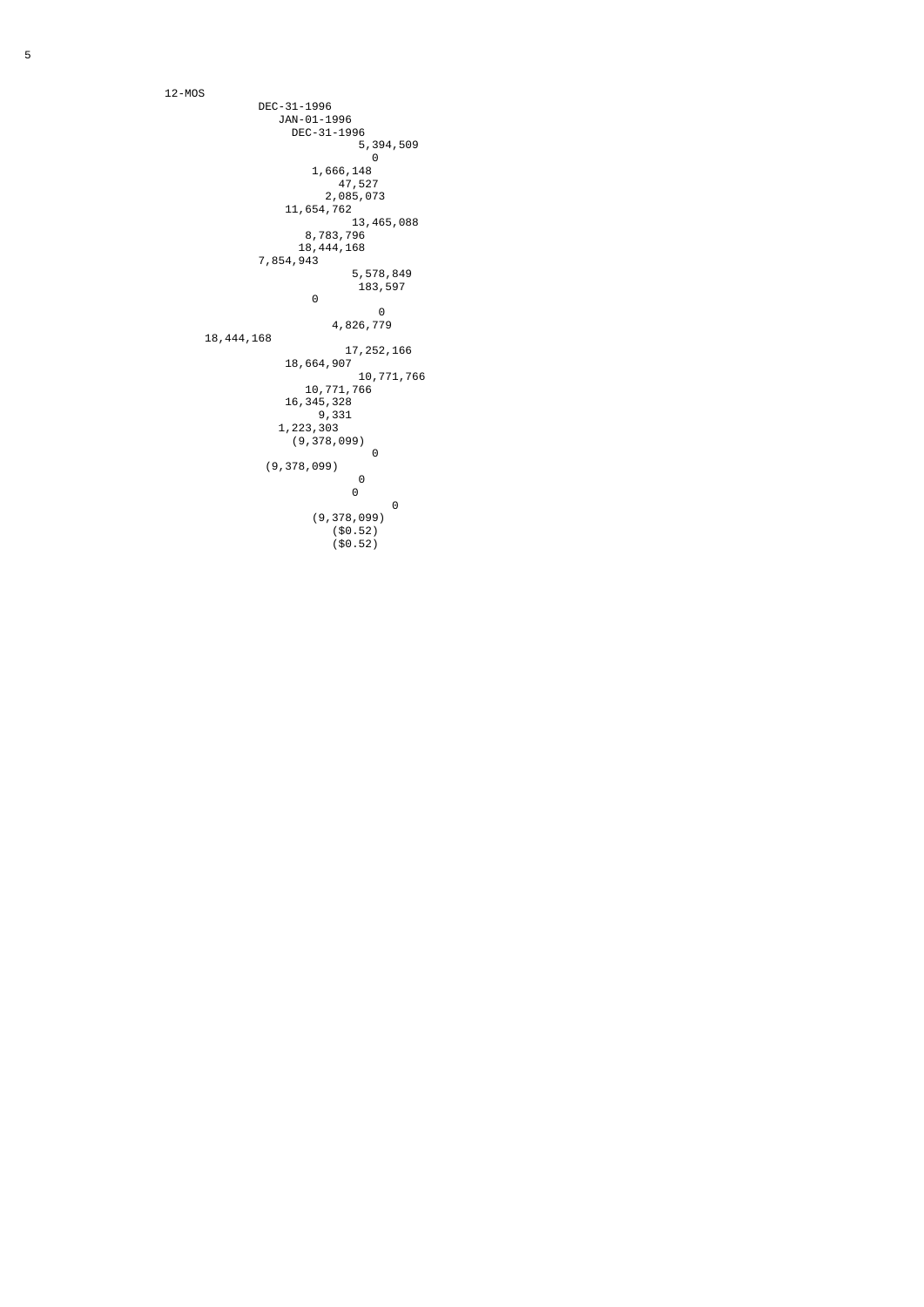12-MOS
DEC-31-1996
JAN-01-1996
DEC-31-1996
5,394,509
0
1,666,148
47,527
2,085,073
11,654,762
13,465,088
8,783,796
18,444,168
7,854,943
5,578,849
183,597
0
0
4,826,779
18,444,168
17,252,166
18,664,907
10,771,766
10,771,766
16,345,328
9,331
1,223,303
(9,378,099)
0
(9,378,099)
0
0
0
(9,378,099)
($0.52)
($0.52)